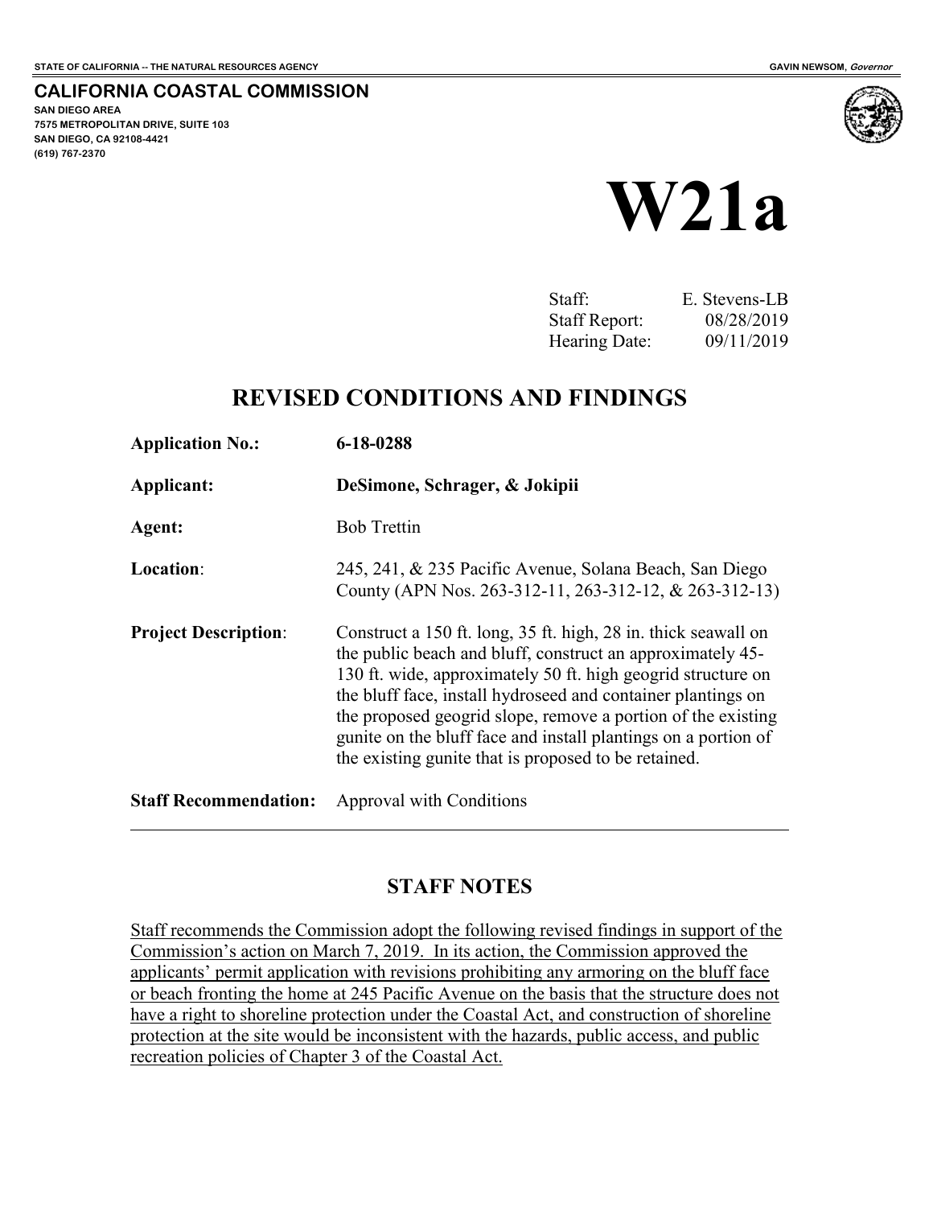**STATE OF CALIFORNIA -- THE NATURAL RESOURCES AGENCY** **GAVIN NEWSOM, *Governor***

## CALIFORNIA COASTAL COMMISSION

**SAN DIEGO AREA**
**7575 METROPOLITAN DRIVE, SUITE 103**
**SAN DIEGO, CA 92108-4421**
**(619) 767-2370**

# W21a

| | |
|---|---|
| Staff: | E. Stevens-LB |
| Staff Report: | 08/28/2019 |
| Hearing Date: | 09/11/2019 |

## REVISED CONDITIONS AND FINDINGS

| | |
|---|---|
| **Application No.:** | **6-18-0288** |
| **Applicant:** | **DeSimone, Schrager, & Jokipii** |
| **Agent:** | Bob Trettin |
| **Location**: | 245, 241, & 235 Pacific Avenue, Solana Beach, San Diego County (APN Nos. 263-312-11, 263-312-12, & 263-312-13) |
| **Project Description**: | Construct a 150 ft. long, 35 ft. high, 28 in. thick seawall on the public beach and bluff, construct an approximately 45-130 ft. wide, approximately 50 ft. high geogrid structure on the bluff face, install hydroseed and container plantings on the proposed geogrid slope, remove a portion of the existing gunite on the bluff face and install plantings on a portion of the existing gunite that is proposed to be retained. |
| **Staff Recommendation:** | Approval with Conditions |

## STAFF NOTES

Staff recommends the Commission adopt the following revised findings in support of the Commission's action on March 7, 2019. In its action, the Commission approved the applicants' permit application with revisions prohibiting any armoring on the bluff face or beach fronting the home at 245 Pacific Avenue on the basis that the structure does not have a right to shoreline protection under the Coastal Act, and construction of shoreline protection at the site would be inconsistent with the hazards, public access, and public recreation policies of Chapter 3 of the Coastal Act.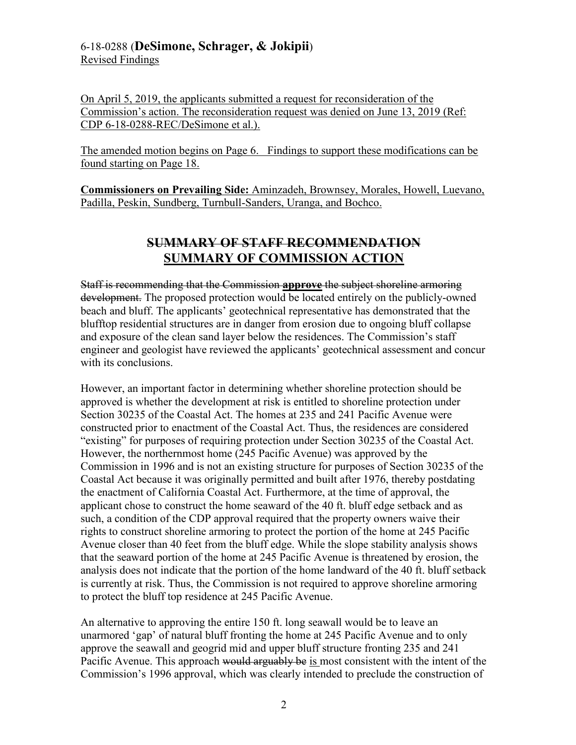On April 5, 2019, the applicants submitted a request for reconsideration of the Commission's action. The reconsideration request was denied on June 13, 2019 (Ref: CDP 6-18-0288-REC/DeSimone et al.).

The amended motion begins on Page 6. Findings to support these modifications can be found starting on Page 18.

**Commissioners on Prevailing Side:** Aminzadeh, Brownsey, Morales, Howell, Luevano, Padilla, Peskin, Sundberg, Turnbull-Sanders, Uranga, and Bochco.

## ~~SUMMARY OF STAFF RECOMMENDATION~~
## SUMMARY OF COMMISSION ACTION

~~Staff is recommending that the Commission **approve** the subject shoreline armoring development.~~ The proposed protection would be located entirely on the publicly-owned beach and bluff. The applicants' geotechnical representative has demonstrated that the blufftop residential structures are in danger from erosion due to ongoing bluff collapse and exposure of the clean sand layer below the residences. The Commission's staff engineer and geologist have reviewed the applicants' geotechnical assessment and concur with its conclusions.

However, an important factor in determining whether shoreline protection should be approved is whether the development at risk is entitled to shoreline protection under Section 30235 of the Coastal Act. The homes at 235 and 241 Pacific Avenue were constructed prior to enactment of the Coastal Act. Thus, the residences are considered "existing" for purposes of requiring protection under Section 30235 of the Coastal Act. However, the northernmost home (245 Pacific Avenue) was approved by the Commission in 1996 and is not an existing structure for purposes of Section 30235 of the Coastal Act because it was originally permitted and built after 1976, thereby postdating the enactment of California Coastal Act. Furthermore, at the time of approval, the applicant chose to construct the home seaward of the 40 ft. bluff edge setback and as such, a condition of the CDP approval required that the property owners waive their rights to construct shoreline armoring to protect the portion of the home at 245 Pacific Avenue closer than 40 feet from the bluff edge. While the slope stability analysis shows that the seaward portion of the home at 245 Pacific Avenue is threatened by erosion, the analysis does not indicate that the portion of the home landward of the 40 ft. bluff setback is currently at risk. Thus, the Commission is not required to approve shoreline armoring to protect the bluff top residence at 245 Pacific Avenue.

An alternative to approving the entire 150 ft. long seawall would be to leave an unarmored 'gap' of natural bluff fronting the home at 245 Pacific Avenue and to only approve the seawall and geogrid mid and upper bluff structure fronting 235 and 241 Pacific Avenue. This approach ~~would arguably be~~ is most consistent with the intent of the Commission's 1996 approval, which was clearly intended to preclude the construction of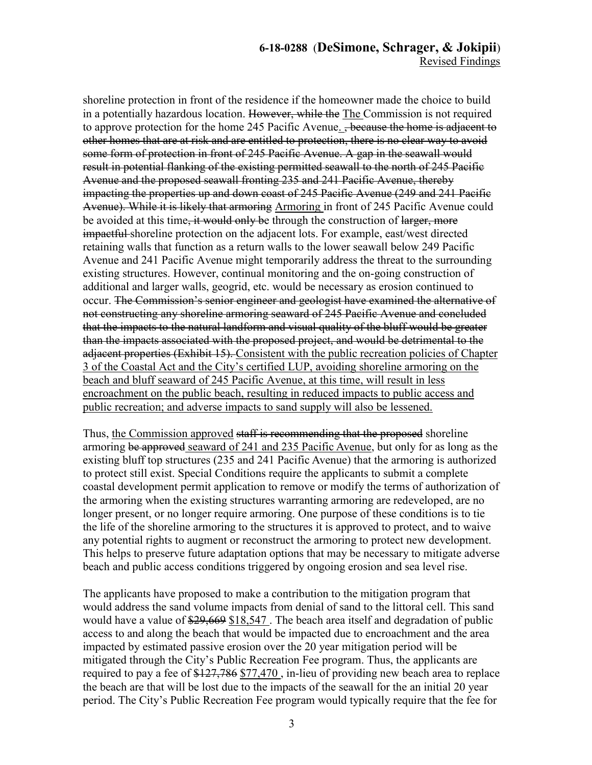shoreline protection in front of the residence if the homeowner made the choice to build in a potentially hazardous location. ~~However, while the~~ <u>The</u> Commission is not required to approve protection for the home 245 Pacific Avenue<u>.</u> ~~, because the home is adjacent to other homes that are at risk and are entitled to protection, there is no clear way to avoid some form of protection in front of 245 Pacific Avenue. A gap in the seawall would result in potential flanking of the existing permitted seawall to the north of 245 Pacific Avenue and the proposed seawall fronting 235 and 241 Pacific Avenue, thereby impacting the properties up and down coast of 245 Pacific Avenue (249 and 241 Pacific Avenue). While it is likely that armoring~~ <u>Armoring</u> in front of 245 Pacific Avenue could be avoided at this time~~, it would only be~~ through the construction of ~~larger, more impactful~~ shoreline protection on the adjacent lots. For example, east/west directed retaining walls that function as a return walls to the lower seawall below 249 Pacific Avenue and 241 Pacific Avenue might temporarily address the threat to the surrounding existing structures. However, continual monitoring and the on-going construction of additional and larger walls, geogrid, etc. would be necessary as erosion continued to occur. ~~The Commission's senior engineer and geologist have examined the alternative of not constructing any shoreline armoring seaward of 245 Pacific Avenue and concluded that the impacts to the natural landform and visual quality of the bluff would be greater than the impacts associated with the proposed project, and would be detrimental to the adjacent properties (Exhibit 15).~~ <u>Consistent with the public recreation policies of Chapter 3 of the Coastal Act and the City's certified LUP, avoiding shoreline armoring on the beach and bluff seaward of 245 Pacific Avenue, at this time, will result in less encroachment on the public beach, resulting in reduced impacts to public access and public recreation; and adverse impacts to sand supply will also be lessened.</u>

Thus, <u>the Commission approved</u> ~~staff is recommending that the proposed~~ shoreline armoring ~~be approved~~ <u>seaward of 241 and 235 Pacific Avenue</u>, but only for as long as the existing bluff top structures (235 and 241 Pacific Avenue) that the armoring is authorized to protect still exist. Special Conditions require the applicants to submit a complete coastal development permit application to remove or modify the terms of authorization of the armoring when the existing structures warranting armoring are redeveloped, are no longer present, or no longer require armoring. One purpose of these conditions is to tie the life of the shoreline armoring to the structures it is approved to protect, and to waive any potential rights to augment or reconstruct the armoring to protect new development. This helps to preserve future adaptation options that may be necessary to mitigate adverse beach and public access conditions triggered by ongoing erosion and sea level rise.

The applicants have proposed to make a contribution to the mitigation program that would address the sand volume impacts from denial of sand to the littoral cell. This sand would have a value of ~~$29,669~~ <u>$18,547</u> . The beach area itself and degradation of public access to and along the beach that would be impacted due to encroachment and the area impacted by estimated passive erosion over the 20 year mitigation period will be mitigated through the City's Public Recreation Fee program. Thus, the applicants are required to pay a fee of ~~$127,786~~ <u>$77,470</u> , in-lieu of providing new beach area to replace the beach are that will be lost due to the impacts of the seawall for the an initial 20 year period. The City's Public Recreation Fee program would typically require that the fee for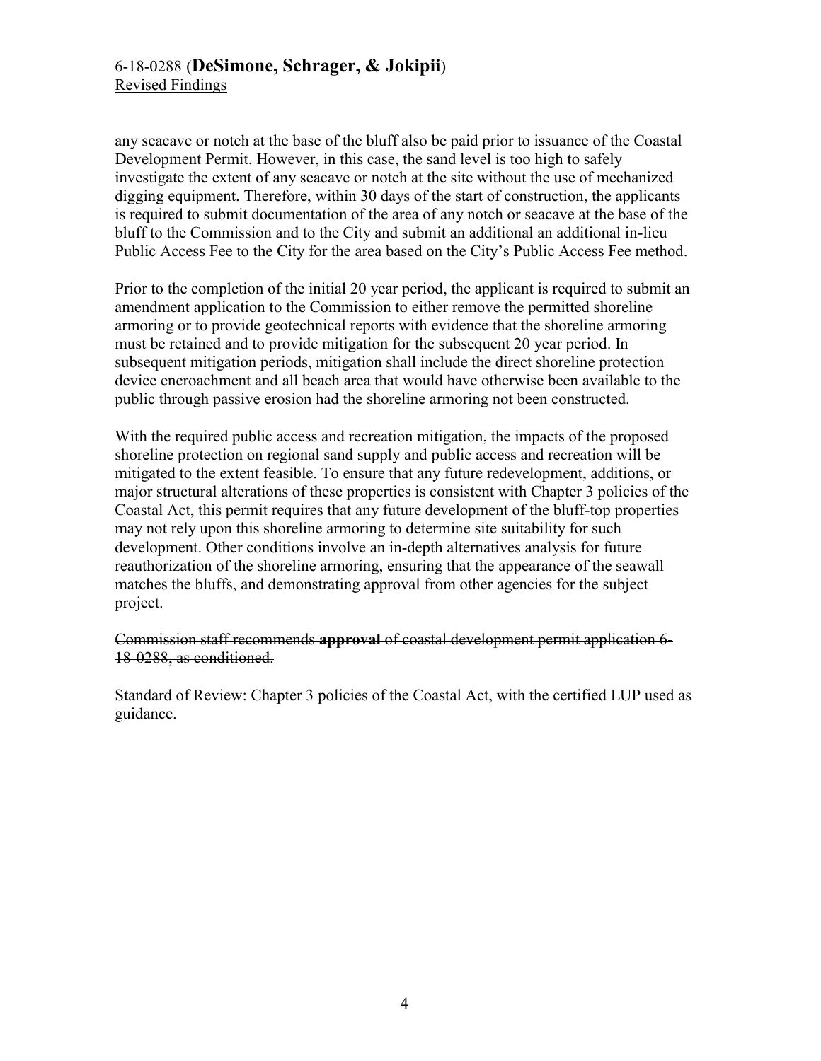any seacave or notch at the base of the bluff also be paid prior to issuance of the Coastal Development Permit. However, in this case, the sand level is too high to safely investigate the extent of any seacave or notch at the site without the use of mechanized digging equipment. Therefore, within 30 days of the start of construction, the applicants is required to submit documentation of the area of any notch or seacave at the base of the bluff to the Commission and to the City and submit an additional an additional in-lieu Public Access Fee to the City for the area based on the City's Public Access Fee method.

Prior to the completion of the initial 20 year period, the applicant is required to submit an amendment application to the Commission to either remove the permitted shoreline armoring or to provide geotechnical reports with evidence that the shoreline armoring must be retained and to provide mitigation for the subsequent 20 year period. In subsequent mitigation periods, mitigation shall include the direct shoreline protection device encroachment and all beach area that would have otherwise been available to the public through passive erosion had the shoreline armoring not been constructed.

With the required public access and recreation mitigation, the impacts of the proposed shoreline protection on regional sand supply and public access and recreation will be mitigated to the extent feasible. To ensure that any future redevelopment, additions, or major structural alterations of these properties is consistent with Chapter 3 policies of the Coastal Act, this permit requires that any future development of the bluff-top properties may not rely upon this shoreline armoring to determine site suitability for such development. Other conditions involve an in-depth alternatives analysis for future reauthorization of the shoreline armoring, ensuring that the appearance of the seawall matches the bluffs, and demonstrating approval from other agencies for the subject project.

~~Commission staff recommends **approval** of coastal development permit application 6-18-0288, as conditioned.~~

Standard of Review: Chapter 3 policies of the Coastal Act, with the certified LUP used as guidance.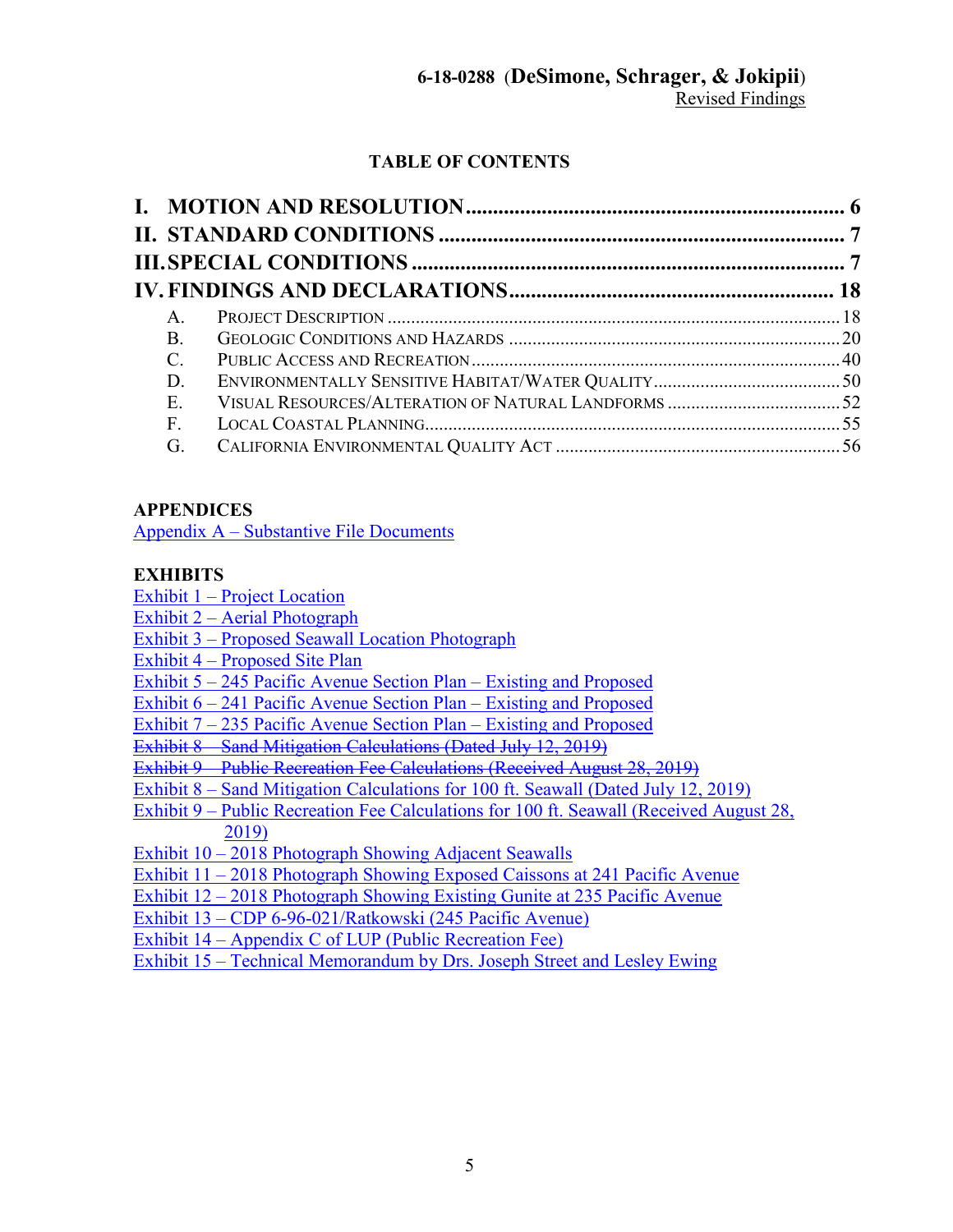6-18-0288 (DeSimone, Schrager, & Jokipii)
Revised Findings

## TABLE OF CONTENTS

**I. MOTION AND RESOLUTION .......................................................................... 6**

**II. STANDARD CONDITIONS ............................................................................ 7**

**III. SPECIAL CONDITIONS ................................................................................ 7**

**IV. FINDINGS AND DECLARATIONS ............................................................ 18**

A. PROJECT DESCRIPTION ........................................................................................ 18
B. GEOLOGIC CONDITIONS AND HAZARDS .............................................................. 20
C. PUBLIC ACCESS AND RECREATION ...................................................................... 40
D. ENVIRONMENTALLY SENSITIVE HABITAT/WATER QUALITY ................................ 50
E. VISUAL RESOURCES/ALTERATION OF NATURAL LANDFORMS ............................. 52
F. LOCAL COASTAL PLANNING ................................................................................ 55
G. CALIFORNIA ENVIRONMENTAL QUALITY ACT .................................................... 56

**APPENDICES**

Appendix A – Substantive File Documents

**EXHIBITS**

Exhibit 1 – Project Location
Exhibit 2 – Aerial Photograph
Exhibit 3 – Proposed Seawall Location Photograph
Exhibit 4 – Proposed Site Plan
Exhibit 5 – 245 Pacific Avenue Section Plan – Existing and Proposed
Exhibit 6 – 241 Pacific Avenue Section Plan – Existing and Proposed
Exhibit 7 – 235 Pacific Avenue Section Plan – Existing and Proposed
~~Exhibit 8 – Sand Mitigation Calculations (Dated July 12, 2019)~~
~~Exhibit 9 – Public Recreation Fee Calculations (Received August 28, 2019)~~
Exhibit 8 – Sand Mitigation Calculations for 100 ft. Seawall (Dated July 12, 2019)
Exhibit 9 – Public Recreation Fee Calculations for 100 ft. Seawall (Received August 28, 2019)
Exhibit 10 – 2018 Photograph Showing Adjacent Seawalls
Exhibit 11 – 2018 Photograph Showing Exposed Caissons at 241 Pacific Avenue
Exhibit 12 – 2018 Photograph Showing Existing Gunite at 235 Pacific Avenue
Exhibit 13 – CDP 6-96-021/Ratkowski (245 Pacific Avenue)
Exhibit 14 – Appendix C of LUP (Public Recreation Fee)
Exhibit 15 – Technical Memorandum by Drs. Joseph Street and Lesley Ewing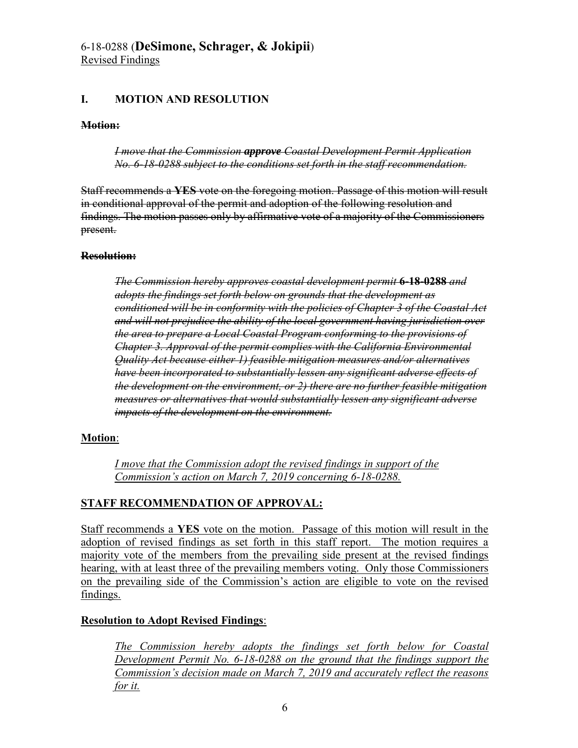## I. MOTION AND RESOLUTION

~~**Motion:**~~

~~*I move that the Commission **approve** Coastal Development Permit Application No. 6-18-0288 subject to the conditions set forth in the staff recommendation.*~~

~~Staff recommends a **YES** vote on the foregoing motion. Passage of this motion will result in conditional approval of the permit and adoption of the following resolution and findings. The motion passes only by affirmative vote of a majority of the Commissioners present.~~

~~**Resolution:**~~

~~*The Commission hereby approves coastal development permit **6-18-0288** and adopts the findings set forth below on grounds that the development as conditioned will be in conformity with the policies of Chapter 3 of the Coastal Act and will not prejudice the ability of the local government having jurisdiction over the area to prepare a Local Coastal Program conforming to the provisions of Chapter 3. Approval of the permit complies with the California Environmental Quality Act because either 1) feasible mitigation measures and/or alternatives have been incorporated to substantially lessen any significant adverse effects of the development on the environment, or 2) there are no further feasible mitigation measures or alternatives that would substantially lessen any significant adverse impacts of the development on the environment.*~~

<u>**Motion**</u>:

<u>*I move that the Commission adopt the revised findings in support of the Commission's action on March 7, 2019 concerning 6-18-0288.*</u>

<u>**STAFF RECOMMENDATION OF APPROVAL:**</u>

<u>Staff recommends a **YES** vote on the motion. Passage of this motion will result in the adoption of revised findings as set forth in this staff report. The motion requires a majority vote of the members from the prevailing side present at the revised findings hearing, with at least three of the prevailing members voting. Only those Commissioners on the prevailing side of the Commission's action are eligible to vote on the revised findings.</u>

<u>**Resolution to Adopt Revised Findings**</u>:

<u>*The Commission hereby adopts the findings set forth below for Coastal Development Permit No. 6-18-0288 on the ground that the findings support the Commission's decision made on March 7, 2019 and accurately reflect the reasons for it.*</u>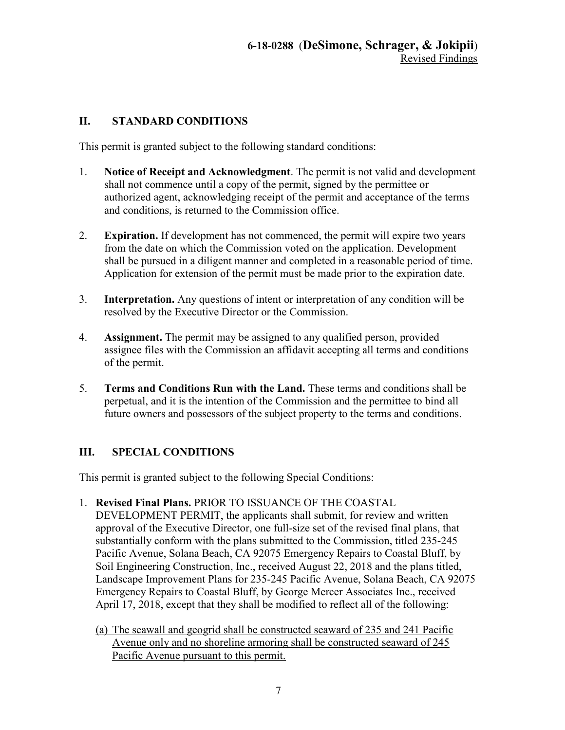## II. STANDARD CONDITIONS

This permit is granted subject to the following standard conditions:

1. **Notice of Receipt and Acknowledgment**. The permit is not valid and development shall not commence until a copy of the permit, signed by the permittee or authorized agent, acknowledging receipt of the permit and acceptance of the terms and conditions, is returned to the Commission office.

2. **Expiration.** If development has not commenced, the permit will expire two years from the date on which the Commission voted on the application. Development shall be pursued in a diligent manner and completed in a reasonable period of time. Application for extension of the permit must be made prior to the expiration date.

3. **Interpretation.** Any questions of intent or interpretation of any condition will be resolved by the Executive Director or the Commission.

4. **Assignment.** The permit may be assigned to any qualified person, provided assignee files with the Commission an affidavit accepting all terms and conditions of the permit.

5. **Terms and Conditions Run with the Land.** These terms and conditions shall be perpetual, and it is the intention of the Commission and the permittee to bind all future owners and possessors of the subject property to the terms and conditions.

## III. SPECIAL CONDITIONS

This permit is granted subject to the following Special Conditions:

1. **Revised Final Plans.** PRIOR TO ISSUANCE OF THE COASTAL DEVELOPMENT PERMIT, the applicants shall submit, for review and written approval of the Executive Director, one full-size set of the revised final plans, that substantially conform with the plans submitted to the Commission, titled 235-245 Pacific Avenue, Solana Beach, CA 92075 Emergency Repairs to Coastal Bluff, by Soil Engineering Construction, Inc., received August 22, 2018 and the plans titled, Landscape Improvement Plans for 235-245 Pacific Avenue, Solana Beach, CA 92075 Emergency Repairs to Coastal Bluff, by George Mercer Associates Inc., received April 17, 2018, except that they shall be modified to reflect all of the following:

   (a) <u>The seawall and geogrid shall be constructed seaward of 235 and 241 Pacific Avenue only and no shoreline armoring shall be constructed seaward of 245 Pacific Avenue pursuant to this permit.</u>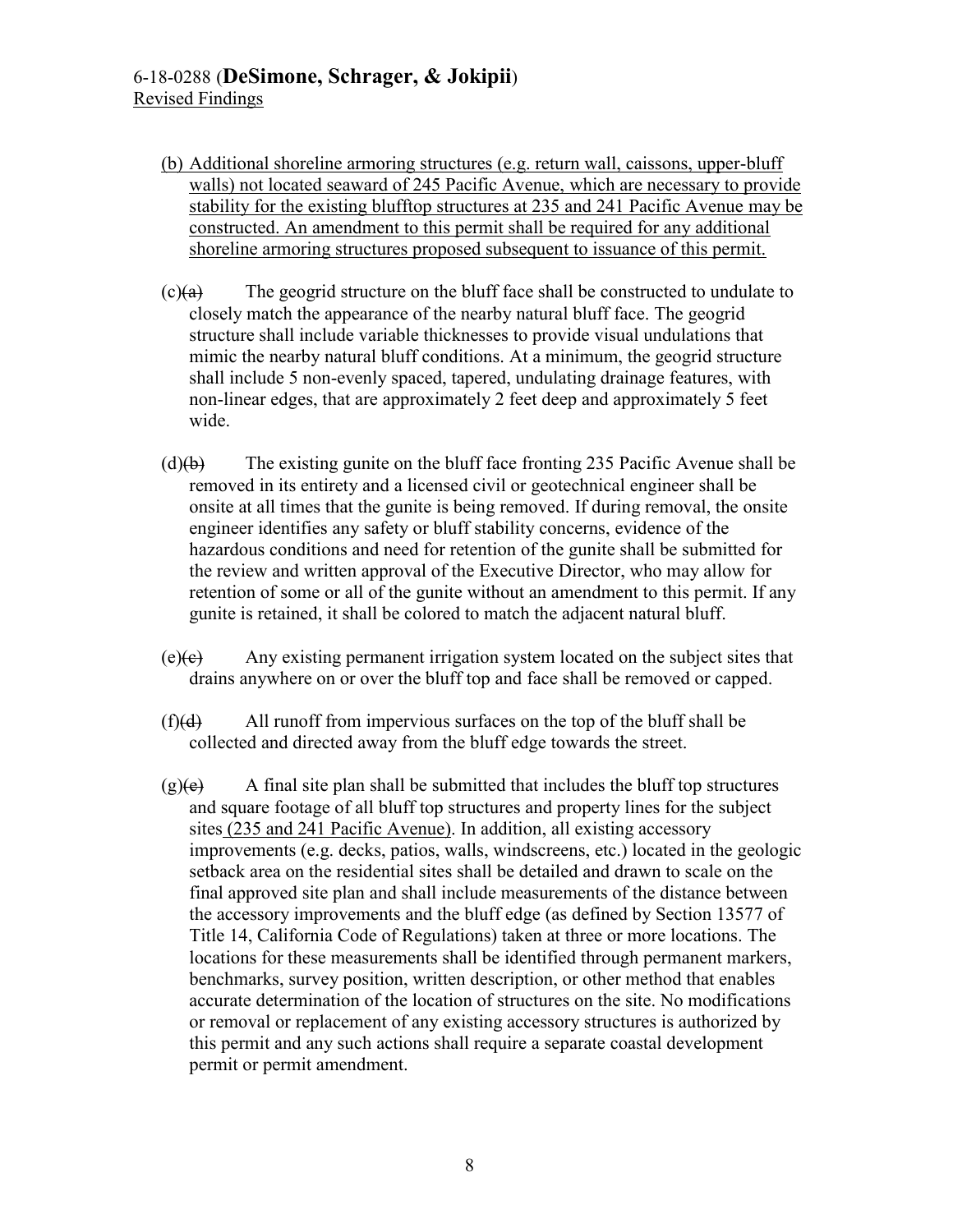(b) Additional shoreline armoring structures (e.g. return wall, caissons, upper-bluff walls) not located seaward of 245 Pacific Avenue, which are necessary to provide stability for the existing blufftop structures at 235 and 241 Pacific Avenue may be constructed. An amendment to this permit shall be required for any additional shoreline armoring structures proposed subsequent to issuance of this permit.

(c)~~(a)~~ The geogrid structure on the bluff face shall be constructed to undulate to closely match the appearance of the nearby natural bluff face. The geogrid structure shall include variable thicknesses to provide visual undulations that mimic the nearby natural bluff conditions. At a minimum, the geogrid structure shall include 5 non-evenly spaced, tapered, undulating drainage features, with non-linear edges, that are approximately 2 feet deep and approximately 5 feet wide.

(d)~~(b)~~ The existing gunite on the bluff face fronting 235 Pacific Avenue shall be removed in its entirety and a licensed civil or geotechnical engineer shall be onsite at all times that the gunite is being removed. If during removal, the onsite engineer identifies any safety or bluff stability concerns, evidence of the hazardous conditions and need for retention of the gunite shall be submitted for the review and written approval of the Executive Director, who may allow for retention of some or all of the gunite without an amendment to this permit. If any gunite is retained, it shall be colored to match the adjacent natural bluff.

(e)~~(c)~~ Any existing permanent irrigation system located on the subject sites that drains anywhere on or over the bluff top and face shall be removed or capped.

(f)~~(d)~~ All runoff from impervious surfaces on the top of the bluff shall be collected and directed away from the bluff edge towards the street.

(g)~~(e)~~ A final site plan shall be submitted that includes the bluff top structures and square footage of all bluff top structures and property lines for the subject sites (235 and 241 Pacific Avenue). In addition, all existing accessory improvements (e.g. decks, patios, walls, windscreens, etc.) located in the geologic setback area on the residential sites shall be detailed and drawn to scale on the final approved site plan and shall include measurements of the distance between the accessory improvements and the bluff edge (as defined by Section 13577 of Title 14, California Code of Regulations) taken at three or more locations. The locations for these measurements shall be identified through permanent markers, benchmarks, survey position, written description, or other method that enables accurate determination of the location of structures on the site. No modifications or removal or replacement of any existing accessory structures is authorized by this permit and any such actions shall require a separate coastal development permit or permit amendment.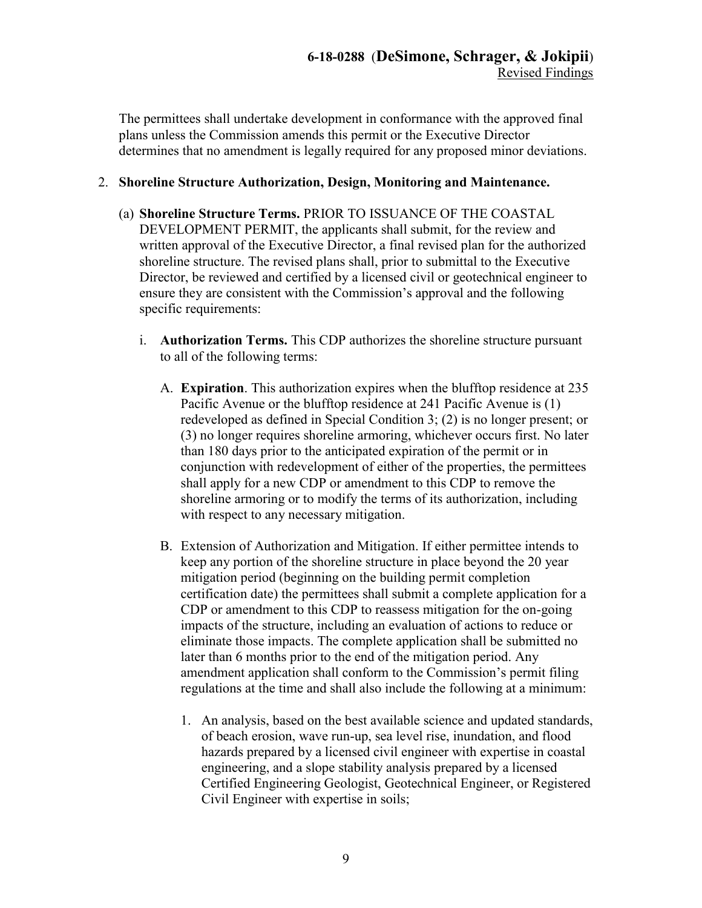The permittees shall undertake development in conformance with the approved final plans unless the Commission amends this permit or the Executive Director determines that no amendment is legally required for any proposed minor deviations.

2. **Shoreline Structure Authorization, Design, Monitoring and Maintenance.**

   (a) **Shoreline Structure Terms.** PRIOR TO ISSUANCE OF THE COASTAL DEVELOPMENT PERMIT, the applicants shall submit, for the review and written approval of the Executive Director, a final revised plan for the authorized shoreline structure. The revised plans shall, prior to submittal to the Executive Director, be reviewed and certified by a licensed civil or geotechnical engineer to ensure they are consistent with the Commission's approval and the following specific requirements:

      i. **Authorization Terms.** This CDP authorizes the shoreline structure pursuant to all of the following terms:

         A. **Expiration**. This authorization expires when the blufftop residence at 235 Pacific Avenue or the blufftop residence at 241 Pacific Avenue is (1) redeveloped as defined in Special Condition 3; (2) is no longer present; or (3) no longer requires shoreline armoring, whichever occurs first. No later than 180 days prior to the anticipated expiration of the permit or in conjunction with redevelopment of either of the properties, the permittees shall apply for a new CDP or amendment to this CDP to remove the shoreline armoring or to modify the terms of its authorization, including with respect to any necessary mitigation.

         B. Extension of Authorization and Mitigation. If either permittee intends to keep any portion of the shoreline structure in place beyond the 20 year mitigation period (beginning on the building permit completion certification date) the permittees shall submit a complete application for a CDP or amendment to this CDP to reassess mitigation for the on-going impacts of the structure, including an evaluation of actions to reduce or eliminate those impacts. The complete application shall be submitted no later than 6 months prior to the end of the mitigation period. Any amendment application shall conform to the Commission's permit filing regulations at the time and shall also include the following at a minimum:

            1. An analysis, based on the best available science and updated standards, of beach erosion, wave run-up, sea level rise, inundation, and flood hazards prepared by a licensed civil engineer with expertise in coastal engineering, and a slope stability analysis prepared by a licensed Certified Engineering Geologist, Geotechnical Engineer, or Registered Civil Engineer with expertise in soils;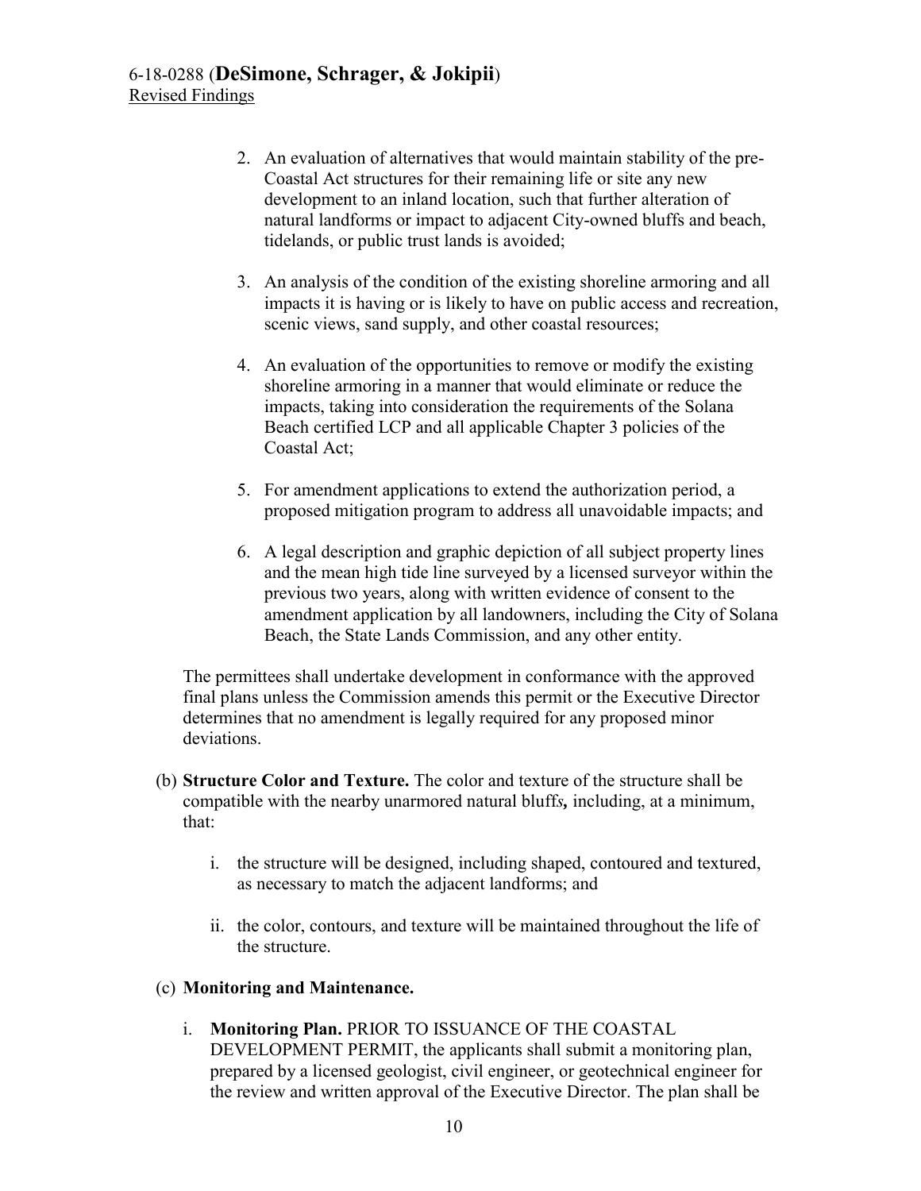2. An evaluation of alternatives that would maintain stability of the pre-Coastal Act structures for their remaining life or site any new development to an inland location, such that further alteration of natural landforms or impact to adjacent City-owned bluffs and beach, tidelands, or public trust lands is avoided;

3. An analysis of the condition of the existing shoreline armoring and all impacts it is having or is likely to have on public access and recreation, scenic views, sand supply, and other coastal resources;

4. An evaluation of the opportunities to remove or modify the existing shoreline armoring in a manner that would eliminate or reduce the impacts, taking into consideration the requirements of the Solana Beach certified LCP and all applicable Chapter 3 policies of the Coastal Act;

5. For amendment applications to extend the authorization period, a proposed mitigation program to address all unavoidable impacts; and

6. A legal description and graphic depiction of all subject property lines and the mean high tide line surveyed by a licensed surveyor within the previous two years, along with written evidence of consent to the amendment application by all landowners, including the City of Solana Beach, the State Lands Commission, and any other entity.

The permittees shall undertake development in conformance with the approved final plans unless the Commission amends this permit or the Executive Director determines that no amendment is legally required for any proposed minor deviations.

(b) **Structure Color and Texture.** The color and texture of the structure shall be compatible with the nearby unarmored natural bluff***s,*** including, at a minimum, that:

i. the structure will be designed, including shaped, contoured and textured, as necessary to match the adjacent landforms; and

ii. the color, contours, and texture will be maintained throughout the life of the structure.

(c) **Monitoring and Maintenance.**

i. **Monitoring Plan.** PRIOR TO ISSUANCE OF THE COASTAL DEVELOPMENT PERMIT, the applicants shall submit a monitoring plan, prepared by a licensed geologist, civil engineer, or geotechnical engineer for the review and written approval of the Executive Director. The plan shall be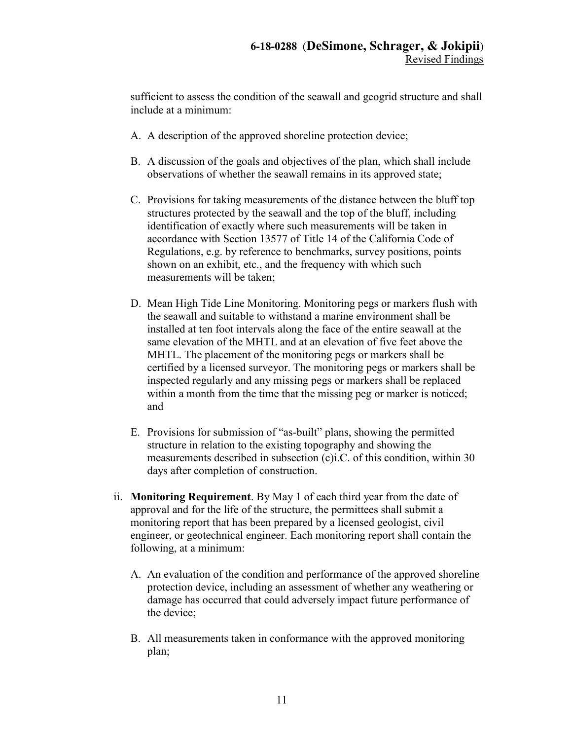sufficient to assess the condition of the seawall and geogrid structure and shall include at a minimum:

A. A description of the approved shoreline protection device;

B. A discussion of the goals and objectives of the plan, which shall include observations of whether the seawall remains in its approved state;

C. Provisions for taking measurements of the distance between the bluff top structures protected by the seawall and the top of the bluff, including identification of exactly where such measurements will be taken in accordance with Section 13577 of Title 14 of the California Code of Regulations, e.g. by reference to benchmarks, survey positions, points shown on an exhibit, etc., and the frequency with which such measurements will be taken;

D. Mean High Tide Line Monitoring. Monitoring pegs or markers flush with the seawall and suitable to withstand a marine environment shall be installed at ten foot intervals along the face of the entire seawall at the same elevation of the MHTL and at an elevation of five feet above the MHTL. The placement of the monitoring pegs or markers shall be certified by a licensed surveyor. The monitoring pegs or markers shall be inspected regularly and any missing pegs or markers shall be replaced within a month from the time that the missing peg or marker is noticed; and

E. Provisions for submission of "as-built" plans, showing the permitted structure in relation to the existing topography and showing the measurements described in subsection (c)i.C. of this condition, within 30 days after completion of construction.

ii. **Monitoring Requirement**. By May 1 of each third year from the date of approval and for the life of the structure, the permittees shall submit a monitoring report that has been prepared by a licensed geologist, civil engineer, or geotechnical engineer. Each monitoring report shall contain the following, at a minimum:

A. An evaluation of the condition and performance of the approved shoreline protection device, including an assessment of whether any weathering or damage has occurred that could adversely impact future performance of the device;

B. All measurements taken in conformance with the approved monitoring plan;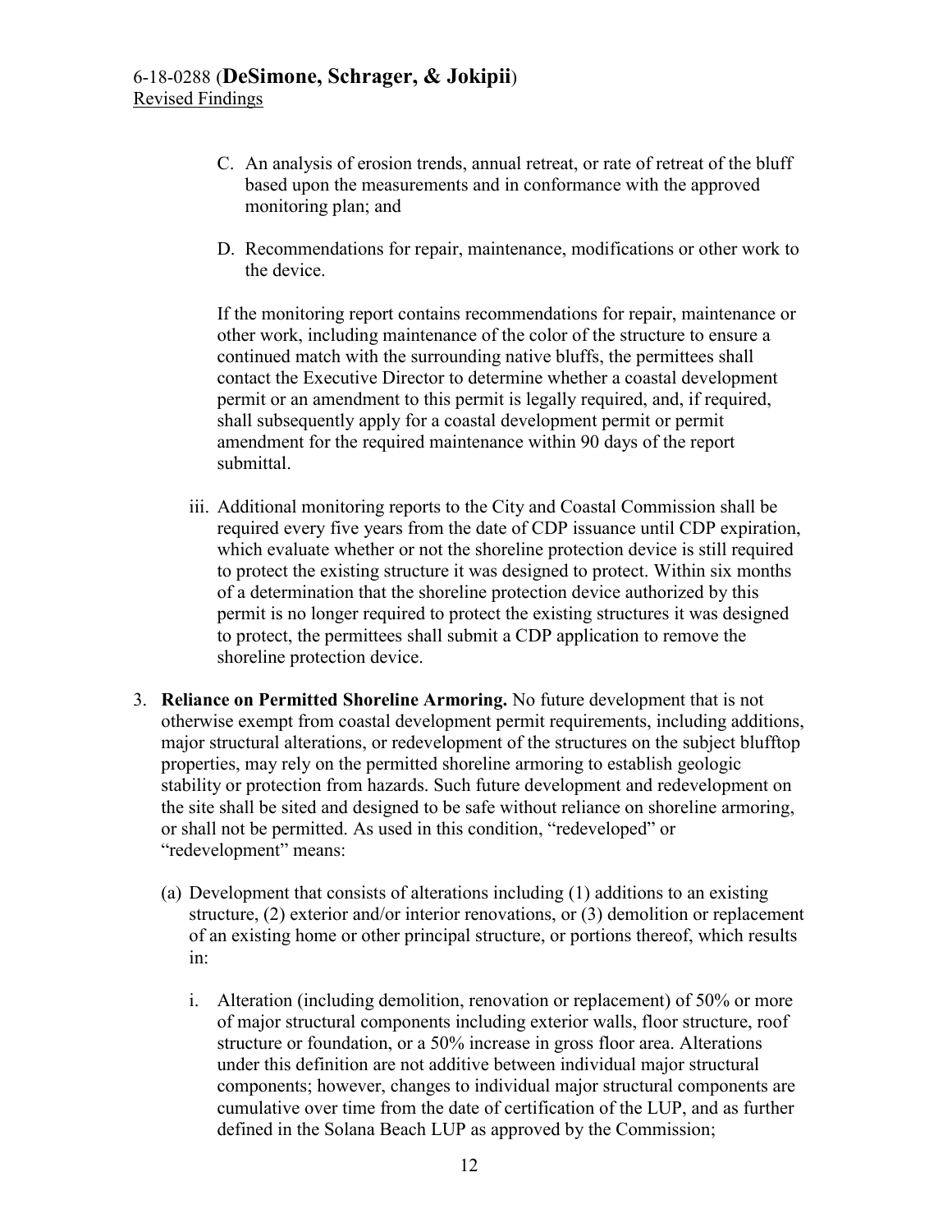C. An analysis of erosion trends, annual retreat, or rate of retreat of the bluff based upon the measurements and in conformance with the approved monitoring plan; and

D. Recommendations for repair, maintenance, modifications or other work to the device.

If the monitoring report contains recommendations for repair, maintenance or other work, including maintenance of the color of the structure to ensure a continued match with the surrounding native bluffs, the permittees shall contact the Executive Director to determine whether a coastal development permit or an amendment to this permit is legally required, and, if required, shall subsequently apply for a coastal development permit or permit amendment for the required maintenance within 90 days of the report submittal.

iii. Additional monitoring reports to the City and Coastal Commission shall be required every five years from the date of CDP issuance until CDP expiration, which evaluate whether or not the shoreline protection device is still required to protect the existing structure it was designed to protect. Within six months of a determination that the shoreline protection device authorized by this permit is no longer required to protect the existing structures it was designed to protect, the permittees shall submit a CDP application to remove the shoreline protection device.

3. **Reliance on Permitted Shoreline Armoring.** No future development that is not otherwise exempt from coastal development permit requirements, including additions, major structural alterations, or redevelopment of the structures on the subject blufftop properties, may rely on the permitted shoreline armoring to establish geologic stability or protection from hazards. Such future development and redevelopment on the site shall be sited and designed to be safe without reliance on shoreline armoring, or shall not be permitted. As used in this condition, "redeveloped" or "redevelopment" means:

   (a) Development that consists of alterations including (1) additions to an existing structure, (2) exterior and/or interior renovations, or (3) demolition or replacement of an existing home or other principal structure, or portions thereof, which results in:

      i. Alteration (including demolition, renovation or replacement) of 50% or more of major structural components including exterior walls, floor structure, roof structure or foundation, or a 50% increase in gross floor area. Alterations under this definition are not additive between individual major structural components; however, changes to individual major structural components are cumulative over time from the date of certification of the LUP, and as further defined in the Solana Beach LUP as approved by the Commission;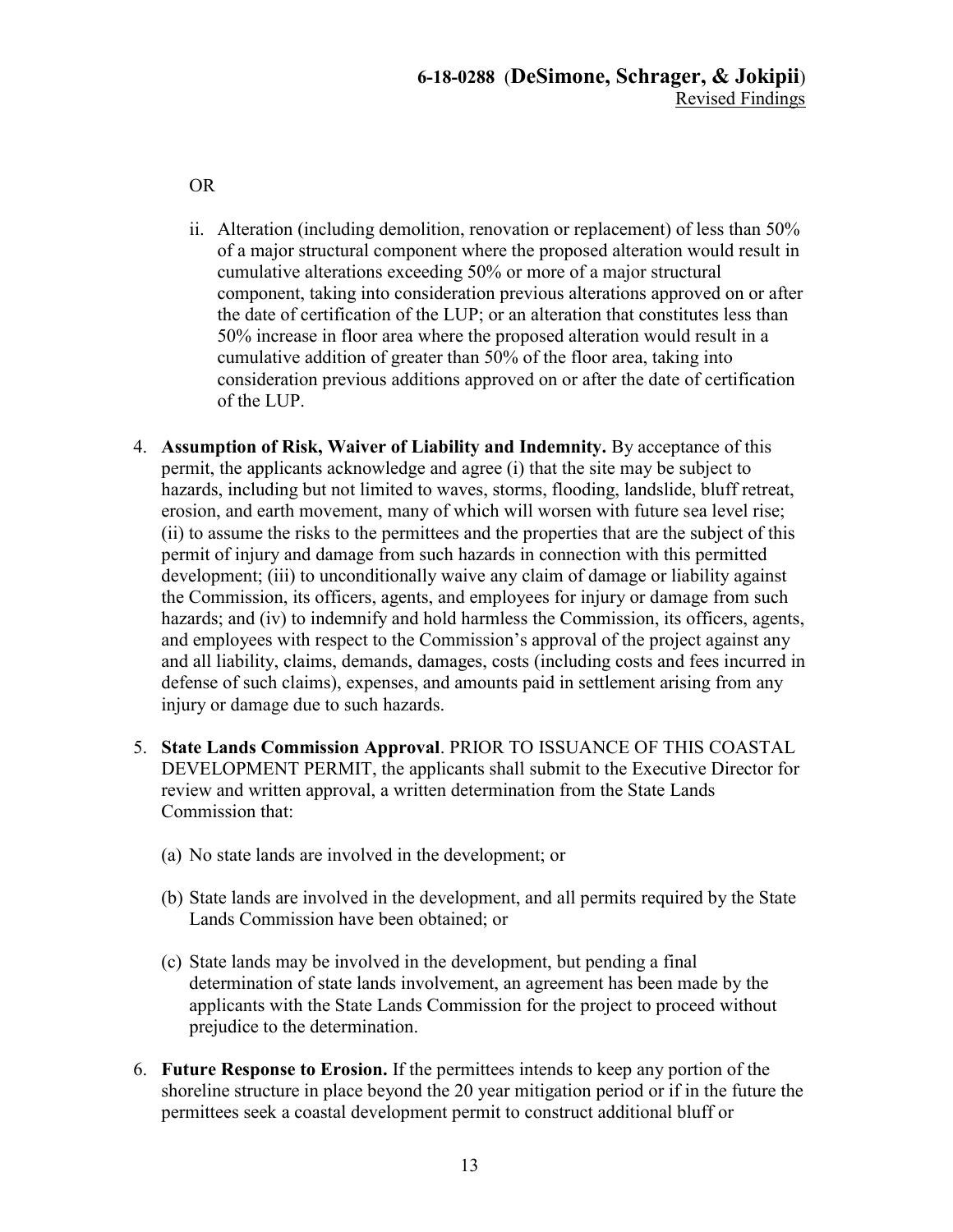OR

ii. Alteration (including demolition, renovation or replacement) of less than 50% of a major structural component where the proposed alteration would result in cumulative alterations exceeding 50% or more of a major structural component, taking into consideration previous alterations approved on or after the date of certification of the LUP; or an alteration that constitutes less than 50% increase in floor area where the proposed alteration would result in a cumulative addition of greater than 50% of the floor area, taking into consideration previous additions approved on or after the date of certification of the LUP.

4. **Assumption of Risk, Waiver of Liability and Indemnity.** By acceptance of this permit, the applicants acknowledge and agree (i) that the site may be subject to hazards, including but not limited to waves, storms, flooding, landslide, bluff retreat, erosion, and earth movement, many of which will worsen with future sea level rise; (ii) to assume the risks to the permittees and the properties that are the subject of this permit of injury and damage from such hazards in connection with this permitted development; (iii) to unconditionally waive any claim of damage or liability against the Commission, its officers, agents, and employees for injury or damage from such hazards; and (iv) to indemnify and hold harmless the Commission, its officers, agents, and employees with respect to the Commission's approval of the project against any and all liability, claims, demands, damages, costs (including costs and fees incurred in defense of such claims), expenses, and amounts paid in settlement arising from any injury or damage due to such hazards.

5. **State Lands Commission Approval**. PRIOR TO ISSUANCE OF THIS COASTAL DEVELOPMENT PERMIT, the applicants shall submit to the Executive Director for review and written approval, a written determination from the State Lands Commission that:

   (a) No state lands are involved in the development; or

   (b) State lands are involved in the development, and all permits required by the State Lands Commission have been obtained; or

   (c) State lands may be involved in the development, but pending a final determination of state lands involvement, an agreement has been made by the applicants with the State Lands Commission for the project to proceed without prejudice to the determination.

6. **Future Response to Erosion.** If the permittees intends to keep any portion of the shoreline structure in place beyond the 20 year mitigation period or if in the future the permittees seek a coastal development permit to construct additional bluff or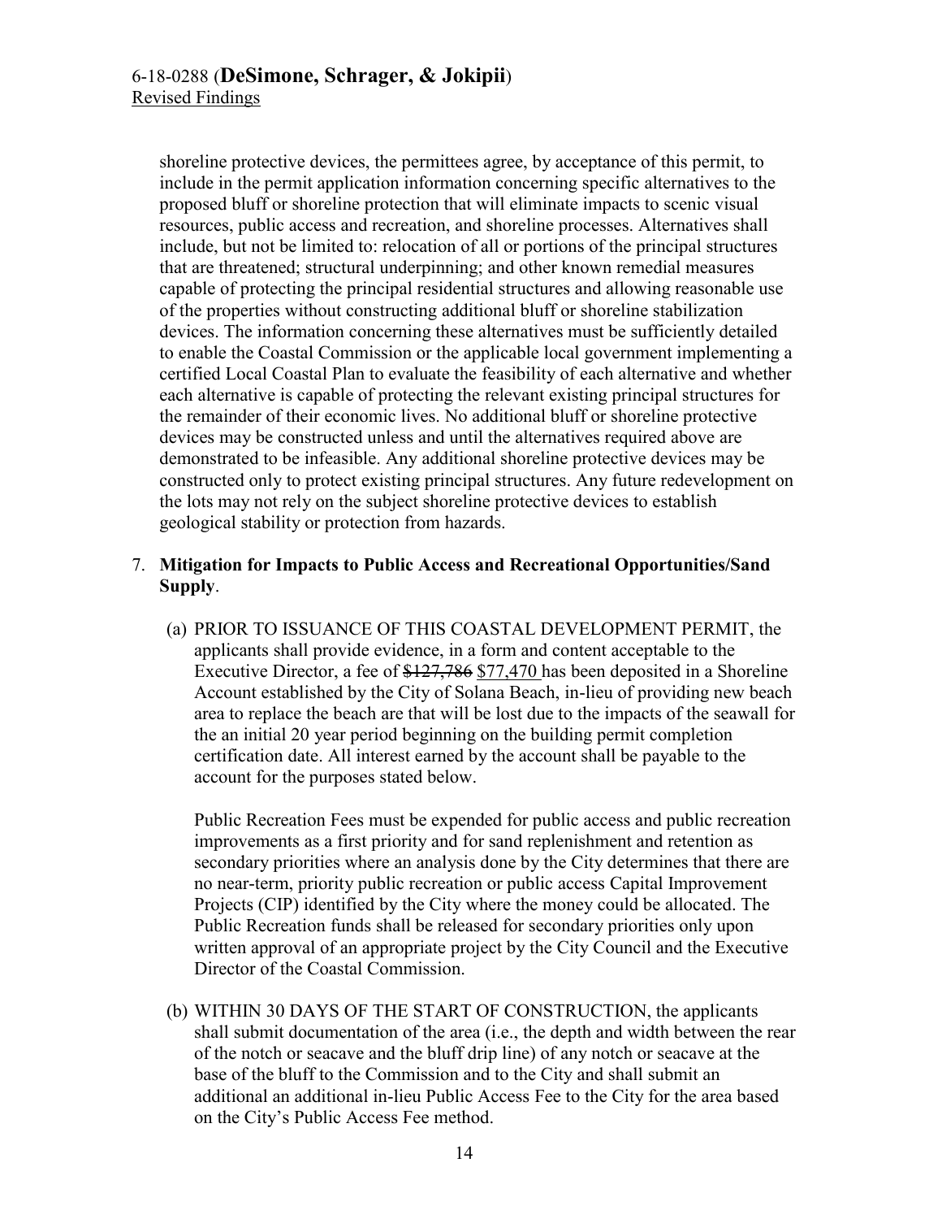shoreline protective devices, the permittees agree, by acceptance of this permit, to include in the permit application information concerning specific alternatives to the proposed bluff or shoreline protection that will eliminate impacts to scenic visual resources, public access and recreation, and shoreline processes. Alternatives shall include, but not be limited to: relocation of all or portions of the principal structures that are threatened; structural underpinning; and other known remedial measures capable of protecting the principal residential structures and allowing reasonable use of the properties without constructing additional bluff or shoreline stabilization devices. The information concerning these alternatives must be sufficiently detailed to enable the Coastal Commission or the applicable local government implementing a certified Local Coastal Plan to evaluate the feasibility of each alternative and whether each alternative is capable of protecting the relevant existing principal structures for the remainder of their economic lives. No additional bluff or shoreline protective devices may be constructed unless and until the alternatives required above are demonstrated to be infeasible. Any additional shoreline protective devices may be constructed only to protect existing principal structures. Any future redevelopment on the lots may not rely on the subject shoreline protective devices to establish geological stability or protection from hazards.

7. **Mitigation for Impacts to Public Access and Recreational Opportunities/Sand Supply**.

   (a) PRIOR TO ISSUANCE OF THIS COASTAL DEVELOPMENT PERMIT, the applicants shall provide evidence, in a form and content acceptable to the Executive Director, a fee of ~~$127,786~~ $77,470 has been deposited in a Shoreline Account established by the City of Solana Beach, in-lieu of providing new beach area to replace the beach are that will be lost due to the impacts of the seawall for the an initial 20 year period beginning on the building permit completion certification date. All interest earned by the account shall be payable to the account for the purposes stated below.

   Public Recreation Fees must be expended for public access and public recreation improvements as a first priority and for sand replenishment and retention as secondary priorities where an analysis done by the City determines that there are no near-term, priority public recreation or public access Capital Improvement Projects (CIP) identified by the City where the money could be allocated. The Public Recreation funds shall be released for secondary priorities only upon written approval of an appropriate project by the City Council and the Executive Director of the Coastal Commission.

   (b) WITHIN 30 DAYS OF THE START OF CONSTRUCTION, the applicants shall submit documentation of the area (i.e., the depth and width between the rear of the notch or seacave and the bluff drip line) of any notch or seacave at the base of the bluff to the Commission and to the City and shall submit an additional an additional in-lieu Public Access Fee to the City for the area based on the City's Public Access Fee method.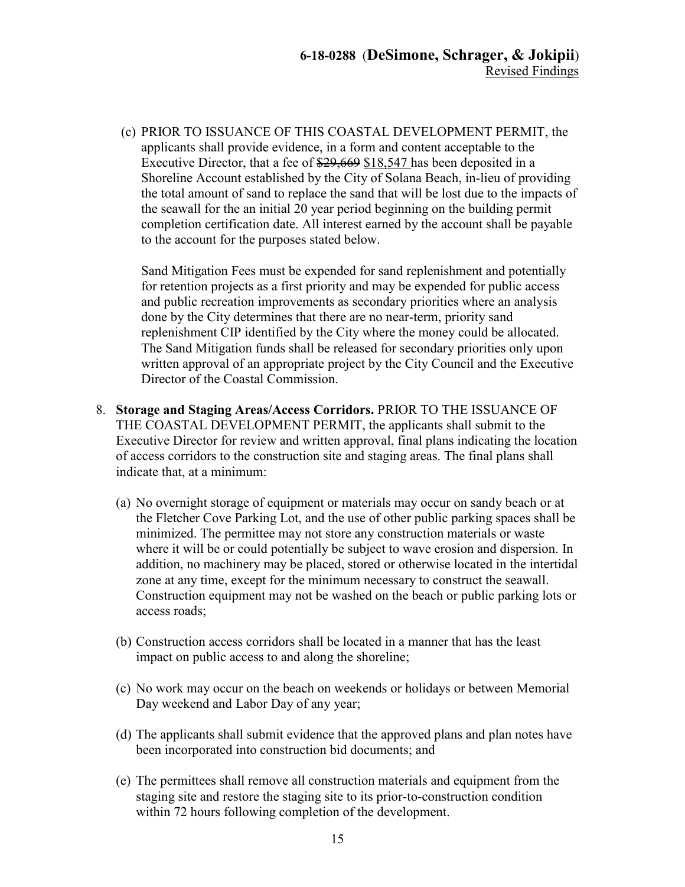(c) PRIOR TO ISSUANCE OF THIS COASTAL DEVELOPMENT PERMIT, the applicants shall provide evidence, in a form and content acceptable to the Executive Director, that a fee of ~~$29,669~~ <u>$18,547</u> has been deposited in a Shoreline Account established by the City of Solana Beach, in-lieu of providing the total amount of sand to replace the sand that will be lost due to the impacts of the seawall for the an initial 20 year period beginning on the building permit completion certification date. All interest earned by the account shall be payable to the account for the purposes stated below.

Sand Mitigation Fees must be expended for sand replenishment and potentially for retention projects as a first priority and may be expended for public access and public recreation improvements as secondary priorities where an analysis done by the City determines that there are no near-term, priority sand replenishment CIP identified by the City where the money could be allocated. The Sand Mitigation funds shall be released for secondary priorities only upon written approval of an appropriate project by the City Council and the Executive Director of the Coastal Commission.

8. **Storage and Staging Areas/Access Corridors.** PRIOR TO THE ISSUANCE OF THE COASTAL DEVELOPMENT PERMIT, the applicants shall submit to the Executive Director for review and written approval, final plans indicating the location of access corridors to the construction site and staging areas. The final plans shall indicate that, at a minimum:

   (a) No overnight storage of equipment or materials may occur on sandy beach or at the Fletcher Cove Parking Lot, and the use of other public parking spaces shall be minimized. The permittee may not store any construction materials or waste where it will be or could potentially be subject to wave erosion and dispersion. In addition, no machinery may be placed, stored or otherwise located in the intertidal zone at any time, except for the minimum necessary to construct the seawall. Construction equipment may not be washed on the beach or public parking lots or access roads;

   (b) Construction access corridors shall be located in a manner that has the least impact on public access to and along the shoreline;

   (c) No work may occur on the beach on weekends or holidays or between Memorial Day weekend and Labor Day of any year;

   (d) The applicants shall submit evidence that the approved plans and plan notes have been incorporated into construction bid documents; and

   (e) The permittees shall remove all construction materials and equipment from the staging site and restore the staging site to its prior-to-construction condition within 72 hours following completion of the development.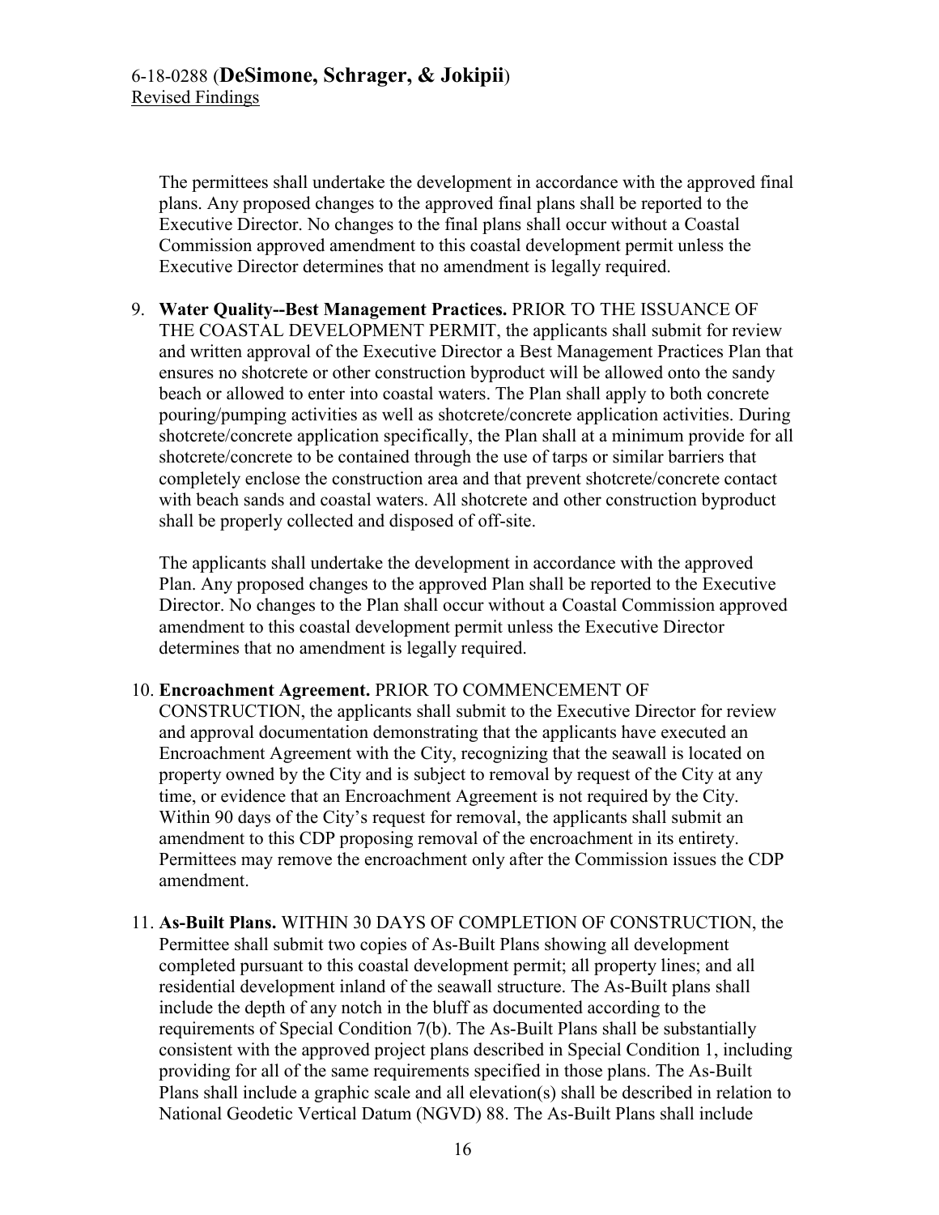The permittees shall undertake the development in accordance with the approved final plans. Any proposed changes to the approved final plans shall be reported to the Executive Director. No changes to the final plans shall occur without a Coastal Commission approved amendment to this coastal development permit unless the Executive Director determines that no amendment is legally required.

9. **Water Quality--Best Management Practices.** PRIOR TO THE ISSUANCE OF THE COASTAL DEVELOPMENT PERMIT, the applicants shall submit for review and written approval of the Executive Director a Best Management Practices Plan that ensures no shotcrete or other construction byproduct will be allowed onto the sandy beach or allowed to enter into coastal waters. The Plan shall apply to both concrete pouring/pumping activities as well as shotcrete/concrete application activities. During shotcrete/concrete application specifically, the Plan shall at a minimum provide for all shotcrete/concrete to be contained through the use of tarps or similar barriers that completely enclose the construction area and that prevent shotcrete/concrete contact with beach sands and coastal waters. All shotcrete and other construction byproduct shall be properly collected and disposed of off-site.

   The applicants shall undertake the development in accordance with the approved Plan. Any proposed changes to the approved Plan shall be reported to the Executive Director. No changes to the Plan shall occur without a Coastal Commission approved amendment to this coastal development permit unless the Executive Director determines that no amendment is legally required.

10. **Encroachment Agreement.** PRIOR TO COMMENCEMENT OF CONSTRUCTION, the applicants shall submit to the Executive Director for review and approval documentation demonstrating that the applicants have executed an Encroachment Agreement with the City, recognizing that the seawall is located on property owned by the City and is subject to removal by request of the City at any time, or evidence that an Encroachment Agreement is not required by the City. Within 90 days of the City's request for removal, the applicants shall submit an amendment to this CDP proposing removal of the encroachment in its entirety. Permittees may remove the encroachment only after the Commission issues the CDP amendment.

11. **As-Built Plans.** WITHIN 30 DAYS OF COMPLETION OF CONSTRUCTION, the Permittee shall submit two copies of As-Built Plans showing all development completed pursuant to this coastal development permit; all property lines; and all residential development inland of the seawall structure. The As-Built plans shall include the depth of any notch in the bluff as documented according to the requirements of Special Condition 7(b). The As-Built Plans shall be substantially consistent with the approved project plans described in Special Condition 1, including providing for all of the same requirements specified in those plans. The As-Built Plans shall include a graphic scale and all elevation(s) shall be described in relation to National Geodetic Vertical Datum (NGVD) 88. The As-Built Plans shall include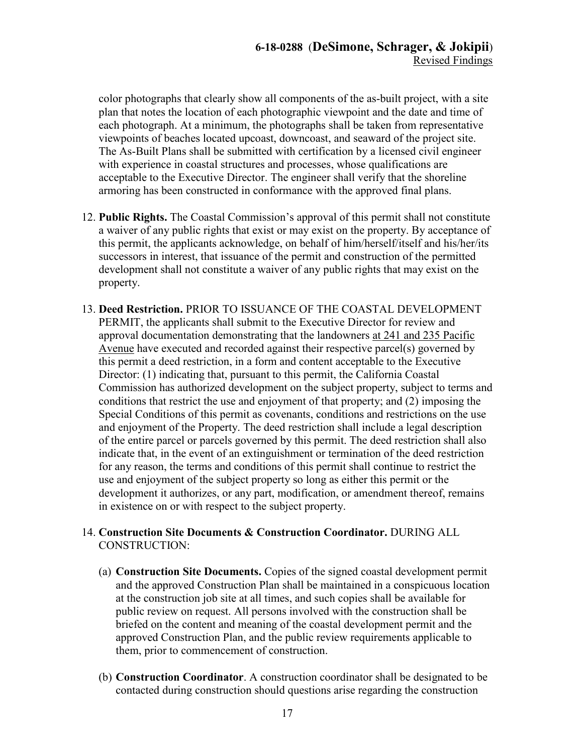color photographs that clearly show all components of the as-built project, with a site plan that notes the location of each photographic viewpoint and the date and time of each photograph. At a minimum, the photographs shall be taken from representative viewpoints of beaches located upcoast, downcoast, and seaward of the project site. The As-Built Plans shall be submitted with certification by a licensed civil engineer with experience in coastal structures and processes, whose qualifications are acceptable to the Executive Director. The engineer shall verify that the shoreline armoring has been constructed in conformance with the approved final plans.

12. **Public Rights.** The Coastal Commission's approval of this permit shall not constitute a waiver of any public rights that exist or may exist on the property. By acceptance of this permit, the applicants acknowledge, on behalf of him/herself/itself and his/her/its successors in interest, that issuance of the permit and construction of the permitted development shall not constitute a waiver of any public rights that may exist on the property.

13. **Deed Restriction.** PRIOR TO ISSUANCE OF THE COASTAL DEVELOPMENT PERMIT, the applicants shall submit to the Executive Director for review and approval documentation demonstrating that the landowners <u>at 241 and 235 Pacific Avenue</u> have executed and recorded against their respective parcel(s) governed by this permit a deed restriction, in a form and content acceptable to the Executive Director: (1) indicating that, pursuant to this permit, the California Coastal Commission has authorized development on the subject property, subject to terms and conditions that restrict the use and enjoyment of that property; and (2) imposing the Special Conditions of this permit as covenants, conditions and restrictions on the use and enjoyment of the Property. The deed restriction shall include a legal description of the entire parcel or parcels governed by this permit. The deed restriction shall also indicate that, in the event of an extinguishment or termination of the deed restriction for any reason, the terms and conditions of this permit shall continue to restrict the use and enjoyment of the subject property so long as either this permit or the development it authorizes, or any part, modification, or amendment thereof, remains in existence on or with respect to the subject property.

14. **Construction Site Documents & Construction Coordinator.** DURING ALL CONSTRUCTION:

    (a) **Construction Site Documents.** Copies of the signed coastal development permit and the approved Construction Plan shall be maintained in a conspicuous location at the construction job site at all times, and such copies shall be available for public review on request. All persons involved with the construction shall be briefed on the content and meaning of the coastal development permit and the approved Construction Plan, and the public review requirements applicable to them, prior to commencement of construction.

    (b) **Construction Coordinator**. A construction coordinator shall be designated to be contacted during construction should questions arise regarding the construction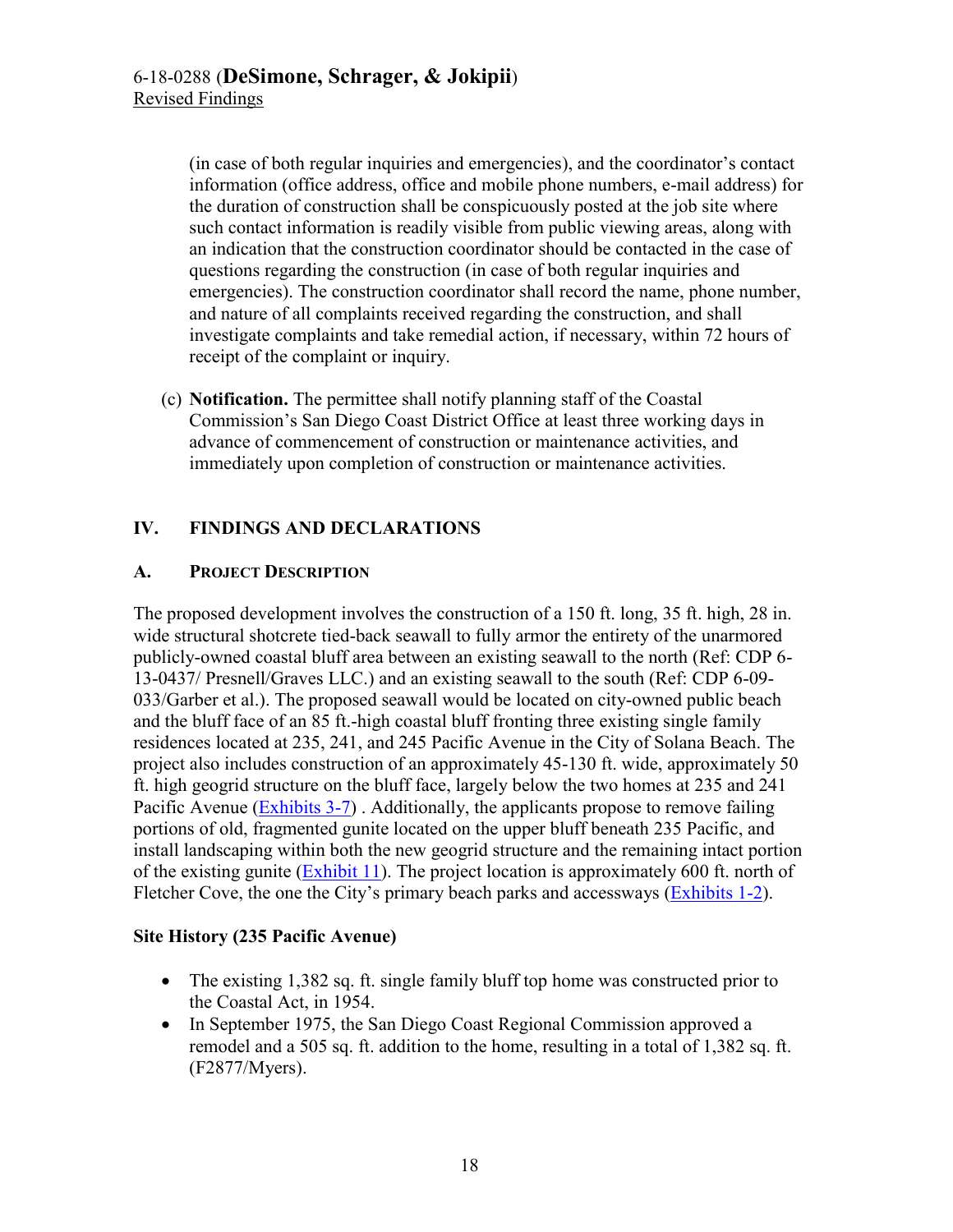(in case of both regular inquiries and emergencies), and the coordinator's contact information (office address, office and mobile phone numbers, e-mail address) for the duration of construction shall be conspicuously posted at the job site where such contact information is readily visible from public viewing areas, along with an indication that the construction coordinator should be contacted in the case of questions regarding the construction (in case of both regular inquiries and emergencies). The construction coordinator shall record the name, phone number, and nature of all complaints received regarding the construction, and shall investigate complaints and take remedial action, if necessary, within 72 hours of receipt of the complaint or inquiry.

(c) **Notification.** The permittee shall notify planning staff of the Coastal Commission's San Diego Coast District Office at least three working days in advance of commencement of construction or maintenance activities, and immediately upon completion of construction or maintenance activities.

## IV. FINDINGS AND DECLARATIONS

### A. PROJECT DESCRIPTION

The proposed development involves the construction of a 150 ft. long, 35 ft. high, 28 in. wide structural shotcrete tied-back seawall to fully armor the entirety of the unarmored publicly-owned coastal bluff area between an existing seawall to the north (Ref: CDP 6-13-0437/ Presnell/Graves LLC.) and an existing seawall to the south (Ref: CDP 6-09-033/Garber et al.). The proposed seawall would be located on city-owned public beach and the bluff face of an 85 ft.-high coastal bluff fronting three existing single family residences located at 235, 241, and 245 Pacific Avenue in the City of Solana Beach. The project also includes construction of an approximately 45-130 ft. wide, approximately 50 ft. high geogrid structure on the bluff face, largely below the two homes at 235 and 241 Pacific Avenue (Exhibits 3-7) . Additionally, the applicants propose to remove failing portions of old, fragmented gunite located on the upper bluff beneath 235 Pacific, and install landscaping within both the new geogrid structure and the remaining intact portion of the existing gunite (Exhibit 11). The project location is approximately 600 ft. north of Fletcher Cove, the one the City's primary beach parks and accessways (Exhibits 1-2).

**Site History (235 Pacific Avenue)**

- The existing 1,382 sq. ft. single family bluff top home was constructed prior to the Coastal Act, in 1954.
- In September 1975, the San Diego Coast Regional Commission approved a remodel and a 505 sq. ft. addition to the home, resulting in a total of 1,382 sq. ft. (F2877/Myers).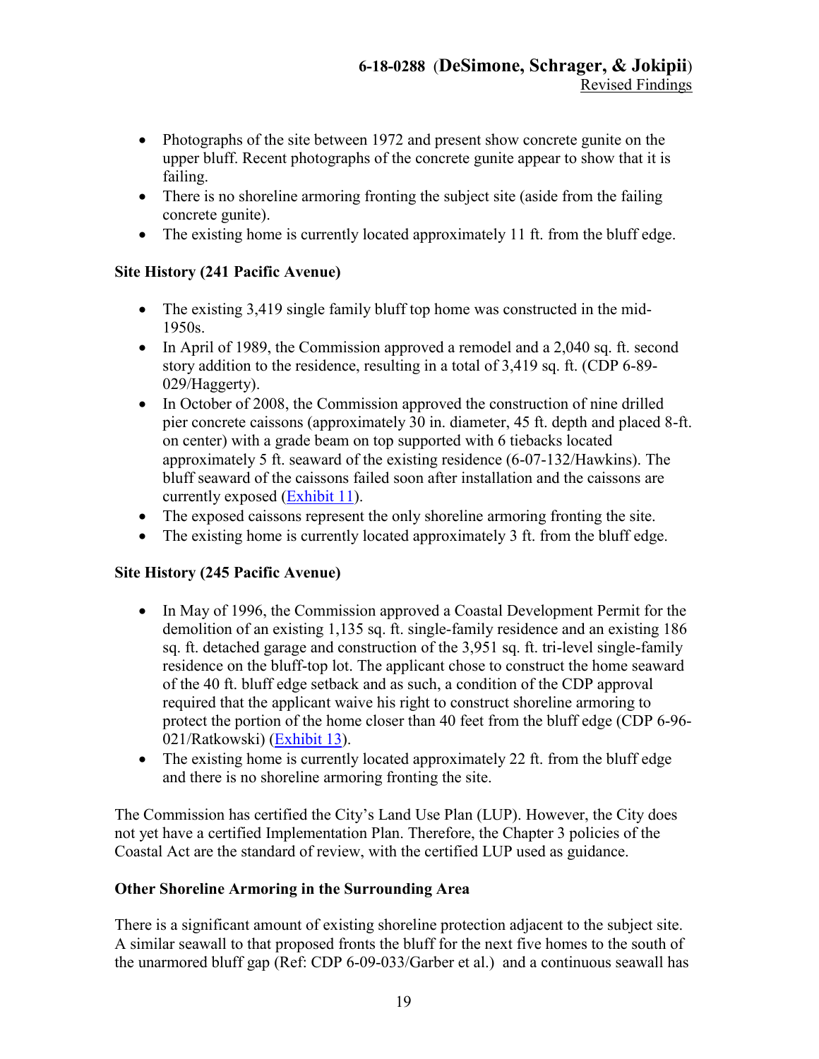- Photographs of the site between 1972 and present show concrete gunite on the upper bluff. Recent photographs of the concrete gunite appear to show that it is failing.
- There is no shoreline armoring fronting the subject site (aside from the failing concrete gunite).
- The existing home is currently located approximately 11 ft. from the bluff edge.

**Site History (241 Pacific Avenue)**

- The existing 3,419 single family bluff top home was constructed in the mid-1950s.
- In April of 1989, the Commission approved a remodel and a 2,040 sq. ft. second story addition to the residence, resulting in a total of 3,419 sq. ft. (CDP 6-89-029/Haggerty).
- In October of 2008, the Commission approved the construction of nine drilled pier concrete caissons (approximately 30 in. diameter, 45 ft. depth and placed 8-ft. on center) with a grade beam on top supported with 6 tiebacks located approximately 5 ft. seaward of the existing residence (6-07-132/Hawkins). The bluff seaward of the caissons failed soon after installation and the caissons are currently exposed (Exhibit 11).
- The exposed caissons represent the only shoreline armoring fronting the site.
- The existing home is currently located approximately 3 ft. from the bluff edge.

**Site History (245 Pacific Avenue)**

- In May of 1996, the Commission approved a Coastal Development Permit for the demolition of an existing 1,135 sq. ft. single-family residence and an existing 186 sq. ft. detached garage and construction of the 3,951 sq. ft. tri-level single-family residence on the bluff-top lot. The applicant chose to construct the home seaward of the 40 ft. bluff edge setback and as such, a condition of the CDP approval required that the applicant waive his right to construct shoreline armoring to protect the portion of the home closer than 40 feet from the bluff edge (CDP 6-96-021/Ratkowski) (Exhibit 13).
- The existing home is currently located approximately 22 ft. from the bluff edge and there is no shoreline armoring fronting the site.

The Commission has certified the City's Land Use Plan (LUP). However, the City does not yet have a certified Implementation Plan. Therefore, the Chapter 3 policies of the Coastal Act are the standard of review, with the certified LUP used as guidance.

**Other Shoreline Armoring in the Surrounding Area**

There is a significant amount of existing shoreline protection adjacent to the subject site. A similar seawall to that proposed fronts the bluff for the next five homes to the south of the unarmored bluff gap (Ref: CDP 6-09-033/Garber et al.) and a continuous seawall has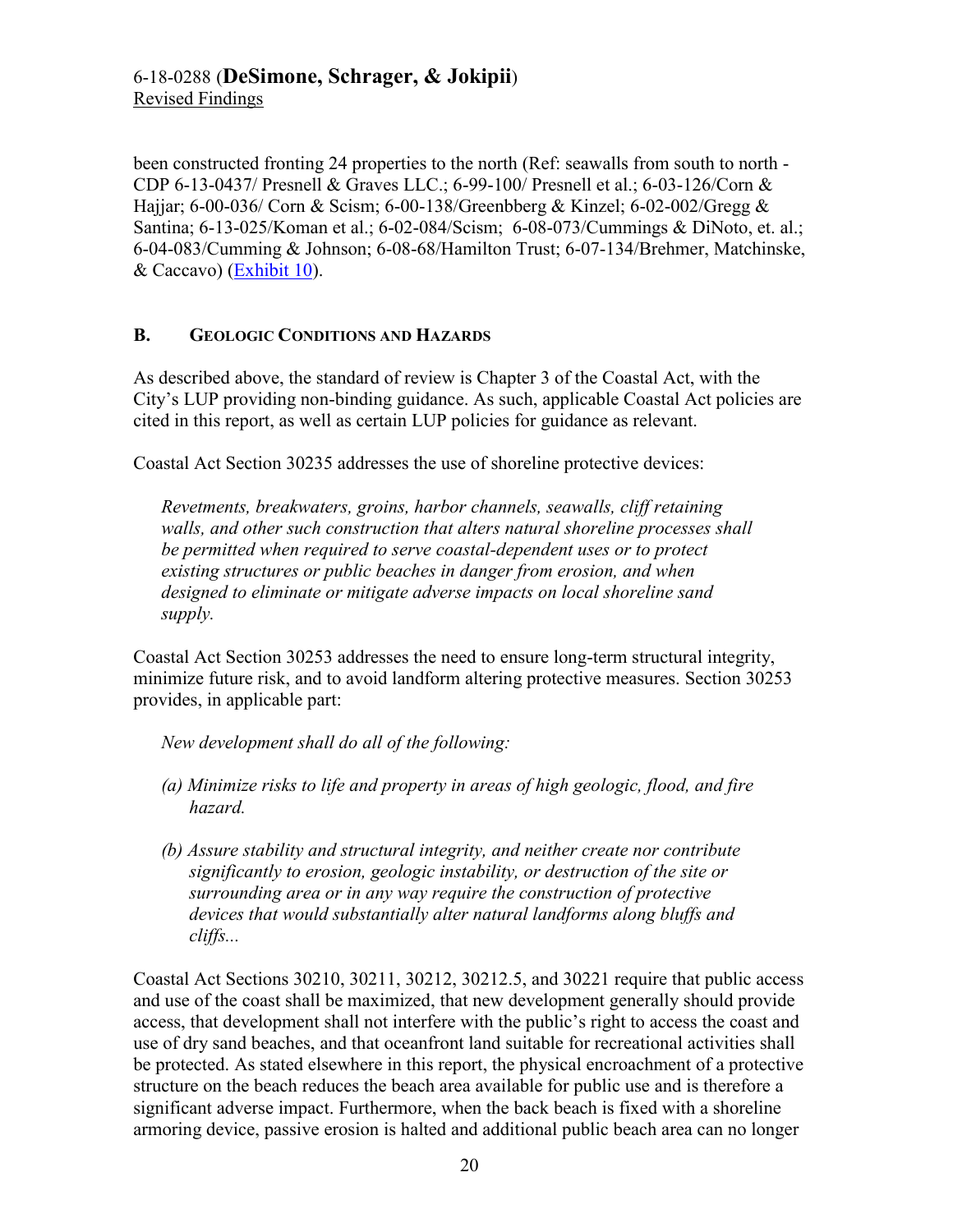been constructed fronting 24 properties to the north (Ref: seawalls from south to north - CDP 6-13-0437/ Presnell & Graves LLC.; 6-99-100/ Presnell et al.; 6-03-126/Corn & Hajjar; 6-00-036/ Corn & Scism; 6-00-138/Greenbberg & Kinzel; 6-02-002/Gregg & Santina; 6-13-025/Koman et al.; 6-02-084/Scism; 6-08-073/Cummings & DiNoto, et. al.; 6-04-083/Cumming & Johnson; 6-08-68/Hamilton Trust; 6-07-134/Brehmer, Matchinske, & Caccavo) (Exhibit 10).

## B. Geologic Conditions and Hazards

As described above, the standard of review is Chapter 3 of the Coastal Act, with the City's LUP providing non-binding guidance. As such, applicable Coastal Act policies are cited in this report, as well as certain LUP policies for guidance as relevant.

Coastal Act Section 30235 addresses the use of shoreline protective devices:

> *Revetments, breakwaters, groins, harbor channels, seawalls, cliff retaining walls, and other such construction that alters natural shoreline processes shall be permitted when required to serve coastal-dependent uses or to protect existing structures or public beaches in danger from erosion, and when designed to eliminate or mitigate adverse impacts on local shoreline sand supply.*

Coastal Act Section 30253 addresses the need to ensure long-term structural integrity, minimize future risk, and to avoid landform altering protective measures. Section 30253 provides, in applicable part:

> *New development shall do all of the following:*
>
> *(a) Minimize risks to life and property in areas of high geologic, flood, and fire hazard.*
>
> *(b) Assure stability and structural integrity, and neither create nor contribute significantly to erosion, geologic instability, or destruction of the site or surrounding area or in any way require the construction of protective devices that would substantially alter natural landforms along bluffs and cliffs...*

Coastal Act Sections 30210, 30211, 30212, 30212.5, and 30221 require that public access and use of the coast shall be maximized, that new development generally should provide access, that development shall not interfere with the public's right to access the coast and use of dry sand beaches, and that oceanfront land suitable for recreational activities shall be protected. As stated elsewhere in this report, the physical encroachment of a protective structure on the beach reduces the beach area available for public use and is therefore a significant adverse impact. Furthermore, when the back beach is fixed with a shoreline armoring device, passive erosion is halted and additional public beach area can no longer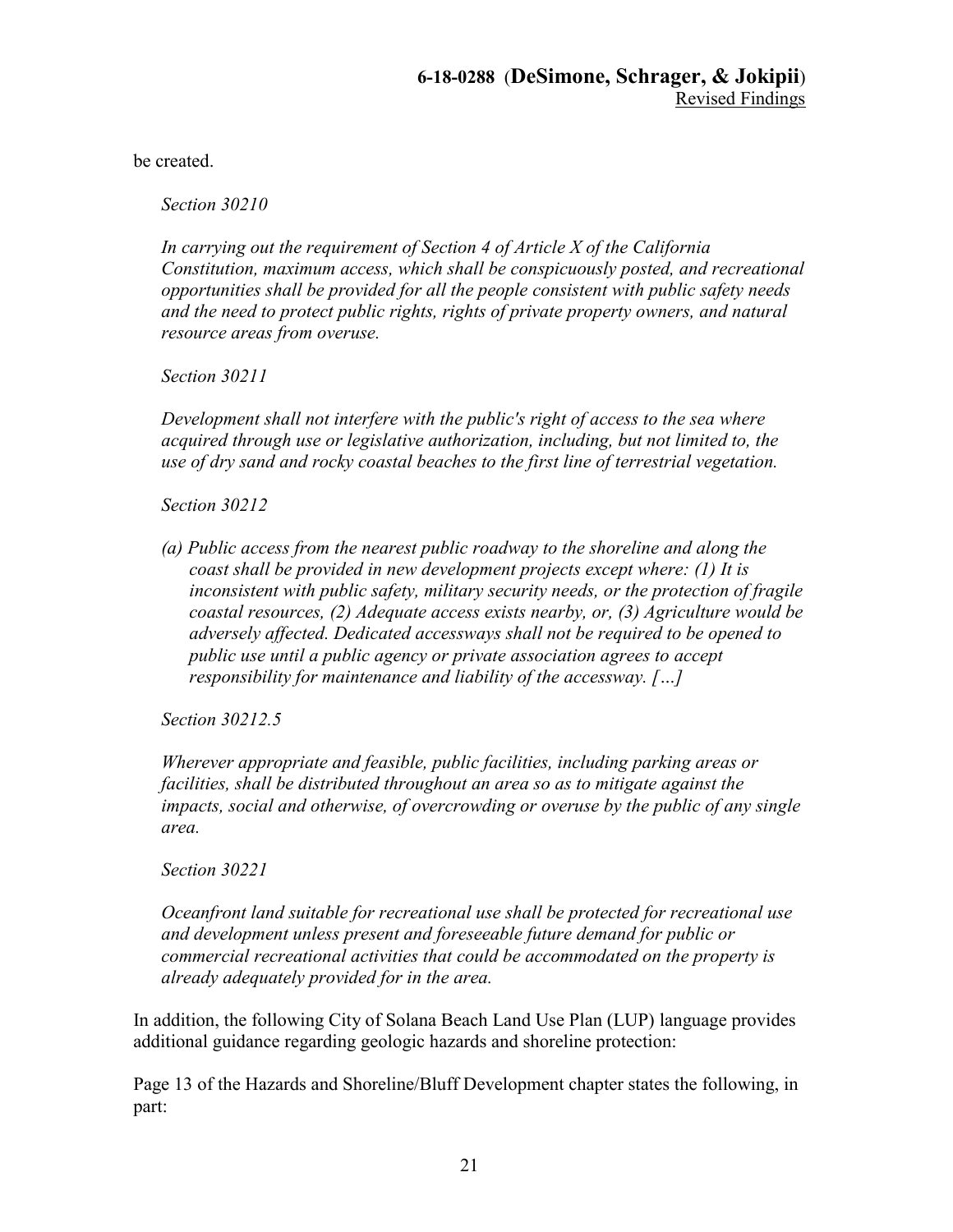be created.

*Section 30210*

*In carrying out the requirement of Section 4 of Article X of the California Constitution, maximum access, which shall be conspicuously posted, and recreational opportunities shall be provided for all the people consistent with public safety needs and the need to protect public rights, rights of private property owners, and natural resource areas from overuse.*

*Section 30211*

*Development shall not interfere with the public's right of access to the sea where acquired through use or legislative authorization, including, but not limited to, the use of dry sand and rocky coastal beaches to the first line of terrestrial vegetation.*

*Section 30212*

*(a) Public access from the nearest public roadway to the shoreline and along the coast shall be provided in new development projects except where: (1) It is inconsistent with public safety, military security needs, or the protection of fragile coastal resources, (2) Adequate access exists nearby, or, (3) Agriculture would be adversely affected. Dedicated accessways shall not be required to be opened to public use until a public agency or private association agrees to accept responsibility for maintenance and liability of the accessway. […]*

*Section 30212.5*

*Wherever appropriate and feasible, public facilities, including parking areas or facilities, shall be distributed throughout an area so as to mitigate against the impacts, social and otherwise, of overcrowding or overuse by the public of any single area.*

*Section 30221*

*Oceanfront land suitable for recreational use shall be protected for recreational use and development unless present and foreseeable future demand for public or commercial recreational activities that could be accommodated on the property is already adequately provided for in the area.*

In addition, the following City of Solana Beach Land Use Plan (LUP) language provides additional guidance regarding geologic hazards and shoreline protection:

Page 13 of the Hazards and Shoreline/Bluff Development chapter states the following, in part: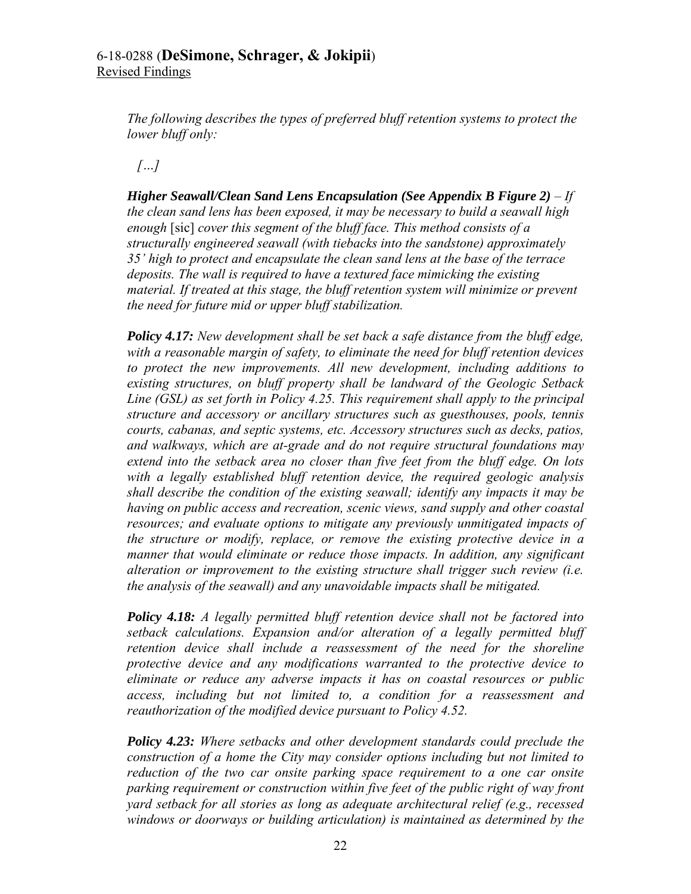*The following describes the types of preferred bluff retention systems to protect the lower bluff only:*

*[…]*

***Higher Seawall/Clean Sand Lens Encapsulation (See Appendix B Figure 2)*** *– If the clean sand lens has been exposed, it may be necessary to build a seawall high enough* [sic] *cover this segment of the bluff face. This method consists of a structurally engineered seawall (with tiebacks into the sandstone) approximately 35' high to protect and encapsulate the clean sand lens at the base of the terrace deposits. The wall is required to have a textured face mimicking the existing material. If treated at this stage, the bluff retention system will minimize or prevent the need for future mid or upper bluff stabilization.*

***Policy 4.17:*** *New development shall be set back a safe distance from the bluff edge, with a reasonable margin of safety, to eliminate the need for bluff retention devices to protect the new improvements. All new development, including additions to existing structures, on bluff property shall be landward of the Geologic Setback Line (GSL) as set forth in Policy 4.25. This requirement shall apply to the principal structure and accessory or ancillary structures such as guesthouses, pools, tennis courts, cabanas, and septic systems, etc. Accessory structures such as decks, patios, and walkways, which are at-grade and do not require structural foundations may extend into the setback area no closer than five feet from the bluff edge. On lots with a legally established bluff retention device, the required geologic analysis shall describe the condition of the existing seawall; identify any impacts it may be having on public access and recreation, scenic views, sand supply and other coastal resources; and evaluate options to mitigate any previously unmitigated impacts of the structure or modify, replace, or remove the existing protective device in a manner that would eliminate or reduce those impacts. In addition, any significant alteration or improvement to the existing structure shall trigger such review (i.e. the analysis of the seawall) and any unavoidable impacts shall be mitigated.*

***Policy 4.18:*** *A legally permitted bluff retention device shall not be factored into setback calculations. Expansion and/or alteration of a legally permitted bluff retention device shall include a reassessment of the need for the shoreline protective device and any modifications warranted to the protective device to eliminate or reduce any adverse impacts it has on coastal resources or public access, including but not limited to, a condition for a reassessment and reauthorization of the modified device pursuant to Policy 4.52.*

***Policy 4.23:*** *Where setbacks and other development standards could preclude the construction of a home the City may consider options including but not limited to reduction of the two car onsite parking space requirement to a one car onsite parking requirement or construction within five feet of the public right of way front yard setback for all stories as long as adequate architectural relief (e.g., recessed windows or doorways or building articulation) is maintained as determined by the*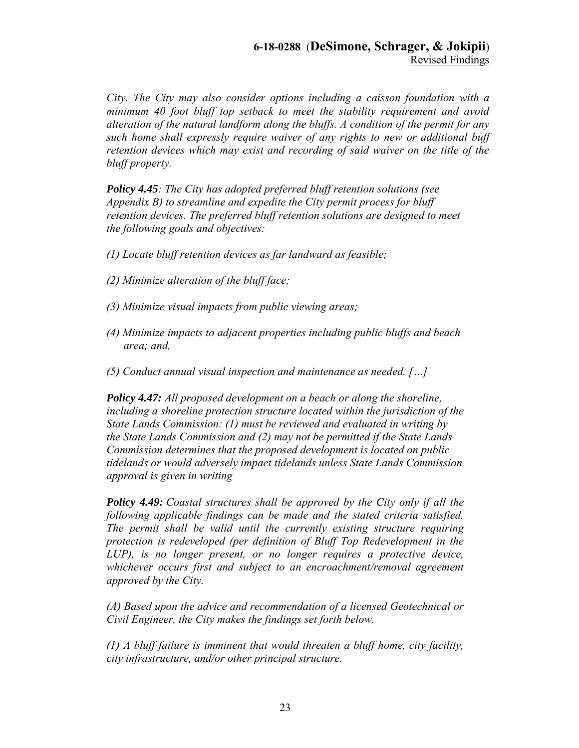*City. The City may also consider options including a caisson foundation with a minimum 40 foot bluff top setback to meet the stability requirement and avoid alteration of the natural landform along the bluffs. A condition of the permit for any such home shall expressly require waiver of any rights to new or additional buff retention devices which may exist and recording of said waiver on the title of the bluff property.*

***Policy 4.45**: The City has adopted preferred bluff retention solutions (see Appendix B) to streamline and expedite the City permit process for bluff retention devices. The preferred bluff retention solutions are designed to meet the following goals and objectives:*

*(1) Locate bluff retention devices as far landward as feasible;*

*(2) Minimize alteration of the bluff face;*

*(3) Minimize visual impacts from public viewing areas;*

*(4) Minimize impacts to adjacent properties including public bluffs and beach area; and,*

*(5) Conduct annual visual inspection and maintenance as needed. […]*

***Policy 4.47:** All proposed development on a beach or along the shoreline, including a shoreline protection structure located within the jurisdiction of the State Lands Commission: (1) must be reviewed and evaluated in writing by the State Lands Commission and (2) may not be permitted if the State Lands Commission determines that the proposed development is located on public tidelands or would adversely impact tidelands unless State Lands Commission approval is given in writing*

***Policy 4.49:** Coastal structures shall be approved by the City only if all the following applicable findings can be made and the stated criteria satisfied. The permit shall be valid until the currently existing structure requiring protection is redeveloped (per definition of Bluff Top Redevelopment in the LUP), is no longer present, or no longer requires a protective device, whichever occurs first and subject to an encroachment/removal agreement approved by the City.*

*(A) Based upon the advice and recommendation of a licensed Geotechnical or Civil Engineer, the City makes the findings set forth below.*

*(1) A bluff failure is imminent that would threaten a bluff home, city facility, city infrastructure, and/or other principal structure.*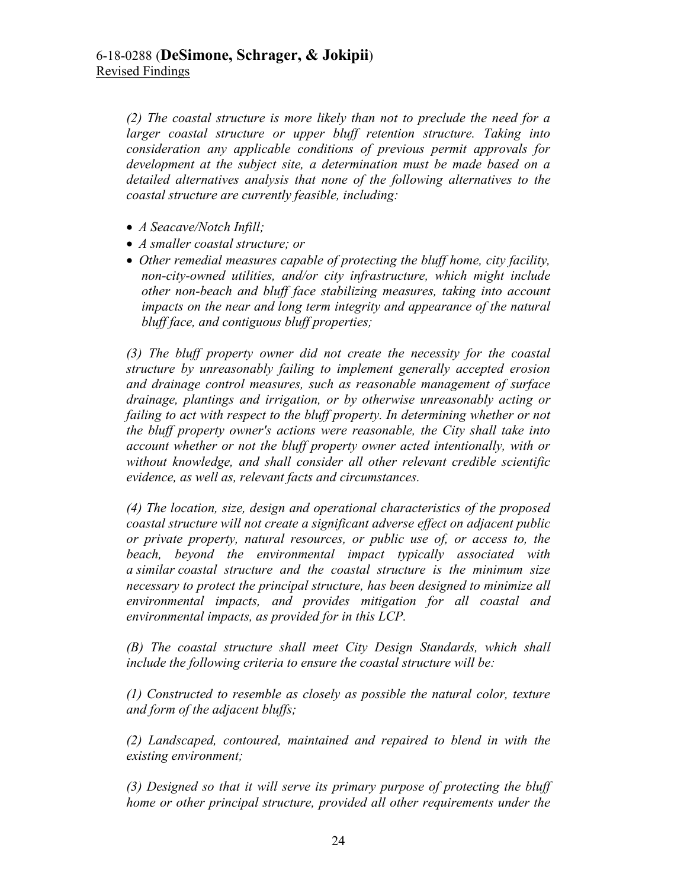*(2) The coastal structure is more likely than not to preclude the need for a larger coastal structure or upper bluff retention structure. Taking into consideration any applicable conditions of previous permit approvals for development at the subject site, a determination must be made based on a detailed alternatives analysis that none of the following alternatives to the coastal structure are currently feasible, including:*

- *A Seacave/Notch Infill;*
- *A smaller coastal structure; or*
- *Other remedial measures capable of protecting the bluff home, city facility, non-city-owned utilities, and/or city infrastructure, which might include other non-beach and bluff face stabilizing measures, taking into account impacts on the near and long term integrity and appearance of the natural bluff face, and contiguous bluff properties;*

*(3) The bluff property owner did not create the necessity for the coastal structure by unreasonably failing to implement generally accepted erosion and drainage control measures, such as reasonable management of surface drainage, plantings and irrigation, or by otherwise unreasonably acting or failing to act with respect to the bluff property. In determining whether or not the bluff property owner's actions were reasonable, the City shall take into account whether or not the bluff property owner acted intentionally, with or without knowledge, and shall consider all other relevant credible scientific evidence, as well as, relevant facts and circumstances.*

*(4) The location, size, design and operational characteristics of the proposed coastal structure will not create a significant adverse effect on adjacent public or private property, natural resources, or public use of, or access to, the beach, beyond the environmental impact typically associated with a similar coastal structure and the coastal structure is the minimum size necessary to protect the principal structure, has been designed to minimize all environmental impacts, and provides mitigation for all coastal and environmental impacts, as provided for in this LCP.*

*(B) The coastal structure shall meet City Design Standards, which shall include the following criteria to ensure the coastal structure will be:*

*(1) Constructed to resemble as closely as possible the natural color, texture and form of the adjacent bluffs;*

*(2) Landscaped, contoured, maintained and repaired to blend in with the existing environment;*

*(3) Designed so that it will serve its primary purpose of protecting the bluff home or other principal structure, provided all other requirements under the*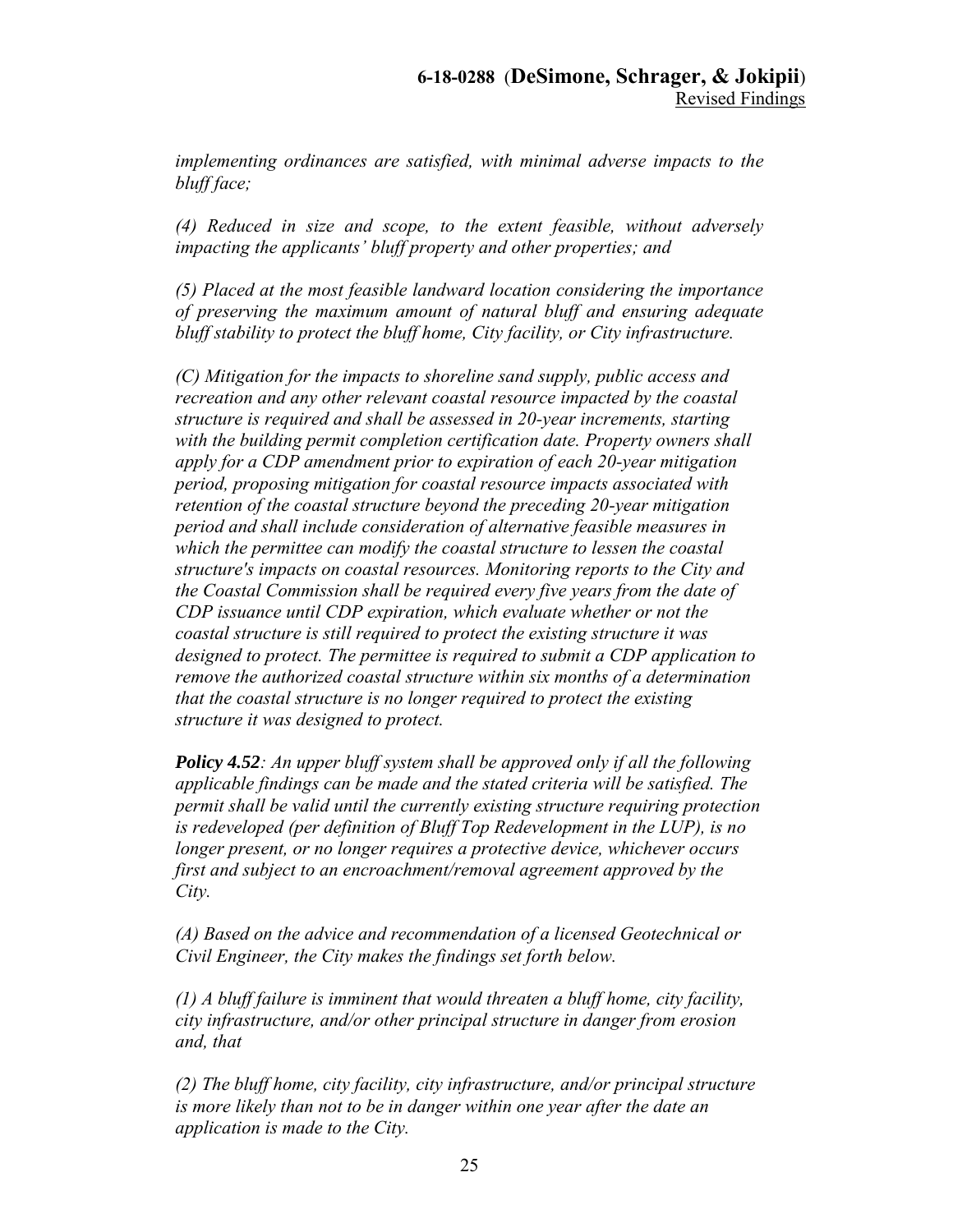*implementing ordinances are satisfied, with minimal adverse impacts to the bluff face;*

*(4) Reduced in size and scope, to the extent feasible, without adversely impacting the applicants' bluff property and other properties; and*

*(5) Placed at the most feasible landward location considering the importance of preserving the maximum amount of natural bluff and ensuring adequate bluff stability to protect the bluff home, City facility, or City infrastructure.*

*(C) Mitigation for the impacts to shoreline sand supply, public access and recreation and any other relevant coastal resource impacted by the coastal structure is required and shall be assessed in 20-year increments, starting with the building permit completion certification date. Property owners shall apply for a CDP amendment prior to expiration of each 20-year mitigation period, proposing mitigation for coastal resource impacts associated with retention of the coastal structure beyond the preceding 20-year mitigation period and shall include consideration of alternative feasible measures in which the permittee can modify the coastal structure to lessen the coastal structure's impacts on coastal resources. Monitoring reports to the City and the Coastal Commission shall be required every five years from the date of CDP issuance until CDP expiration, which evaluate whether or not the coastal structure is still required to protect the existing structure it was designed to protect. The permittee is required to submit a CDP application to remove the authorized coastal structure within six months of a determination that the coastal structure is no longer required to protect the existing structure it was designed to protect.*

***Policy 4.52****: An upper bluff system shall be approved only if all the following applicable findings can be made and the stated criteria will be satisfied. The permit shall be valid until the currently existing structure requiring protection is redeveloped (per definition of Bluff Top Redevelopment in the LUP), is no longer present, or no longer requires a protective device, whichever occurs first and subject to an encroachment/removal agreement approved by the City.*

*(A) Based on the advice and recommendation of a licensed Geotechnical or Civil Engineer, the City makes the findings set forth below.*

*(1) A bluff failure is imminent that would threaten a bluff home, city facility, city infrastructure, and/or other principal structure in danger from erosion and, that*

*(2) The bluff home, city facility, city infrastructure, and/or principal structure is more likely than not to be in danger within one year after the date an application is made to the City.*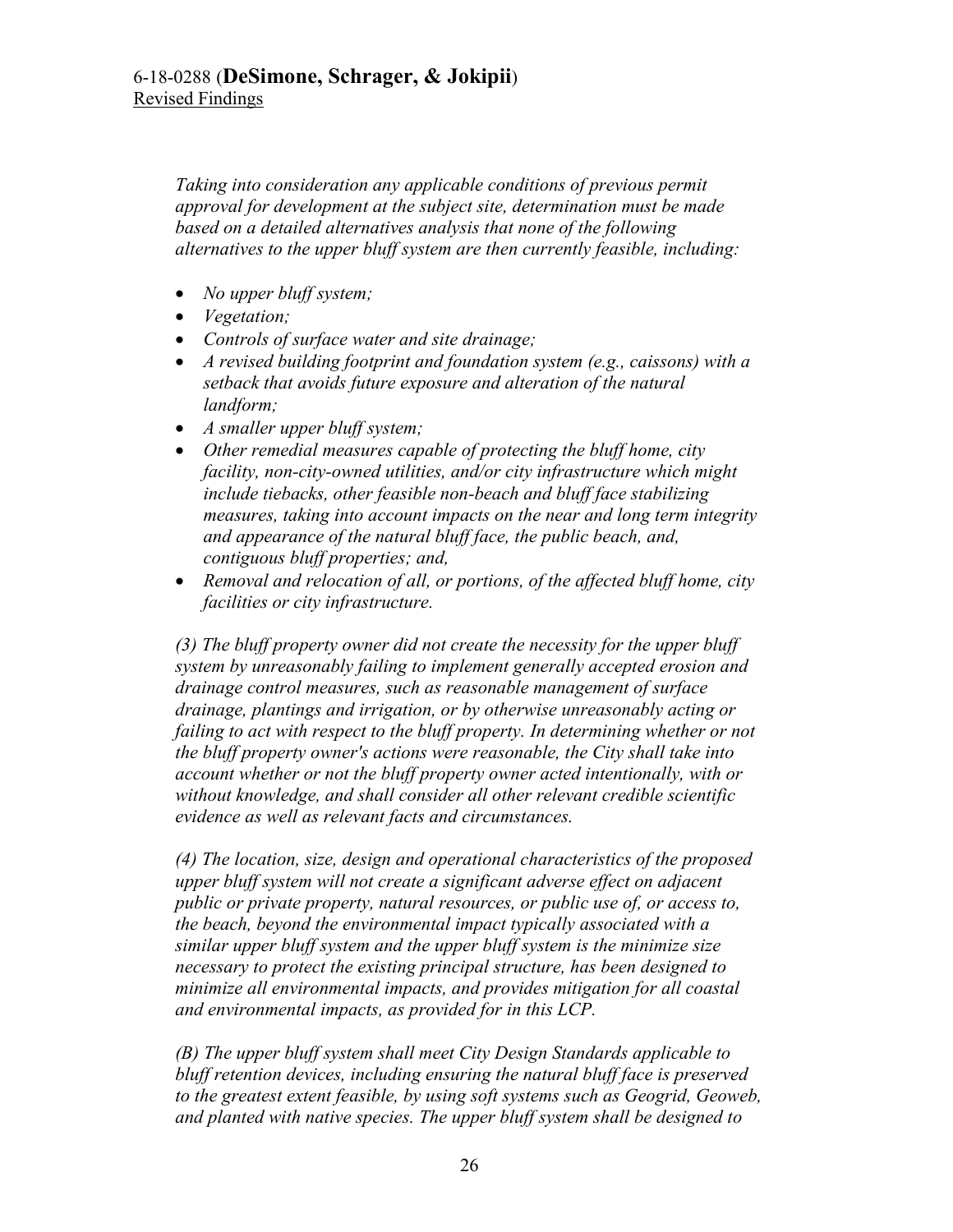*Taking into consideration any applicable conditions of previous permit approval for development at the subject site, determination must be made based on a detailed alternatives analysis that none of the following alternatives to the upper bluff system are then currently feasible, including:*

- *No upper bluff system;*
- *Vegetation;*
- *Controls of surface water and site drainage;*
- *A revised building footprint and foundation system (e.g., caissons) with a setback that avoids future exposure and alteration of the natural landform;*
- *A smaller upper bluff system;*
- *Other remedial measures capable of protecting the bluff home, city facility, non-city-owned utilities, and/or city infrastructure which might include tiebacks, other feasible non-beach and bluff face stabilizing measures, taking into account impacts on the near and long term integrity and appearance of the natural bluff face, the public beach, and, contiguous bluff properties; and,*
- *Removal and relocation of all, or portions, of the affected bluff home, city facilities or city infrastructure.*

*(3) The bluff property owner did not create the necessity for the upper bluff system by unreasonably failing to implement generally accepted erosion and drainage control measures, such as reasonable management of surface drainage, plantings and irrigation, or by otherwise unreasonably acting or failing to act with respect to the bluff property. In determining whether or not the bluff property owner's actions were reasonable, the City shall take into account whether or not the bluff property owner acted intentionally, with or without knowledge, and shall consider all other relevant credible scientific evidence as well as relevant facts and circumstances.*

*(4) The location, size, design and operational characteristics of the proposed upper bluff system will not create a significant adverse effect on adjacent public or private property, natural resources, or public use of, or access to, the beach, beyond the environmental impact typically associated with a similar upper bluff system and the upper bluff system is the minimize size necessary to protect the existing principal structure, has been designed to minimize all environmental impacts, and provides mitigation for all coastal and environmental impacts, as provided for in this LCP.*

*(B) The upper bluff system shall meet City Design Standards applicable to bluff retention devices, including ensuring the natural bluff face is preserved to the greatest extent feasible, by using soft systems such as Geogrid, Geoweb, and planted with native species. The upper bluff system shall be designed to*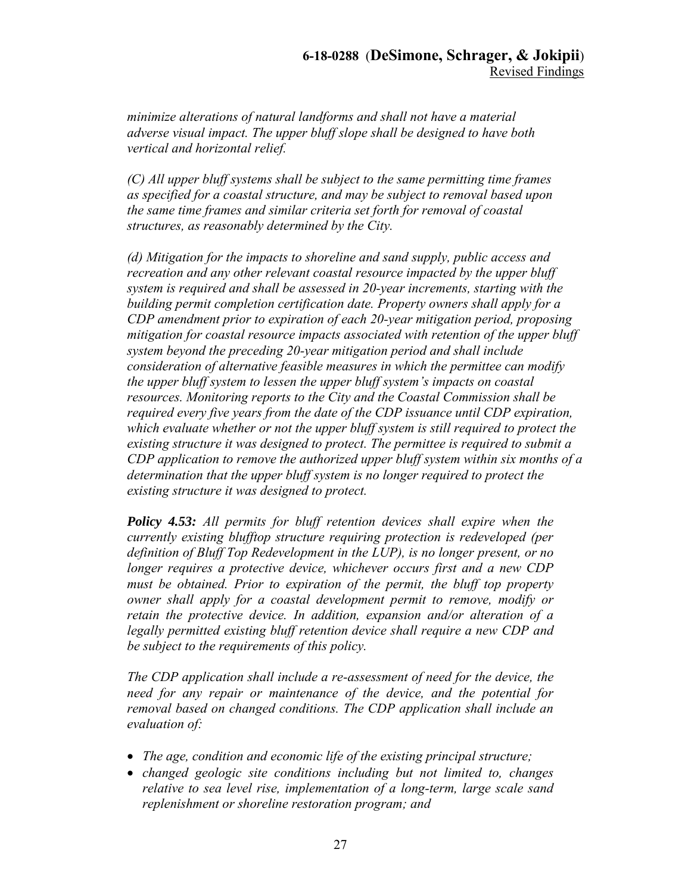*minimize alterations of natural landforms and shall not have a material adverse visual impact. The upper bluff slope shall be designed to have both vertical and horizontal relief.*

*(C) All upper bluff systems shall be subject to the same permitting time frames as specified for a coastal structure, and may be subject to removal based upon the same time frames and similar criteria set forth for removal of coastal structures, as reasonably determined by the City.*

*(d) Mitigation for the impacts to shoreline and sand supply, public access and recreation and any other relevant coastal resource impacted by the upper bluff system is required and shall be assessed in 20-year increments, starting with the building permit completion certification date. Property owners shall apply for a CDP amendment prior to expiration of each 20-year mitigation period, proposing mitigation for coastal resource impacts associated with retention of the upper bluff system beyond the preceding 20-year mitigation period and shall include consideration of alternative feasible measures in which the permittee can modify the upper bluff system to lessen the upper bluff system's impacts on coastal resources. Monitoring reports to the City and the Coastal Commission shall be required every five years from the date of the CDP issuance until CDP expiration, which evaluate whether or not the upper bluff system is still required to protect the existing structure it was designed to protect. The permittee is required to submit a CDP application to remove the authorized upper bluff system within six months of a determination that the upper bluff system is no longer required to protect the existing structure it was designed to protect.*

***Policy 4.53:*** *All permits for bluff retention devices shall expire when the currently existing blufftop structure requiring protection is redeveloped (per definition of Bluff Top Redevelopment in the LUP), is no longer present, or no longer requires a protective device, whichever occurs first and a new CDP must be obtained. Prior to expiration of the permit, the bluff top property owner shall apply for a coastal development permit to remove, modify or retain the protective device. In addition, expansion and/or alteration of a legally permitted existing bluff retention device shall require a new CDP and be subject to the requirements of this policy.*

*The CDP application shall include a re-assessment of need for the device, the need for any repair or maintenance of the device, and the potential for removal based on changed conditions. The CDP application shall include an evaluation of:*

- *The age, condition and economic life of the existing principal structure;*
- *changed geologic site conditions including but not limited to, changes relative to sea level rise, implementation of a long-term, large scale sand replenishment or shoreline restoration program; and*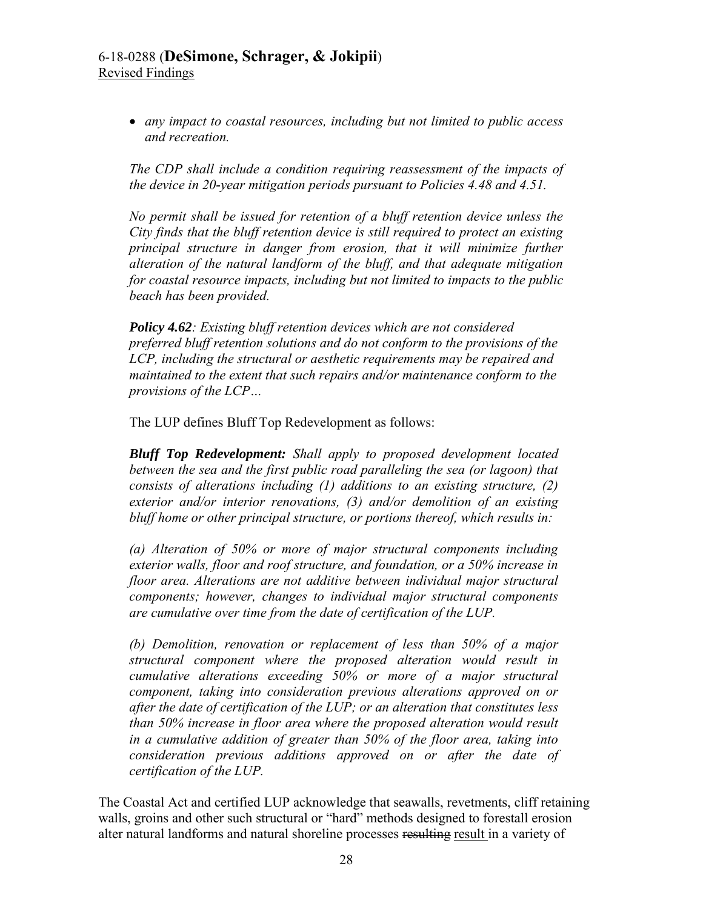- *any impact to coastal resources, including but not limited to public access and recreation.*

*The CDP shall include a condition requiring reassessment of the impacts of the device in 20-year mitigation periods pursuant to Policies 4.48 and 4.51.*

*No permit shall be issued for retention of a bluff retention device unless the City finds that the bluff retention device is still required to protect an existing principal structure in danger from erosion, that it will minimize further alteration of the natural landform of the bluff, and that adequate mitigation for coastal resource impacts, including but not limited to impacts to the public beach has been provided.*

***Policy 4.62****: Existing bluff retention devices which are not considered preferred bluff retention solutions and do not conform to the provisions of the LCP, including the structural or aesthetic requirements may be repaired and maintained to the extent that such repairs and/or maintenance conform to the provisions of the LCP…*

The LUP defines Bluff Top Redevelopment as follows:

***Bluff Top Redevelopment:*** *Shall apply to proposed development located between the sea and the first public road paralleling the sea (or lagoon) that consists of alterations including (1) additions to an existing structure, (2) exterior and/or interior renovations, (3) and/or demolition of an existing bluff home or other principal structure, or portions thereof, which results in:*

*(a) Alteration of 50% or more of major structural components including exterior walls, floor and roof structure, and foundation, or a 50% increase in floor area. Alterations are not additive between individual major structural components; however, changes to individual major structural components are cumulative over time from the date of certification of the LUP.*

*(b) Demolition, renovation or replacement of less than 50% of a major structural component where the proposed alteration would result in cumulative alterations exceeding 50% or more of a major structural component, taking into consideration previous alterations approved on or after the date of certification of the LUP; or an alteration that constitutes less than 50% increase in floor area where the proposed alteration would result in a cumulative addition of greater than 50% of the floor area, taking into consideration previous additions approved on or after the date of certification of the LUP.*

The Coastal Act and certified LUP acknowledge that seawalls, revetments, cliff retaining walls, groins and other such structural or "hard" methods designed to forestall erosion alter natural landforms and natural shoreline processes ~~resulting~~ result in a variety of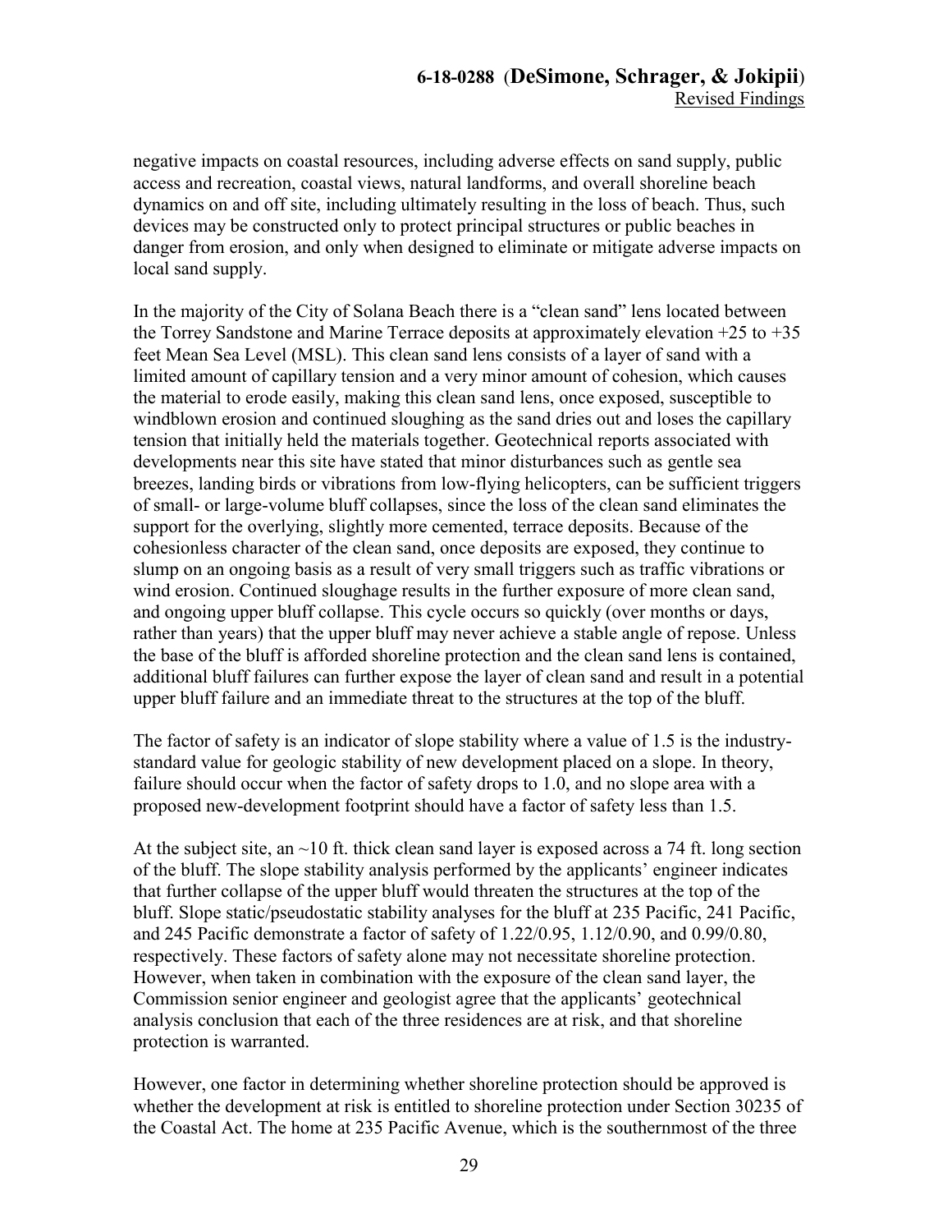negative impacts on coastal resources, including adverse effects on sand supply, public access and recreation, coastal views, natural landforms, and overall shoreline beach dynamics on and off site, including ultimately resulting in the loss of beach. Thus, such devices may be constructed only to protect principal structures or public beaches in danger from erosion, and only when designed to eliminate or mitigate adverse impacts on local sand supply.

In the majority of the City of Solana Beach there is a "clean sand" lens located between the Torrey Sandstone and Marine Terrace deposits at approximately elevation +25 to +35 feet Mean Sea Level (MSL). This clean sand lens consists of a layer of sand with a limited amount of capillary tension and a very minor amount of cohesion, which causes the material to erode easily, making this clean sand lens, once exposed, susceptible to windblown erosion and continued sloughing as the sand dries out and loses the capillary tension that initially held the materials together. Geotechnical reports associated with developments near this site have stated that minor disturbances such as gentle sea breezes, landing birds or vibrations from low-flying helicopters, can be sufficient triggers of small- or large-volume bluff collapses, since the loss of the clean sand eliminates the support for the overlying, slightly more cemented, terrace deposits. Because of the cohesionless character of the clean sand, once deposits are exposed, they continue to slump on an ongoing basis as a result of very small triggers such as traffic vibrations or wind erosion. Continued sloughage results in the further exposure of more clean sand, and ongoing upper bluff collapse. This cycle occurs so quickly (over months or days, rather than years) that the upper bluff may never achieve a stable angle of repose. Unless the base of the bluff is afforded shoreline protection and the clean sand lens is contained, additional bluff failures can further expose the layer of clean sand and result in a potential upper bluff failure and an immediate threat to the structures at the top of the bluff.

The factor of safety is an indicator of slope stability where a value of 1.5 is the industry-standard value for geologic stability of new development placed on a slope. In theory, failure should occur when the factor of safety drops to 1.0, and no slope area with a proposed new-development footprint should have a factor of safety less than 1.5.

At the subject site, an ~10 ft. thick clean sand layer is exposed across a 74 ft. long section of the bluff. The slope stability analysis performed by the applicants' engineer indicates that further collapse of the upper bluff would threaten the structures at the top of the bluff. Slope static/pseudostatic stability analyses for the bluff at 235 Pacific, 241 Pacific, and 245 Pacific demonstrate a factor of safety of 1.22/0.95, 1.12/0.90, and 0.99/0.80, respectively. These factors of safety alone may not necessitate shoreline protection. However, when taken in combination with the exposure of the clean sand layer, the Commission senior engineer and geologist agree that the applicants' geotechnical analysis conclusion that each of the three residences are at risk, and that shoreline protection is warranted.

However, one factor in determining whether shoreline protection should be approved is whether the development at risk is entitled to shoreline protection under Section 30235 of the Coastal Act. The home at 235 Pacific Avenue, which is the southernmost of the three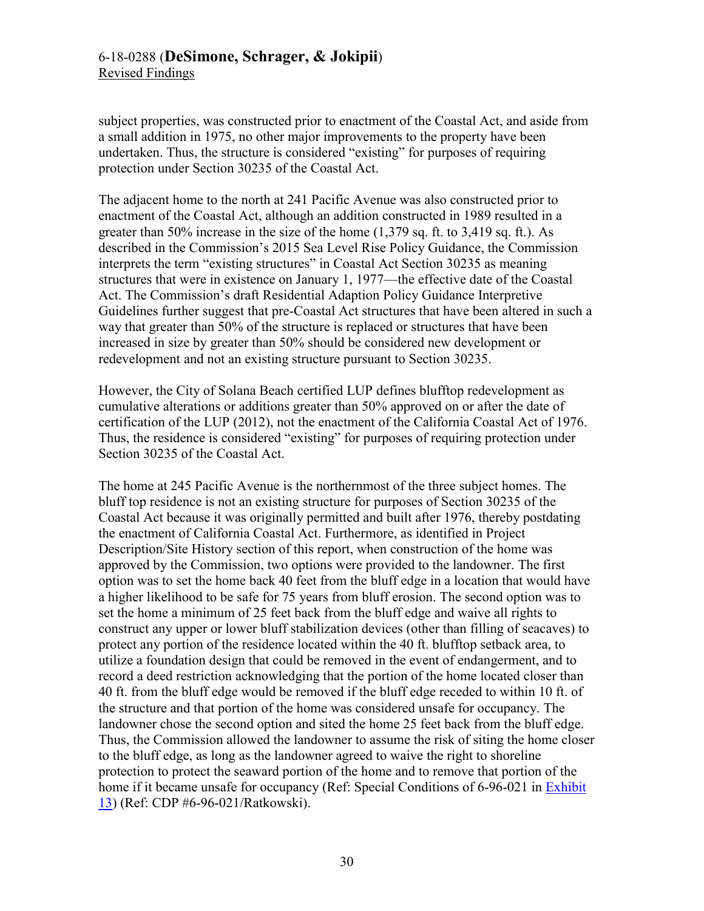subject properties, was constructed prior to enactment of the Coastal Act, and aside from a small addition in 1975, no other major improvements to the property have been undertaken. Thus, the structure is considered "existing" for purposes of requiring protection under Section 30235 of the Coastal Act.

The adjacent home to the north at 241 Pacific Avenue was also constructed prior to enactment of the Coastal Act, although an addition constructed in 1989 resulted in a greater than 50% increase in the size of the home (1,379 sq. ft. to 3,419 sq. ft.). As described in the Commission's 2015 Sea Level Rise Policy Guidance, the Commission interprets the term "existing structures" in Coastal Act Section 30235 as meaning structures that were in existence on January 1, 1977—the effective date of the Coastal Act. The Commission's draft Residential Adaption Policy Guidance Interpretive Guidelines further suggest that pre-Coastal Act structures that have been altered in such a way that greater than 50% of the structure is replaced or structures that have been increased in size by greater than 50% should be considered new development or redevelopment and not an existing structure pursuant to Section 30235.

However, the City of Solana Beach certified LUP defines blufftop redevelopment as cumulative alterations or additions greater than 50% approved on or after the date of certification of the LUP (2012), not the enactment of the California Coastal Act of 1976. Thus, the residence is considered "existing" for purposes of requiring protection under Section 30235 of the Coastal Act.

The home at 245 Pacific Avenue is the northernmost of the three subject homes. The bluff top residence is not an existing structure for purposes of Section 30235 of the Coastal Act because it was originally permitted and built after 1976, thereby postdating the enactment of California Coastal Act. Furthermore, as identified in Project Description/Site History section of this report, when construction of the home was approved by the Commission, two options were provided to the landowner. The first option was to set the home back 40 feet from the bluff edge in a location that would have a higher likelihood to be safe for 75 years from bluff erosion. The second option was to set the home a minimum of 25 feet back from the bluff edge and waive all rights to construct any upper or lower bluff stabilization devices (other than filling of seacaves) to protect any portion of the residence located within the 40 ft. blufftop setback area, to utilize a foundation design that could be removed in the event of endangerment, and to record a deed restriction acknowledging that the portion of the home located closer than 40 ft. from the bluff edge would be removed if the bluff edge receded to within 10 ft. of the structure and that portion of the home was considered unsafe for occupancy. The landowner chose the second option and sited the home 25 feet back from the bluff edge. Thus, the Commission allowed the landowner to assume the risk of siting the home closer to the bluff edge, as long as the landowner agreed to waive the right to shoreline protection to protect the seaward portion of the home and to remove that portion of the home if it became unsafe for occupancy (Ref: Special Conditions of 6-96-021 in Exhibit 13) (Ref: CDP #6-96-021/Ratkowski).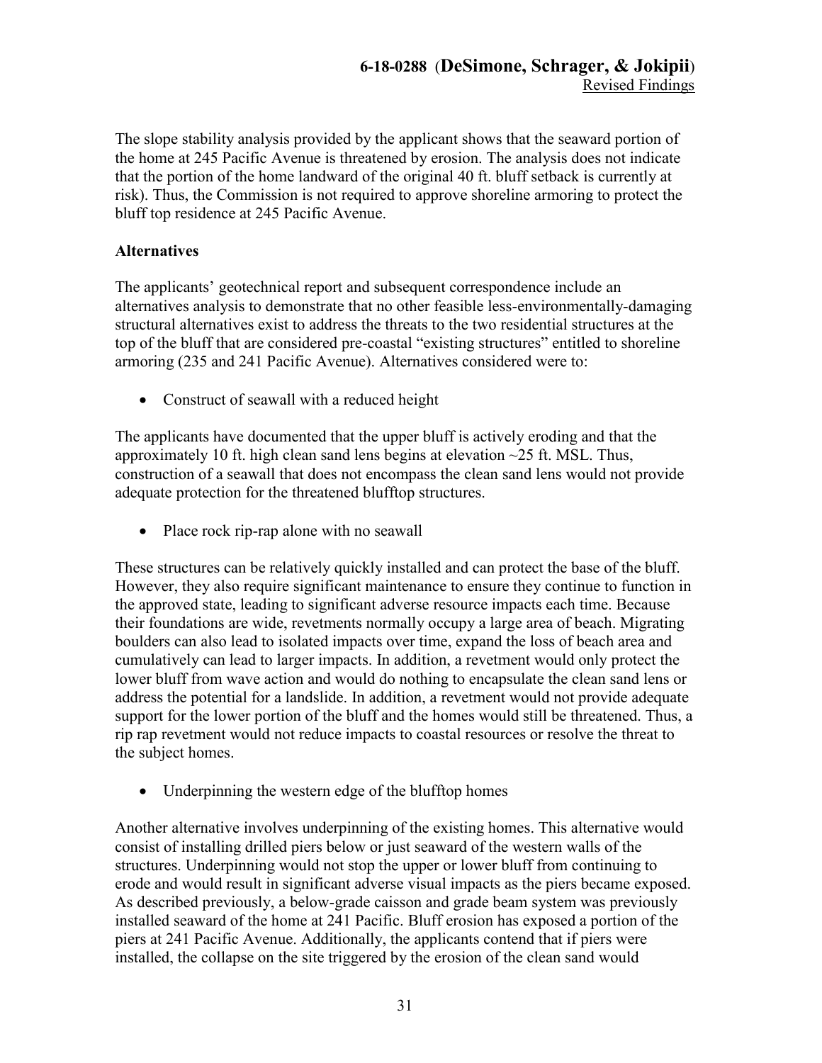The slope stability analysis provided by the applicant shows that the seaward portion of the home at 245 Pacific Avenue is threatened by erosion. The analysis does not indicate that the portion of the home landward of the original 40 ft. bluff setback is currently at risk). Thus, the Commission is not required to approve shoreline armoring to protect the bluff top residence at 245 Pacific Avenue.

**Alternatives**

The applicants' geotechnical report and subsequent correspondence include an alternatives analysis to demonstrate that no other feasible less-environmentally-damaging structural alternatives exist to address the threats to the two residential structures at the top of the bluff that are considered pre-coastal "existing structures" entitled to shoreline armoring (235 and 241 Pacific Avenue). Alternatives considered were to:

- Construct of seawall with a reduced height

The applicants have documented that the upper bluff is actively eroding and that the approximately 10 ft. high clean sand lens begins at elevation ~25 ft. MSL. Thus, construction of a seawall that does not encompass the clean sand lens would not provide adequate protection for the threatened blufftop structures.

- Place rock rip-rap alone with no seawall

These structures can be relatively quickly installed and can protect the base of the bluff. However, they also require significant maintenance to ensure they continue to function in the approved state, leading to significant adverse resource impacts each time. Because their foundations are wide, revetments normally occupy a large area of beach. Migrating boulders can also lead to isolated impacts over time, expand the loss of beach area and cumulatively can lead to larger impacts. In addition, a revetment would only protect the lower bluff from wave action and would do nothing to encapsulate the clean sand lens or address the potential for a landslide. In addition, a revetment would not provide adequate support for the lower portion of the bluff and the homes would still be threatened. Thus, a rip rap revetment would not reduce impacts to coastal resources or resolve the threat to the subject homes.

- Underpinning the western edge of the blufftop homes

Another alternative involves underpinning of the existing homes. This alternative would consist of installing drilled piers below or just seaward of the western walls of the structures. Underpinning would not stop the upper or lower bluff from continuing to erode and would result in significant adverse visual impacts as the piers became exposed. As described previously, a below-grade caisson and grade beam system was previously installed seaward of the home at 241 Pacific. Bluff erosion has exposed a portion of the piers at 241 Pacific Avenue. Additionally, the applicants contend that if piers were installed, the collapse on the site triggered by the erosion of the clean sand would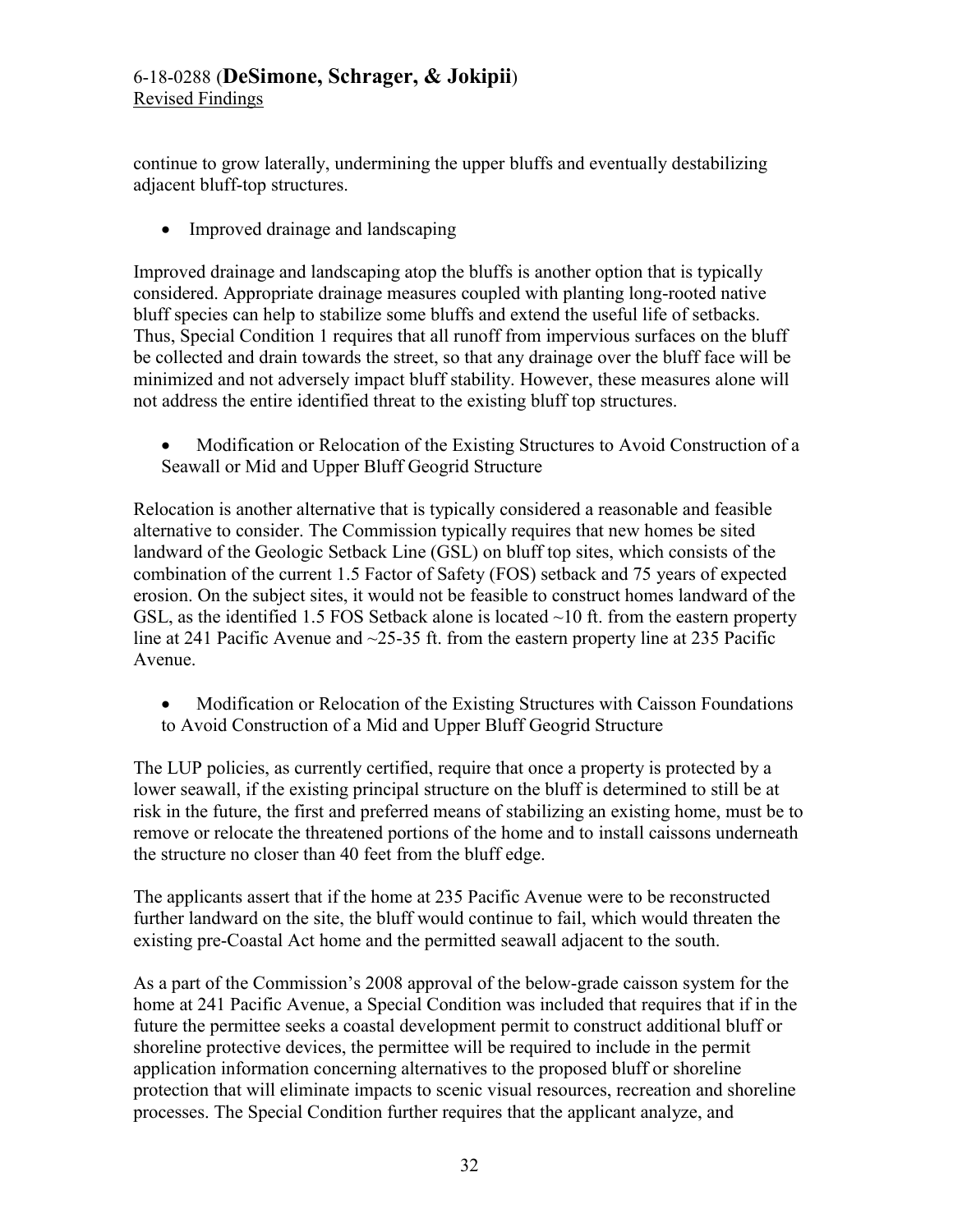continue to grow laterally, undermining the upper bluffs and eventually destabilizing adjacent bluff-top structures.

- Improved drainage and landscaping

Improved drainage and landscaping atop the bluffs is another option that is typically considered. Appropriate drainage measures coupled with planting long-rooted native bluff species can help to stabilize some bluffs and extend the useful life of setbacks. Thus, Special Condition 1 requires that all runoff from impervious surfaces on the bluff be collected and drain towards the street, so that any drainage over the bluff face will be minimized and not adversely impact bluff stability. However, these measures alone will not address the entire identified threat to the existing bluff top structures.

- Modification or Relocation of the Existing Structures to Avoid Construction of a Seawall or Mid and Upper Bluff Geogrid Structure

Relocation is another alternative that is typically considered a reasonable and feasible alternative to consider. The Commission typically requires that new homes be sited landward of the Geologic Setback Line (GSL) on bluff top sites, which consists of the combination of the current 1.5 Factor of Safety (FOS) setback and 75 years of expected erosion. On the subject sites, it would not be feasible to construct homes landward of the GSL, as the identified 1.5 FOS Setback alone is located ~10 ft. from the eastern property line at 241 Pacific Avenue and ~25-35 ft. from the eastern property line at 235 Pacific Avenue.

- Modification or Relocation of the Existing Structures with Caisson Foundations to Avoid Construction of a Mid and Upper Bluff Geogrid Structure

The LUP policies, as currently certified, require that once a property is protected by a lower seawall, if the existing principal structure on the bluff is determined to still be at risk in the future, the first and preferred means of stabilizing an existing home, must be to remove or relocate the threatened portions of the home and to install caissons underneath the structure no closer than 40 feet from the bluff edge.

The applicants assert that if the home at 235 Pacific Avenue were to be reconstructed further landward on the site, the bluff would continue to fail, which would threaten the existing pre-Coastal Act home and the permitted seawall adjacent to the south.

As a part of the Commission's 2008 approval of the below-grade caisson system for the home at 241 Pacific Avenue, a Special Condition was included that requires that if in the future the permittee seeks a coastal development permit to construct additional bluff or shoreline protective devices, the permittee will be required to include in the permit application information concerning alternatives to the proposed bluff or shoreline protection that will eliminate impacts to scenic visual resources, recreation and shoreline processes. The Special Condition further requires that the applicant analyze, and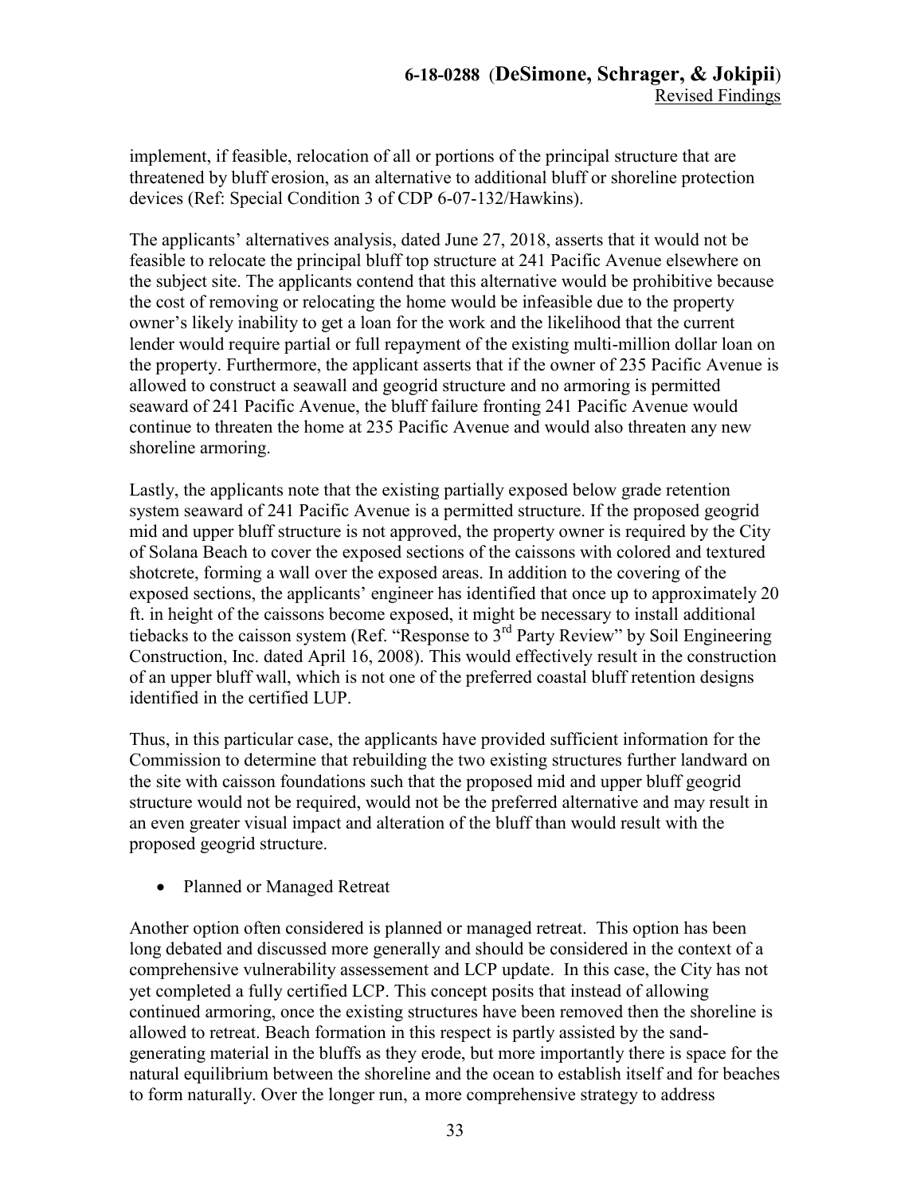implement, if feasible, relocation of all or portions of the principal structure that are threatened by bluff erosion, as an alternative to additional bluff or shoreline protection devices (Ref: Special Condition 3 of CDP 6-07-132/Hawkins).

The applicants' alternatives analysis, dated June 27, 2018, asserts that it would not be feasible to relocate the principal bluff top structure at 241 Pacific Avenue elsewhere on the subject site. The applicants contend that this alternative would be prohibitive because the cost of removing or relocating the home would be infeasible due to the property owner's likely inability to get a loan for the work and the likelihood that the current lender would require partial or full repayment of the existing multi-million dollar loan on the property. Furthermore, the applicant asserts that if the owner of 235 Pacific Avenue is allowed to construct a seawall and geogrid structure and no armoring is permitted seaward of 241 Pacific Avenue, the bluff failure fronting 241 Pacific Avenue would continue to threaten the home at 235 Pacific Avenue and would also threaten any new shoreline armoring.

Lastly, the applicants note that the existing partially exposed below grade retention system seaward of 241 Pacific Avenue is a permitted structure. If the proposed geogrid mid and upper bluff structure is not approved, the property owner is required by the City of Solana Beach to cover the exposed sections of the caissons with colored and textured shotcrete, forming a wall over the exposed areas. In addition to the covering of the exposed sections, the applicants' engineer has identified that once up to approximately 20 ft. in height of the caissons become exposed, it might be necessary to install additional tiebacks to the caisson system (Ref. "Response to 3rd Party Review" by Soil Engineering Construction, Inc. dated April 16, 2008). This would effectively result in the construction of an upper bluff wall, which is not one of the preferred coastal bluff retention designs identified in the certified LUP.

Thus, in this particular case, the applicants have provided sufficient information for the Commission to determine that rebuilding the two existing structures further landward on the site with caisson foundations such that the proposed mid and upper bluff geogrid structure would not be required, would not be the preferred alternative and may result in an even greater visual impact and alteration of the bluff than would result with the proposed geogrid structure.

- Planned or Managed Retreat

Another option often considered is planned or managed retreat. This option has been long debated and discussed more generally and should be considered in the context of a comprehensive vulnerability assessement and LCP update. In this case, the City has not yet completed a fully certified LCP. This concept posits that instead of allowing continued armoring, once the existing structures have been removed then the shoreline is allowed to retreat. Beach formation in this respect is partly assisted by the sand-generating material in the bluffs as they erode, but more importantly there is space for the natural equilibrium between the shoreline and the ocean to establish itself and for beaches to form naturally. Over the longer run, a more comprehensive strategy to address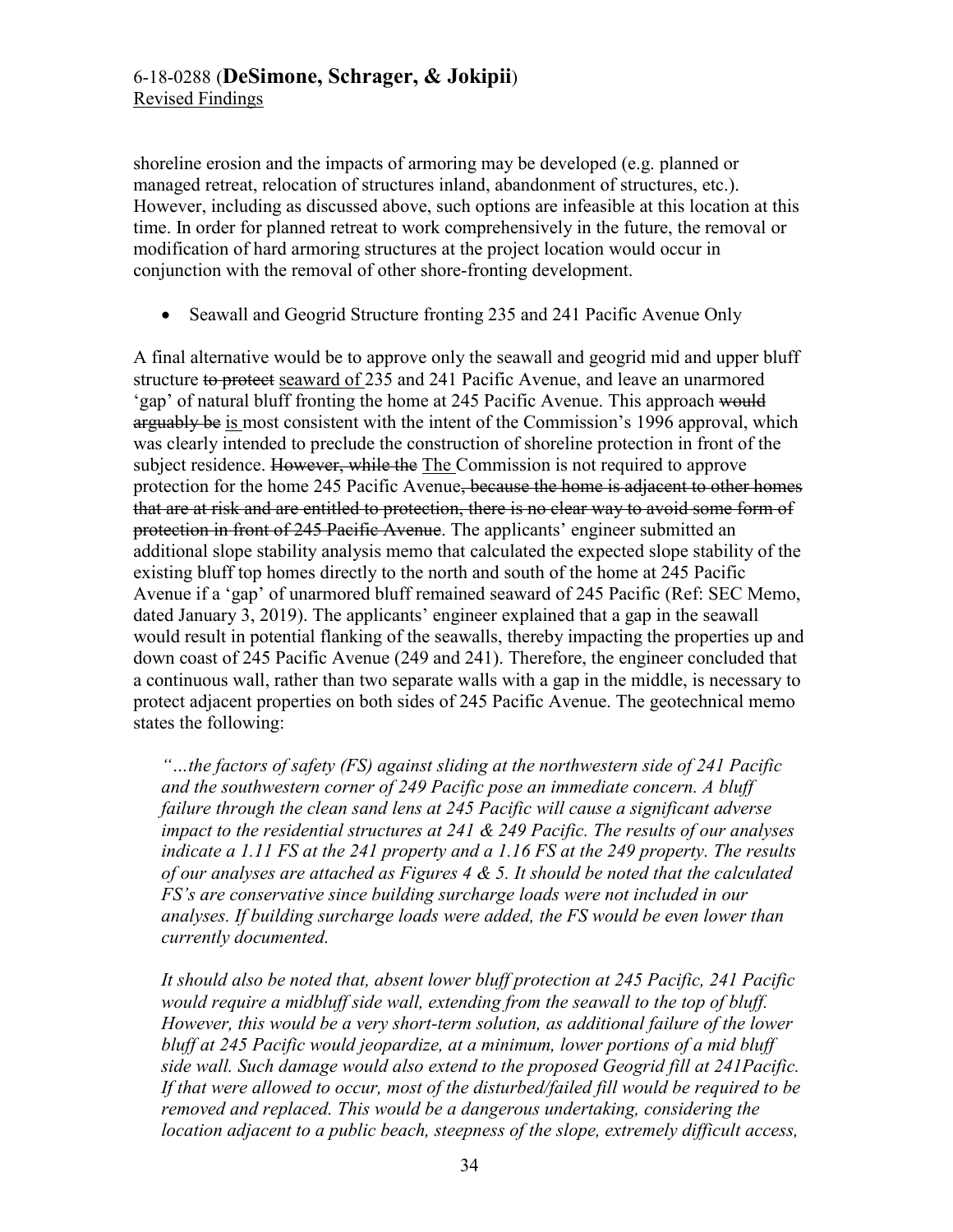shoreline erosion and the impacts of armoring may be developed (e.g. planned or managed retreat, relocation of structures inland, abandonment of structures, etc.). However, including as discussed above, such options are infeasible at this location at this time. In order for planned retreat to work comprehensively in the future, the removal or modification of hard armoring structures at the project location would occur in conjunction with the removal of other shore-fronting development.

- Seawall and Geogrid Structure fronting 235 and 241 Pacific Avenue Only

A final alternative would be to approve only the seawall and geogrid mid and upper bluff structure ~~to protect~~ <u>seaward of</u> 235 and 241 Pacific Avenue, and leave an unarmored 'gap' of natural bluff fronting the home at 245 Pacific Avenue. This approach ~~would arguably be~~ <u>is</u> most consistent with the intent of the Commission's 1996 approval, which was clearly intended to preclude the construction of shoreline protection in front of the subject residence. ~~However, while the~~ <u>The</u> Commission is not required to approve protection for the home 245 Pacific Avenue~~, because the home is adjacent to other homes that are at risk and are entitled to protection, there is no clear way to avoid some form of protection in front of 245 Pacific Avenue~~. The applicants' engineer submitted an additional slope stability analysis memo that calculated the expected slope stability of the existing bluff top homes directly to the north and south of the home at 245 Pacific Avenue if a 'gap' of unarmored bluff remained seaward of 245 Pacific (Ref: SEC Memo, dated January 3, 2019). The applicants' engineer explained that a gap in the seawall would result in potential flanking of the seawalls, thereby impacting the properties up and down coast of 245 Pacific Avenue (249 and 241). Therefore, the engineer concluded that a continuous wall, rather than two separate walls with a gap in the middle, is necessary to protect adjacent properties on both sides of 245 Pacific Avenue. The geotechnical memo states the following:

> *"…the factors of safety (FS) against sliding at the northwestern side of 241 Pacific and the southwestern corner of 249 Pacific pose an immediate concern. A bluff failure through the clean sand lens at 245 Pacific will cause a significant adverse impact to the residential structures at 241 & 249 Pacific. The results of our analyses indicate a 1.11 FS at the 241 property and a 1.16 FS at the 249 property. The results of our analyses are attached as Figures 4 & 5. It should be noted that the calculated FS's are conservative since building surcharge loads were not included in our analyses. If building surcharge loads were added, the FS would be even lower than currently documented.*
>
> *It should also be noted that, absent lower bluff protection at 245 Pacific, 241 Pacific would require a midbluff side wall, extending from the seawall to the top of bluff. However, this would be a very short-term solution, as additional failure of the lower bluff at 245 Pacific would jeopardize, at a minimum, lower portions of a mid bluff side wall. Such damage would also extend to the proposed Geogrid fill at 241Pacific. If that were allowed to occur, most of the disturbed/failed fill would be required to be removed and replaced. This would be a dangerous undertaking, considering the location adjacent to a public beach, steepness of the slope, extremely difficult access,*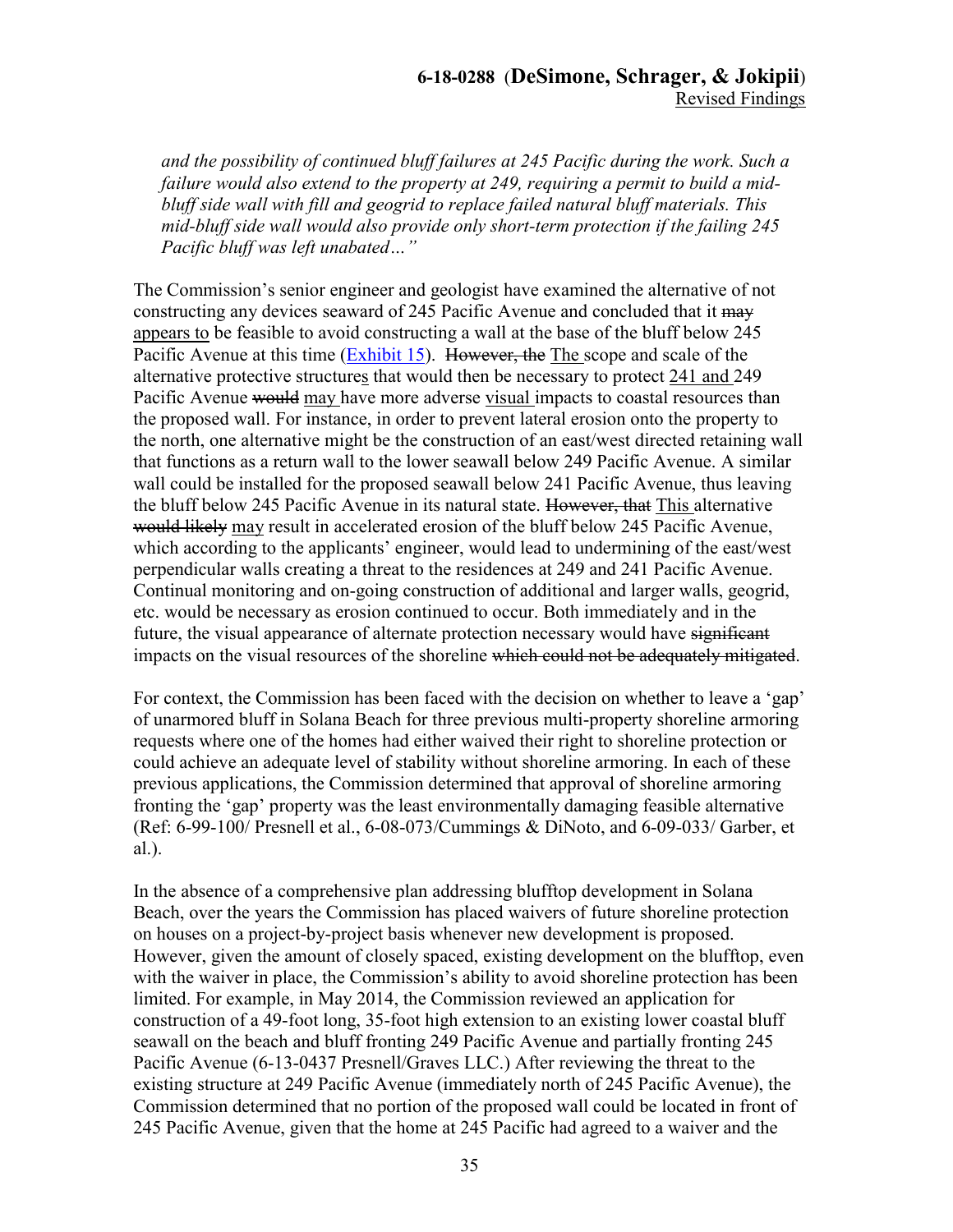*and the possibility of continued bluff failures at 245 Pacific during the work. Such a failure would also extend to the property at 249, requiring a permit to build a mid-bluff side wall with fill and geogrid to replace failed natural bluff materials. This mid-bluff side wall would also provide only short-term protection if the failing 245 Pacific bluff was left unabated…"*

The Commission's senior engineer and geologist have examined the alternative of not constructing any devices seaward of 245 Pacific Avenue and concluded that it ~~may~~ <u>appears to</u> be feasible to avoid constructing a wall at the base of the bluff below 245 Pacific Avenue at this time (Exhibit 15). ~~However, the~~ <u>The</u> scope and scale of the alternative protective structure<u>s</u> that would then be necessary to protect <u>241 and</u> 249 Pacific Avenue ~~would~~ <u>may</u> have more adverse <u>visual</u> impacts to coastal resources than the proposed wall. For instance, in order to prevent lateral erosion onto the property to the north, one alternative might be the construction of an east/west directed retaining wall that functions as a return wall to the lower seawall below 249 Pacific Avenue. A similar wall could be installed for the proposed seawall below 241 Pacific Avenue, thus leaving the bluff below 245 Pacific Avenue in its natural state. ~~However, that~~ <u>This</u> alternative ~~would likely~~ <u>may</u> result in accelerated erosion of the bluff below 245 Pacific Avenue, which according to the applicants' engineer, would lead to undermining of the east/west perpendicular walls creating a threat to the residences at 249 and 241 Pacific Avenue. Continual monitoring and on-going construction of additional and larger walls, geogrid, etc. would be necessary as erosion continued to occur. Both immediately and in the future, the visual appearance of alternate protection necessary would have ~~significant~~ impacts on the visual resources of the shoreline ~~which could not be adequately mitigated~~.

For context, the Commission has been faced with the decision on whether to leave a 'gap' of unarmored bluff in Solana Beach for three previous multi-property shoreline armoring requests where one of the homes had either waived their right to shoreline protection or could achieve an adequate level of stability without shoreline armoring. In each of these previous applications, the Commission determined that approval of shoreline armoring fronting the 'gap' property was the least environmentally damaging feasible alternative (Ref: 6-99-100/ Presnell et al., 6-08-073/Cummings & DiNoto, and 6-09-033/ Garber, et al.).

In the absence of a comprehensive plan addressing blufftop development in Solana Beach, over the years the Commission has placed waivers of future shoreline protection on houses on a project-by-project basis whenever new development is proposed. However, given the amount of closely spaced, existing development on the blufftop, even with the waiver in place, the Commission's ability to avoid shoreline protection has been limited. For example, in May 2014, the Commission reviewed an application for construction of a 49-foot long, 35-foot high extension to an existing lower coastal bluff seawall on the beach and bluff fronting 249 Pacific Avenue and partially fronting 245 Pacific Avenue (6-13-0437 Presnell/Graves LLC.) After reviewing the threat to the existing structure at 249 Pacific Avenue (immediately north of 245 Pacific Avenue), the Commission determined that no portion of the proposed wall could be located in front of 245 Pacific Avenue, given that the home at 245 Pacific had agreed to a waiver and the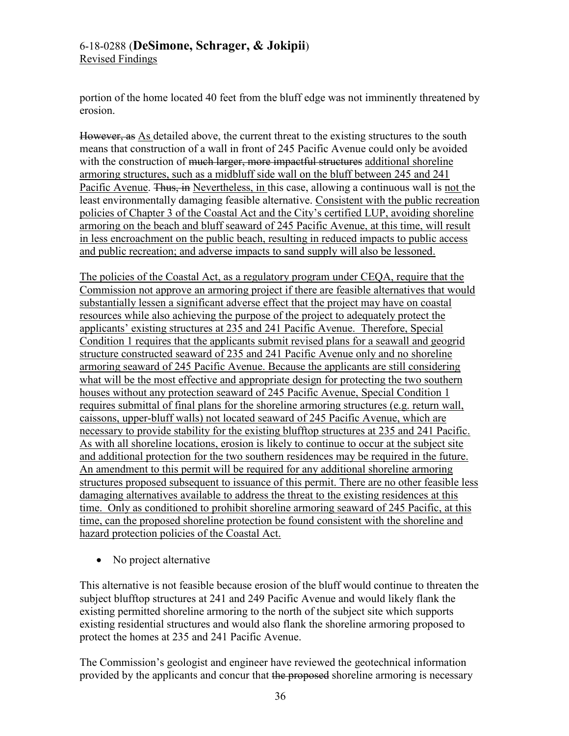portion of the home located 40 feet from the bluff edge was not imminently threatened by erosion.

~~However, as~~ <u>As</u> detailed above, the current threat to the existing structures to the south means that construction of a wall in front of 245 Pacific Avenue could only be avoided with the construction of ~~much larger, more impactful structures~~ <u>additional shoreline armoring structures, such as a midbluff side wall on the bluff between 245 and 241 Pacific Avenue</u>. ~~Thus, in~~ <u>Nevertheless, in</u> this case, allowing a continuous wall is <u>not</u> the least environmentally damaging feasible alternative. <u>Consistent with the public recreation policies of Chapter 3 of the Coastal Act and the City's certified LUP, avoiding shoreline armoring on the beach and bluff seaward of 245 Pacific Avenue, at this time, will result in less encroachment on the public beach, resulting in reduced impacts to public access and public recreation; and adverse impacts to sand supply will also be lessoned.</u>

<u>The policies of the Coastal Act, as a regulatory program under CEQA, require that the Commission not approve an armoring project if there are feasible alternatives that would substantially lessen a significant adverse effect that the project may have on coastal resources while also achieving the purpose of the project to adequately protect the applicants' existing structures at 235 and 241 Pacific Avenue. Therefore, Special Condition 1 requires that the applicants submit revised plans for a seawall and geogrid structure constructed seaward of 235 and 241 Pacific Avenue only and no shoreline armoring seaward of 245 Pacific Avenue. Because the applicants are still considering what will be the most effective and appropriate design for protecting the two southern houses without any protection seaward of 245 Pacific Avenue, Special Condition 1 requires submittal of final plans for the shoreline armoring structures (e.g. return wall, caissons, upper-bluff walls) not located seaward of 245 Pacific Avenue, which are necessary to provide stability for the existing blufftop structures at 235 and 241 Pacific. As with all shoreline locations, erosion is likely to continue to occur at the subject site and additional protection for the two southern residences may be required in the future. An amendment to this permit will be required for any additional shoreline armoring structures proposed subsequent to issuance of this permit. There are no other feasible less damaging alternatives available to address the threat to the existing residences at this time. Only as conditioned to prohibit shoreline armoring seaward of 245 Pacific, at this time, can the proposed shoreline protection be found consistent with the shoreline and hazard protection policies of the Coastal Act.</u>

- No project alternative

This alternative is not feasible because erosion of the bluff would continue to threaten the subject blufftop structures at 241 and 249 Pacific Avenue and would likely flank the existing permitted shoreline armoring to the north of the subject site which supports existing residential structures and would also flank the shoreline armoring proposed to protect the homes at 235 and 241 Pacific Avenue.

The Commission's geologist and engineer have reviewed the geotechnical information provided by the applicants and concur that ~~the proposed~~ shoreline armoring is necessary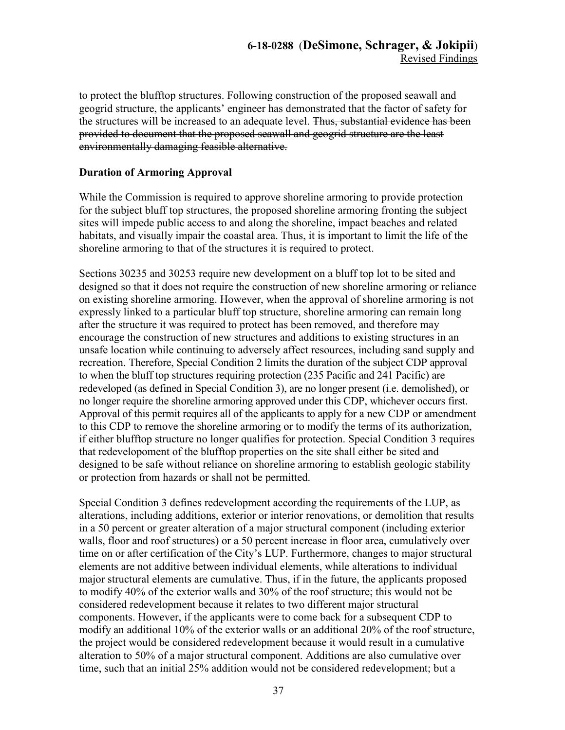to protect the blufftop structures. Following construction of the proposed seawall and geogrid structure, the applicants' engineer has demonstrated that the factor of safety for the structures will be increased to an adequate level. ~~Thus, substantial evidence has been provided to document that the proposed seawall and geogrid structure are the least environmentally damaging feasible alternative.~~

**Duration of Armoring Approval**

While the Commission is required to approve shoreline armoring to provide protection for the subject bluff top structures, the proposed shoreline armoring fronting the subject sites will impede public access to and along the shoreline, impact beaches and related habitats, and visually impair the coastal area. Thus, it is important to limit the life of the shoreline armoring to that of the structures it is required to protect.

Sections 30235 and 30253 require new development on a bluff top lot to be sited and designed so that it does not require the construction of new shoreline armoring or reliance on existing shoreline armoring. However, when the approval of shoreline armoring is not expressly linked to a particular bluff top structure, shoreline armoring can remain long after the structure it was required to protect has been removed, and therefore may encourage the construction of new structures and additions to existing structures in an unsafe location while continuing to adversely affect resources, including sand supply and recreation. Therefore, Special Condition 2 limits the duration of the subject CDP approval to when the bluff top structures requiring protection (235 Pacific and 241 Pacific) are redeveloped (as defined in Special Condition 3), are no longer present (i.e. demolished), or no longer require the shoreline armoring approved under this CDP, whichever occurs first. Approval of this permit requires all of the applicants to apply for a new CDP or amendment to this CDP to remove the shoreline armoring or to modify the terms of its authorization, if either blufftop structure no longer qualifies for protection. Special Condition 3 requires that redevelopoment of the blufftop properties on the site shall either be sited and designed to be safe without reliance on shoreline armoring to establish geologic stability or protection from hazards or shall not be permitted.

Special Condition 3 defines redevelopment according the requirements of the LUP, as alterations, including additions, exterior or interior renovations, or demolition that results in a 50 percent or greater alteration of a major structural component (including exterior walls, floor and roof structures) or a 50 percent increase in floor area, cumulatively over time on or after certification of the City's LUP. Furthermore, changes to major structural elements are not additive between individual elements, while alterations to individual major structural elements are cumulative. Thus, if in the future, the applicants proposed to modify 40% of the exterior walls and 30% of the roof structure; this would not be considered redevelopment because it relates to two different major structural components. However, if the applicants were to come back for a subsequent CDP to modify an additional 10% of the exterior walls or an additional 20% of the roof structure, the project would be considered redevelopment because it would result in a cumulative alteration to 50% of a major structural component. Additions are also cumulative over time, such that an initial 25% addition would not be considered redevelopment; but a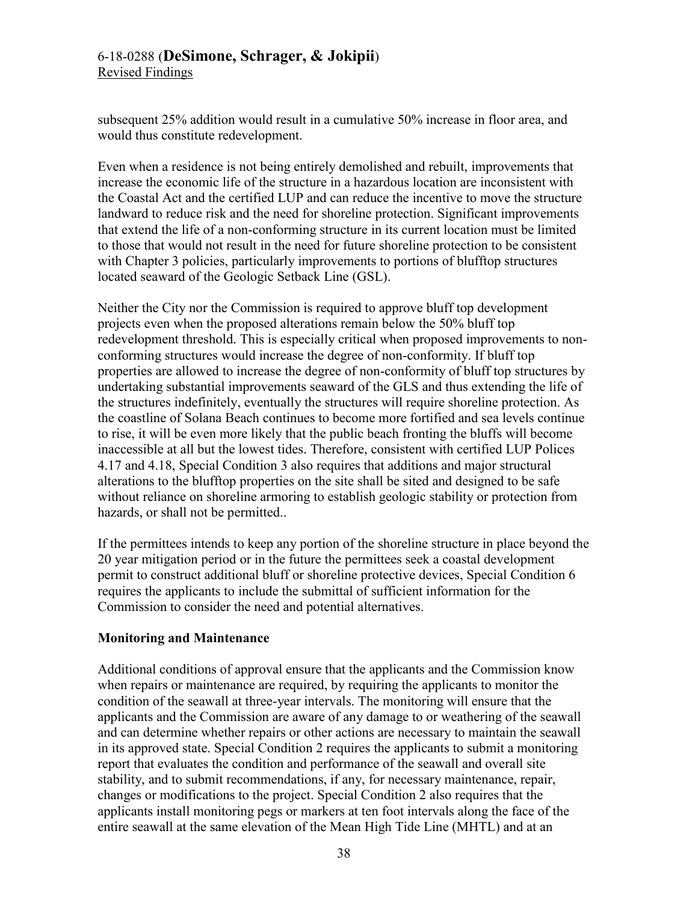subsequent 25% addition would result in a cumulative 50% increase in floor area, and would thus constitute redevelopment.

Even when a residence is not being entirely demolished and rebuilt, improvements that increase the economic life of the structure in a hazardous location are inconsistent with the Coastal Act and the certified LUP and can reduce the incentive to move the structure landward to reduce risk and the need for shoreline protection. Significant improvements that extend the life of a non-conforming structure in its current location must be limited to those that would not result in the need for future shoreline protection to be consistent with Chapter 3 policies, particularly improvements to portions of blufftop structures located seaward of the Geologic Setback Line (GSL).

Neither the City nor the Commission is required to approve bluff top development projects even when the proposed alterations remain below the 50% bluff top redevelopment threshold. This is especially critical when proposed improvements to non-conforming structures would increase the degree of non-conformity. If bluff top properties are allowed to increase the degree of non-conformity of bluff top structures by undertaking substantial improvements seaward of the GLS and thus extending the life of the structures indefinitely, eventually the structures will require shoreline protection. As the coastline of Solana Beach continues to become more fortified and sea levels continue to rise, it will be even more likely that the public beach fronting the bluffs will become inaccessible at all but the lowest tides. Therefore, consistent with certified LUP Polices 4.17 and 4.18, Special Condition 3 also requires that additions and major structural alterations to the blufftop properties on the site shall be sited and designed to be safe without reliance on shoreline armoring to establish geologic stability or protection from hazards, or shall not be permitted..

If the permittees intends to keep any portion of the shoreline structure in place beyond the 20 year mitigation period or in the future the permittees seek a coastal development permit to construct additional bluff or shoreline protective devices, Special Condition 6 requires the applicants to include the submittal of sufficient information for the Commission to consider the need and potential alternatives.

**Monitoring and Maintenance**

Additional conditions of approval ensure that the applicants and the Commission know when repairs or maintenance are required, by requiring the applicants to monitor the condition of the seawall at three-year intervals. The monitoring will ensure that the applicants and the Commission are aware of any damage to or weathering of the seawall and can determine whether repairs or other actions are necessary to maintain the seawall in its approved state. Special Condition 2 requires the applicants to submit a monitoring report that evaluates the condition and performance of the seawall and overall site stability, and to submit recommendations, if any, for necessary maintenance, repair, changes or modifications to the project. Special Condition 2 also requires that the applicants install monitoring pegs or markers at ten foot intervals along the face of the entire seawall at the same elevation of the Mean High Tide Line (MHTL) and at an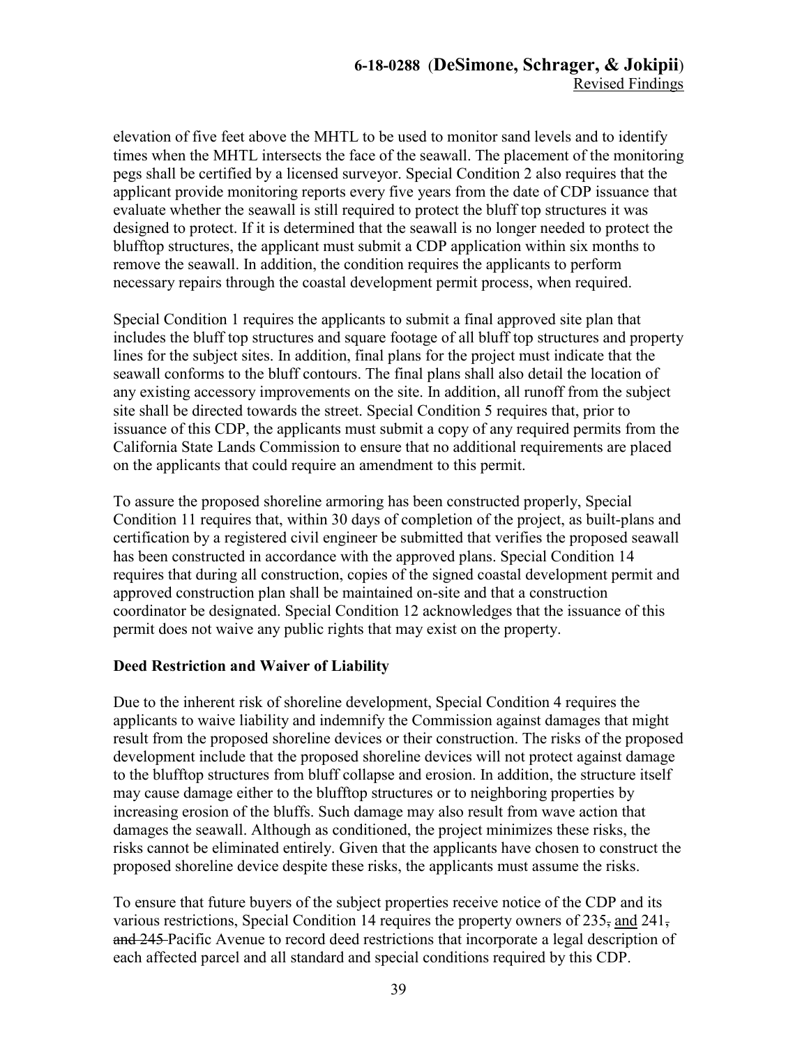elevation of five feet above the MHTL to be used to monitor sand levels and to identify times when the MHTL intersects the face of the seawall. The placement of the monitoring pegs shall be certified by a licensed surveyor. Special Condition 2 also requires that the applicant provide monitoring reports every five years from the date of CDP issuance that evaluate whether the seawall is still required to protect the bluff top structures it was designed to protect. If it is determined that the seawall is no longer needed to protect the blufftop structures, the applicant must submit a CDP application within six months to remove the seawall. In addition, the condition requires the applicants to perform necessary repairs through the coastal development permit process, when required.

Special Condition 1 requires the applicants to submit a final approved site plan that includes the bluff top structures and square footage of all bluff top structures and property lines for the subject sites. In addition, final plans for the project must indicate that the seawall conforms to the bluff contours. The final plans shall also detail the location of any existing accessory improvements on the site. In addition, all runoff from the subject site shall be directed towards the street. Special Condition 5 requires that, prior to issuance of this CDP, the applicants must submit a copy of any required permits from the California State Lands Commission to ensure that no additional requirements are placed on the applicants that could require an amendment to this permit.

To assure the proposed shoreline armoring has been constructed properly, Special Condition 11 requires that, within 30 days of completion of the project, as built-plans and certification by a registered civil engineer be submitted that verifies the proposed seawall has been constructed in accordance with the approved plans. Special Condition 14 requires that during all construction, copies of the signed coastal development permit and approved construction plan shall be maintained on-site and that a construction coordinator be designated. Special Condition 12 acknowledges that the issuance of this permit does not waive any public rights that may exist on the property.

**Deed Restriction and Waiver of Liability**

Due to the inherent risk of shoreline development, Special Condition 4 requires the applicants to waive liability and indemnify the Commission against damages that might result from the proposed shoreline devices or their construction. The risks of the proposed development include that the proposed shoreline devices will not protect against damage to the blufftop structures from bluff collapse and erosion. In addition, the structure itself may cause damage either to the blufftop structures or to neighboring properties by increasing erosion of the bluffs. Such damage may also result from wave action that damages the seawall. Although as conditioned, the project minimizes these risks, the risks cannot be eliminated entirely. Given that the applicants have chosen to construct the proposed shoreline device despite these risks, the applicants must assume the risks.

To ensure that future buyers of the subject properties receive notice of the CDP and its various restrictions, Special Condition 14 requires the property owners of 235~~,~~ <u>and</u> 241~~, and 245~~ Pacific Avenue to record deed restrictions that incorporate a legal description of each affected parcel and all standard and special conditions required by this CDP.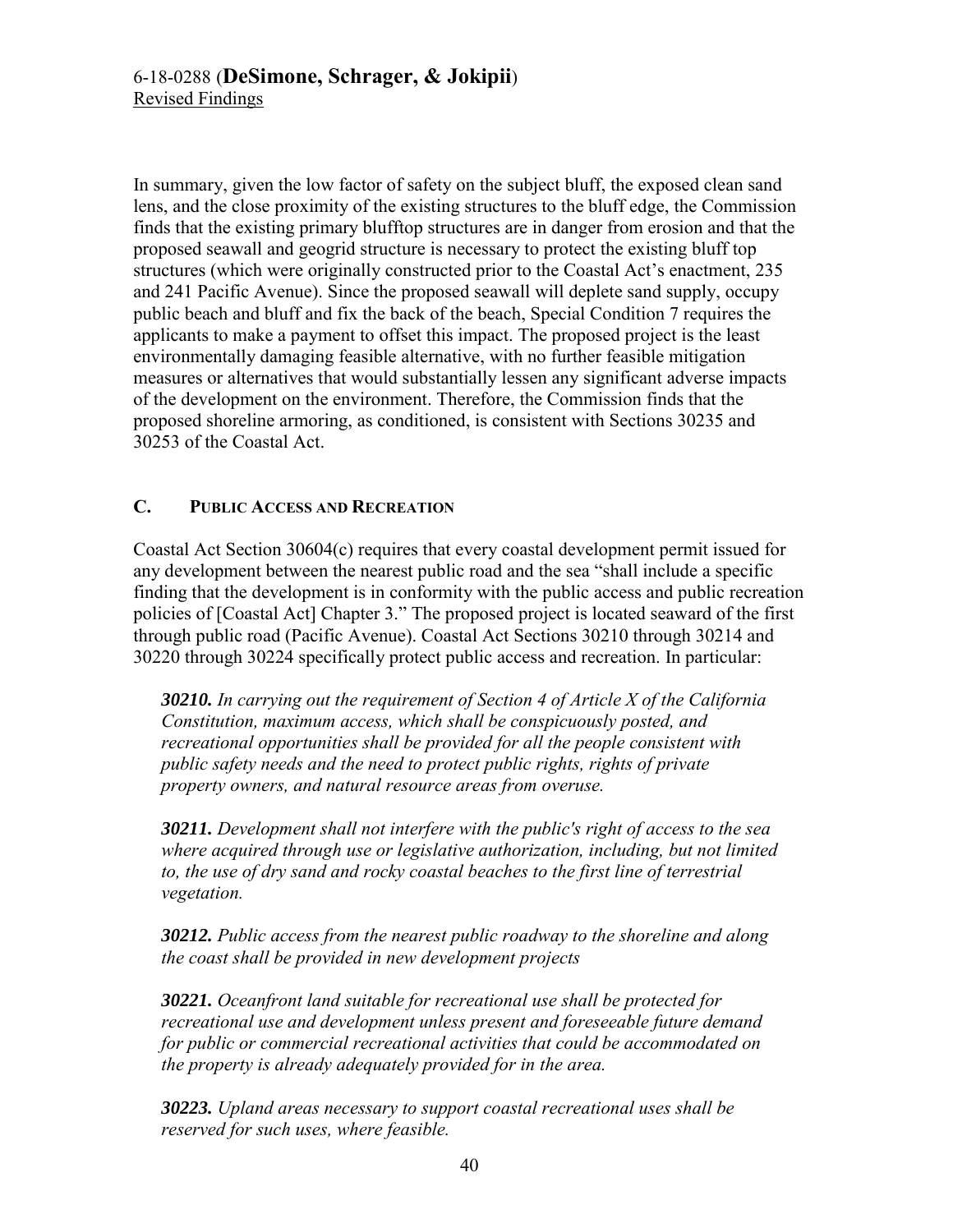In summary, given the low factor of safety on the subject bluff, the exposed clean sand lens, and the close proximity of the existing structures to the bluff edge, the Commission finds that the existing primary blufftop structures are in danger from erosion and that the proposed seawall and geogrid structure is necessary to protect the existing bluff top structures (which were originally constructed prior to the Coastal Act's enactment, 235 and 241 Pacific Avenue). Since the proposed seawall will deplete sand supply, occupy public beach and bluff and fix the back of the beach, Special Condition 7 requires the applicants to make a payment to offset this impact. The proposed project is the least environmentally damaging feasible alternative, with no further feasible mitigation measures or alternatives that would substantially lessen any significant adverse impacts of the development on the environment. Therefore, the Commission finds that the proposed shoreline armoring, as conditioned, is consistent with Sections 30235 and 30253 of the Coastal Act.

## C. PUBLIC ACCESS AND RECREATION

Coastal Act Section 30604(c) requires that every coastal development permit issued for any development between the nearest public road and the sea "shall include a specific finding that the development is in conformity with the public access and public recreation policies of [Coastal Act] Chapter 3." The proposed project is located seaward of the first through public road (Pacific Avenue). Coastal Act Sections 30210 through 30214 and 30220 through 30224 specifically protect public access and recreation. In particular:

> ***30210.*** *In carrying out the requirement of Section 4 of Article X of the California Constitution, maximum access, which shall be conspicuously posted, and recreational opportunities shall be provided for all the people consistent with public safety needs and the need to protect public rights, rights of private property owners, and natural resource areas from overuse.*
>
> ***30211.*** *Development shall not interfere with the public's right of access to the sea where acquired through use or legislative authorization, including, but not limited to, the use of dry sand and rocky coastal beaches to the first line of terrestrial vegetation.*
>
> ***30212.*** *Public access from the nearest public roadway to the shoreline and along the coast shall be provided in new development projects*
>
> ***30221.*** *Oceanfront land suitable for recreational use shall be protected for recreational use and development unless present and foreseeable future demand for public or commercial recreational activities that could be accommodated on the property is already adequately provided for in the area.*
>
> ***30223.*** *Upland areas necessary to support coastal recreational uses shall be reserved for such uses, where feasible.*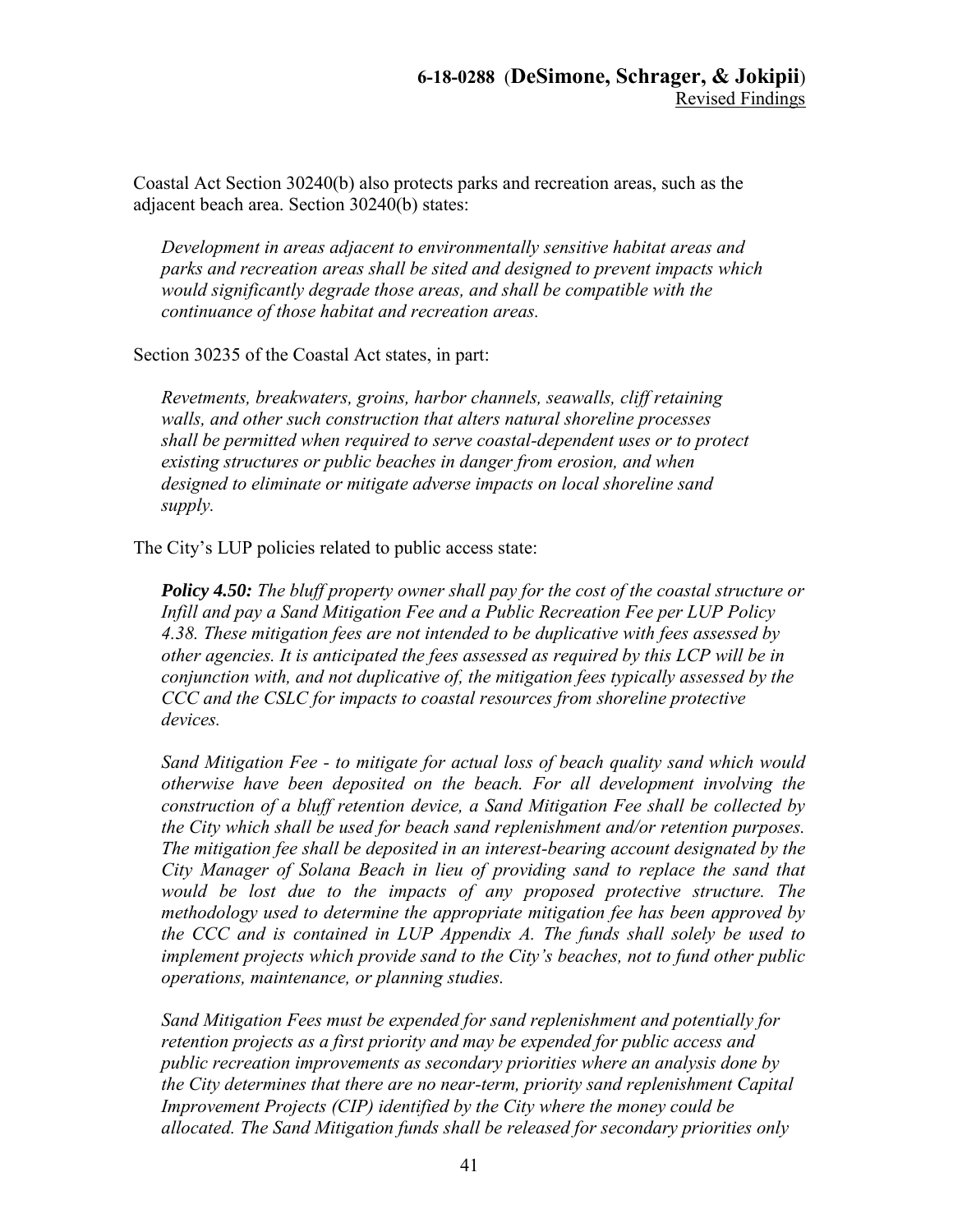Coastal Act Section 30240(b) also protects parks and recreation areas, such as the adjacent beach area. Section 30240(b) states:

> *Development in areas adjacent to environmentally sensitive habitat areas and parks and recreation areas shall be sited and designed to prevent impacts which would significantly degrade those areas, and shall be compatible with the continuance of those habitat and recreation areas.*

Section 30235 of the Coastal Act states, in part:

> *Revetments, breakwaters, groins, harbor channels, seawalls, cliff retaining walls, and other such construction that alters natural shoreline processes shall be permitted when required to serve coastal-dependent uses or to protect existing structures or public beaches in danger from erosion, and when designed to eliminate or mitigate adverse impacts on local shoreline sand supply.*

The City's LUP policies related to public access state:

> ***Policy 4.50:*** *The bluff property owner shall pay for the cost of the coastal structure or Infill and pay a Sand Mitigation Fee and a Public Recreation Fee per LUP Policy 4.38. These mitigation fees are not intended to be duplicative with fees assessed by other agencies. It is anticipated the fees assessed as required by this LCP will be in conjunction with, and not duplicative of, the mitigation fees typically assessed by the CCC and the CSLC for impacts to coastal resources from shoreline protective devices.*
>
> *Sand Mitigation Fee - to mitigate for actual loss of beach quality sand which would otherwise have been deposited on the beach. For all development involving the construction of a bluff retention device, a Sand Mitigation Fee shall be collected by the City which shall be used for beach sand replenishment and/or retention purposes. The mitigation fee shall be deposited in an interest-bearing account designated by the City Manager of Solana Beach in lieu of providing sand to replace the sand that would be lost due to the impacts of any proposed protective structure. The methodology used to determine the appropriate mitigation fee has been approved by the CCC and is contained in LUP Appendix A. The funds shall solely be used to implement projects which provide sand to the City's beaches, not to fund other public operations, maintenance, or planning studies.*
>
> *Sand Mitigation Fees must be expended for sand replenishment and potentially for retention projects as a first priority and may be expended for public access and public recreation improvements as secondary priorities where an analysis done by the City determines that there are no near-term, priority sand replenishment Capital Improvement Projects (CIP) identified by the City where the money could be allocated. The Sand Mitigation funds shall be released for secondary priorities only*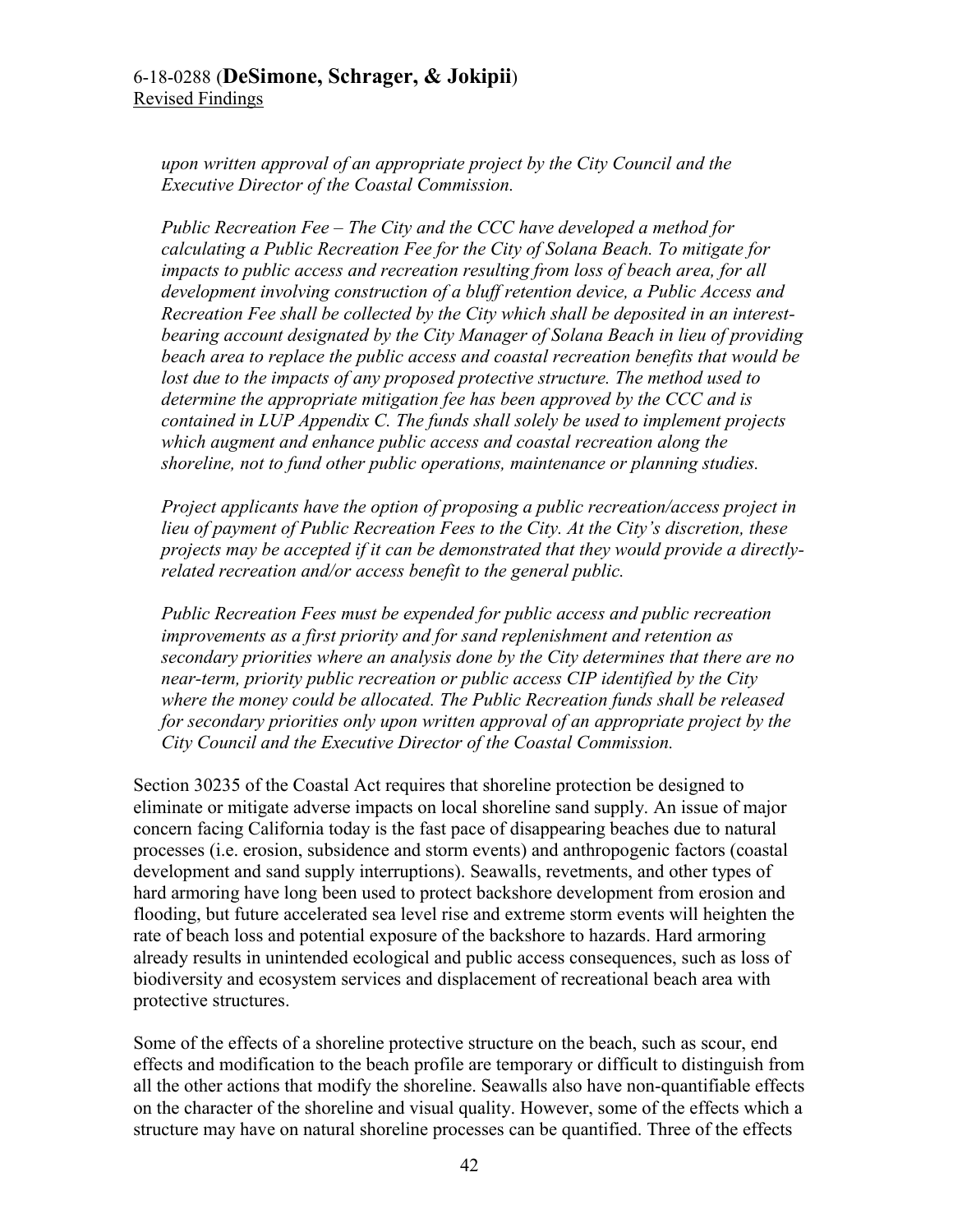*upon written approval of an appropriate project by the City Council and the Executive Director of the Coastal Commission.*

*Public Recreation Fee – The City and the CCC have developed a method for calculating a Public Recreation Fee for the City of Solana Beach. To mitigate for impacts to public access and recreation resulting from loss of beach area, for all development involving construction of a bluff retention device, a Public Access and Recreation Fee shall be collected by the City which shall be deposited in an interest-bearing account designated by the City Manager of Solana Beach in lieu of providing beach area to replace the public access and coastal recreation benefits that would be lost due to the impacts of any proposed protective structure. The method used to determine the appropriate mitigation fee has been approved by the CCC and is contained in LUP Appendix C. The funds shall solely be used to implement projects which augment and enhance public access and coastal recreation along the shoreline, not to fund other public operations, maintenance or planning studies.*

*Project applicants have the option of proposing a public recreation/access project in lieu of payment of Public Recreation Fees to the City. At the City's discretion, these projects may be accepted if it can be demonstrated that they would provide a directly-related recreation and/or access benefit to the general public.*

*Public Recreation Fees must be expended for public access and public recreation improvements as a first priority and for sand replenishment and retention as secondary priorities where an analysis done by the City determines that there are no near-term, priority public recreation or public access CIP identified by the City where the money could be allocated. The Public Recreation funds shall be released for secondary priorities only upon written approval of an appropriate project by the City Council and the Executive Director of the Coastal Commission.*

Section 30235 of the Coastal Act requires that shoreline protection be designed to eliminate or mitigate adverse impacts on local shoreline sand supply. An issue of major concern facing California today is the fast pace of disappearing beaches due to natural processes (i.e. erosion, subsidence and storm events) and anthropogenic factors (coastal development and sand supply interruptions). Seawalls, revetments, and other types of hard armoring have long been used to protect backshore development from erosion and flooding, but future accelerated sea level rise and extreme storm events will heighten the rate of beach loss and potential exposure of the backshore to hazards. Hard armoring already results in unintended ecological and public access consequences, such as loss of biodiversity and ecosystem services and displacement of recreational beach area with protective structures.

Some of the effects of a shoreline protective structure on the beach, such as scour, end effects and modification to the beach profile are temporary or difficult to distinguish from all the other actions that modify the shoreline. Seawalls also have non-quantifiable effects on the character of the shoreline and visual quality. However, some of the effects which a structure may have on natural shoreline processes can be quantified. Three of the effects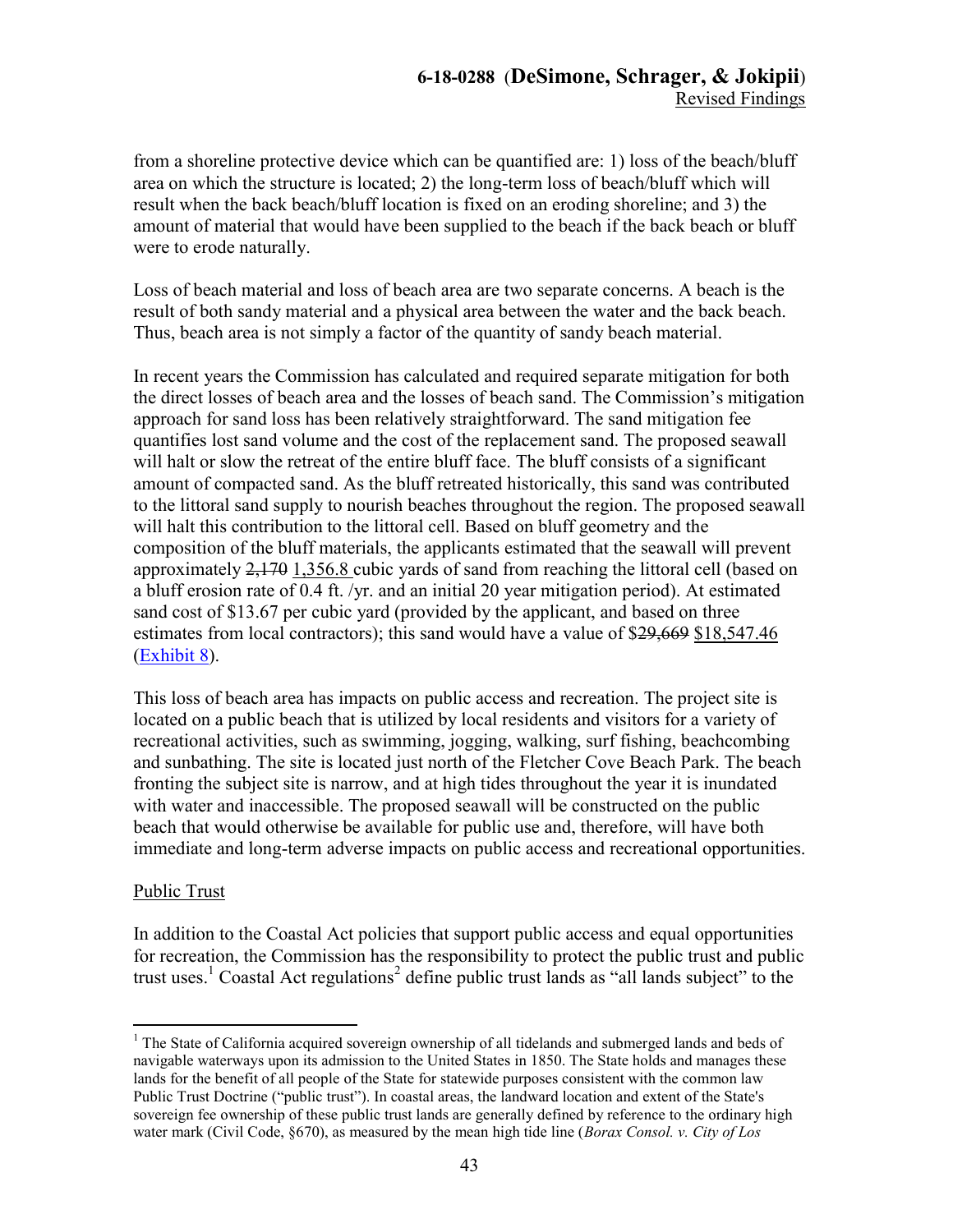from a shoreline protective device which can be quantified are: 1) loss of the beach/bluff area on which the structure is located; 2) the long-term loss of beach/bluff which will result when the back beach/bluff location is fixed on an eroding shoreline; and 3) the amount of material that would have been supplied to the beach if the back beach or bluff were to erode naturally.

Loss of beach material and loss of beach area are two separate concerns. A beach is the result of both sandy material and a physical area between the water and the back beach. Thus, beach area is not simply a factor of the quantity of sandy beach material.

In recent years the Commission has calculated and required separate mitigation for both the direct losses of beach area and the losses of beach sand. The Commission's mitigation approach for sand loss has been relatively straightforward. The sand mitigation fee quantifies lost sand volume and the cost of the replacement sand. The proposed seawall will halt or slow the retreat of the entire bluff face. The bluff consists of a significant amount of compacted sand. As the bluff retreated historically, this sand was contributed to the littoral sand supply to nourish beaches throughout the region. The proposed seawall will halt this contribution to the littoral cell. Based on bluff geometry and the composition of the bluff materials, the applicants estimated that the seawall will prevent approximately ~~2,170~~ <u>1,356.8</u> cubic yards of sand from reaching the littoral cell (based on a bluff erosion rate of 0.4 ft. /yr. and an initial 20 year mitigation period). At estimated sand cost of $13.67 per cubic yard (provided by the applicant, and based on three estimates from local contractors); this sand would have a value of $~~29,669~~ <u>$18,547.46</u> (Exhibit 8).

This loss of beach area has impacts on public access and recreation. The project site is located on a public beach that is utilized by local residents and visitors for a variety of recreational activities, such as swimming, jogging, walking, surf fishing, beachcombing and sunbathing. The site is located just north of the Fletcher Cove Beach Park. The beach fronting the subject site is narrow, and at high tides throughout the year it is inundated with water and inaccessible. The proposed seawall will be constructed on the public beach that would otherwise be available for public use and, therefore, will have both immediate and long-term adverse impacts on public access and recreational opportunities.

<u>Public Trust</u>

In addition to the Coastal Act policies that support public access and equal opportunities for recreation, the Commission has the responsibility to protect the public trust and public trust uses.[1] Coastal Act regulations[2] define public trust lands as "all lands subject" to the

---

[1] The State of California acquired sovereign ownership of all tidelands and submerged lands and beds of navigable waterways upon its admission to the United States in 1850. The State holds and manages these lands for the benefit of all people of the State for statewide purposes consistent with the common law Public Trust Doctrine ("public trust"). In coastal areas, the landward location and extent of the State's sovereign fee ownership of these public trust lands are generally defined by reference to the ordinary high water mark (Civil Code, §670), as measured by the mean high tide line (*Borax Consol. v. City of Los*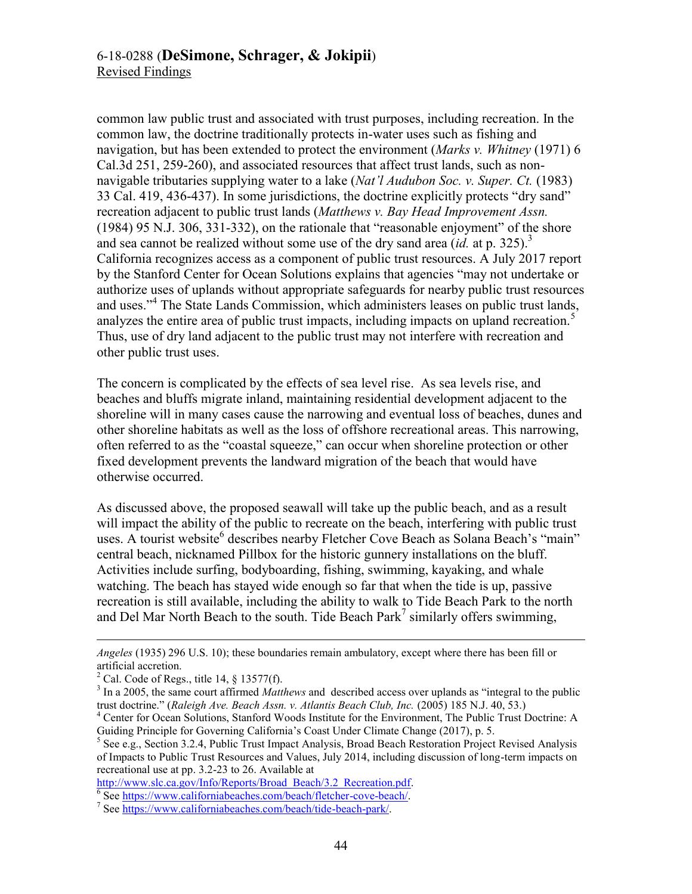common law public trust and associated with trust purposes, including recreation. In the common law, the doctrine traditionally protects in-water uses such as fishing and navigation, but has been extended to protect the environment (*Marks v. Whitney* (1971) 6 Cal.3d 251, 259-260), and associated resources that affect trust lands, such as non-navigable tributaries supplying water to a lake (*Nat'l Audubon Soc. v. Super. Ct.* (1983) 33 Cal. 419, 436-437). In some jurisdictions, the doctrine explicitly protects "dry sand" recreation adjacent to public trust lands (*Matthews v. Bay Head Improvement Assn.* (1984) 95 N.J. 306, 331-332), on the rationale that "reasonable enjoyment" of the shore and sea cannot be realized without some use of the dry sand area (*id.* at p. 325).[3] California recognizes access as a component of public trust resources. A July 2017 report by the Stanford Center for Ocean Solutions explains that agencies "may not undertake or authorize uses of uplands without appropriate safeguards for nearby public trust resources and uses."[4] The State Lands Commission, which administers leases on public trust lands, analyzes the entire area of public trust impacts, including impacts on upland recreation.[5] Thus, use of dry land adjacent to the public trust may not interfere with recreation and other public trust uses.

The concern is complicated by the effects of sea level rise. As sea levels rise, and beaches and bluffs migrate inland, maintaining residential development adjacent to the shoreline will in many cases cause the narrowing and eventual loss of beaches, dunes and other shoreline habitats as well as the loss of offshore recreational areas. This narrowing, often referred to as the "coastal squeeze," can occur when shoreline protection or other fixed development prevents the landward migration of the beach that would have otherwise occurred.

As discussed above, the proposed seawall will take up the public beach, and as a result will impact the ability of the public to recreate on the beach, interfering with public trust uses. A tourist website[6] describes nearby Fletcher Cove Beach as Solana Beach's "main" central beach, nicknamed Pillbox for the historic gunnery installations on the bluff. Activities include surfing, bodyboarding, fishing, swimming, kayaking, and whale watching. The beach has stayed wide enough so far that when the tide is up, passive recreation is still available, including the ability to walk to Tide Beach Park to the north and Del Mar North Beach to the south. Tide Beach Park[7] similarly offers swimming,

---

*Angeles* (1935) 296 U.S. 10); these boundaries remain ambulatory, except where there has been fill or artificial accretion.

[2] Cal. Code of Regs., title 14, § 13577(f).

[3] In a 2005, the same court affirmed *Matthews* and described access over uplands as "integral to the public trust doctrine." (*Raleigh Ave. Beach Assn. v. Atlantis Beach Club, Inc.* (2005) 185 N.J. 40, 53.)

[4] Center for Ocean Solutions, Stanford Woods Institute for the Environment, The Public Trust Doctrine: A Guiding Principle for Governing California's Coast Under Climate Change (2017), p. 5.

[5] See e.g., Section 3.2.4, Public Trust Impact Analysis, Broad Beach Restoration Project Revised Analysis of Impacts to Public Trust Resources and Values, July 2014, including discussion of long-term impacts on recreational use at pp. 3.2-23 to 26. Available at http://www.slc.ca.gov/Info/Reports/Broad_Beach/3.2_Recreation.pdf.

[6] See https://www.californiabeaches.com/beach/fletcher-cove-beach/.

[7] See https://www.californiabeaches.com/beach/tide-beach-park/.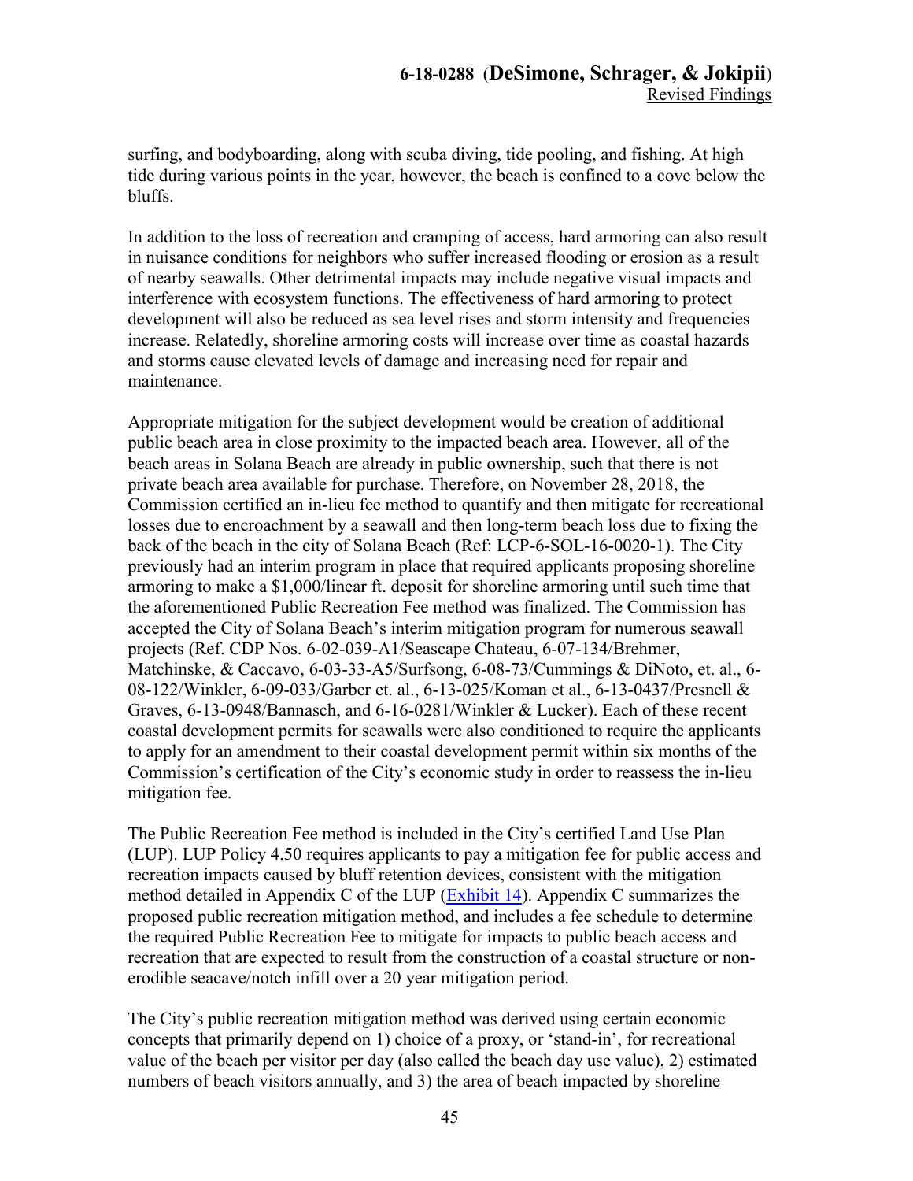surfing, and bodyboarding, along with scuba diving, tide pooling, and fishing. At high tide during various points in the year, however, the beach is confined to a cove below the bluffs.

In addition to the loss of recreation and cramping of access, hard armoring can also result in nuisance conditions for neighbors who suffer increased flooding or erosion as a result of nearby seawalls. Other detrimental impacts may include negative visual impacts and interference with ecosystem functions. The effectiveness of hard armoring to protect development will also be reduced as sea level rises and storm intensity and frequencies increase. Relatedly, shoreline armoring costs will increase over time as coastal hazards and storms cause elevated levels of damage and increasing need for repair and maintenance.

Appropriate mitigation for the subject development would be creation of additional public beach area in close proximity to the impacted beach area. However, all of the beach areas in Solana Beach are already in public ownership, such that there is not private beach area available for purchase. Therefore, on November 28, 2018, the Commission certified an in-lieu fee method to quantify and then mitigate for recreational losses due to encroachment by a seawall and then long-term beach loss due to fixing the back of the beach in the city of Solana Beach (Ref: LCP-6-SOL-16-0020-1). The City previously had an interim program in place that required applicants proposing shoreline armoring to make a $1,000/linear ft. deposit for shoreline armoring until such time that the aforementioned Public Recreation Fee method was finalized. The Commission has accepted the City of Solana Beach's interim mitigation program for numerous seawall projects (Ref. CDP Nos. 6-02-039-A1/Seascape Chateau, 6-07-134/Brehmer, Matchinske, & Caccavo, 6-03-33-A5/Surfsong, 6-08-73/Cummings & DiNoto, et. al., 6-08-122/Winkler, 6-09-033/Garber et. al., 6-13-025/Koman et al., 6-13-0437/Presnell & Graves, 6-13-0948/Bannasch, and 6-16-0281/Winkler & Lucker). Each of these recent coastal development permits for seawalls were also conditioned to require the applicants to apply for an amendment to their coastal development permit within six months of the Commission's certification of the City's economic study in order to reassess the in-lieu mitigation fee.

The Public Recreation Fee method is included in the City's certified Land Use Plan (LUP). LUP Policy 4.50 requires applicants to pay a mitigation fee for public access and recreation impacts caused by bluff retention devices, consistent with the mitigation method detailed in Appendix C of the LUP (Exhibit 14). Appendix C summarizes the proposed public recreation mitigation method, and includes a fee schedule to determine the required Public Recreation Fee to mitigate for impacts to public beach access and recreation that are expected to result from the construction of a coastal structure or non-erodible seacave/notch infill over a 20 year mitigation period.

The City's public recreation mitigation method was derived using certain economic concepts that primarily depend on 1) choice of a proxy, or 'stand-in', for recreational value of the beach per visitor per day (also called the beach day use value), 2) estimated numbers of beach visitors annually, and 3) the area of beach impacted by shoreline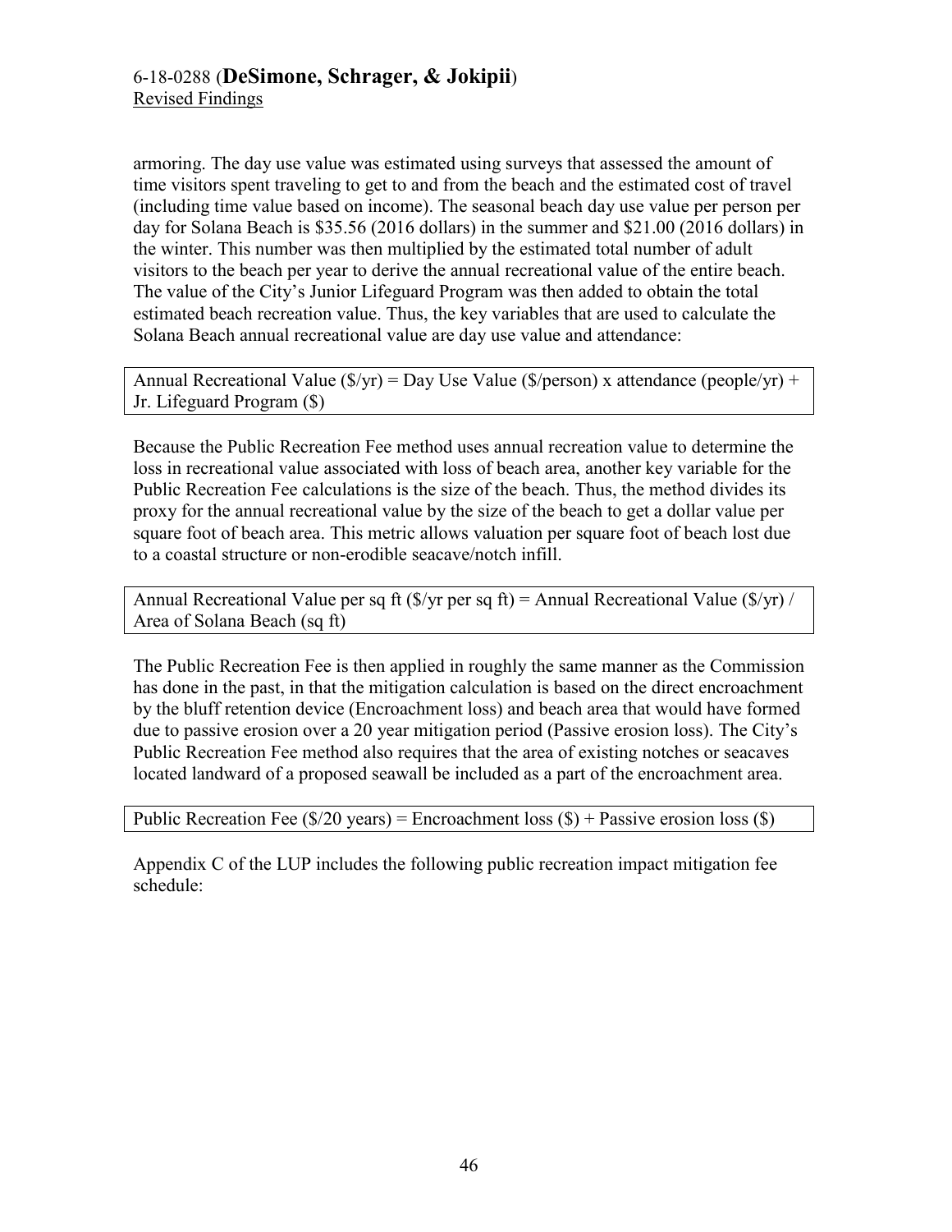armoring. The day use value was estimated using surveys that assessed the amount of time visitors spent traveling to get to and from the beach and the estimated cost of travel (including time value based on income). The seasonal beach day use value per person per day for Solana Beach is $35.56 (2016 dollars) in the summer and $21.00 (2016 dollars) in the winter. This number was then multiplied by the estimated total number of adult visitors to the beach per year to derive the annual recreational value of the entire beach. The value of the City's Junior Lifeguard Program was then added to obtain the total estimated beach recreation value. Thus, the key variables that are used to calculate the Solana Beach annual recreational value are day use value and attendance:

| Annual Recreational Value ($/yr) = Day Use Value ($/person) x attendance (people/yr) + Jr. Lifeguard Program ($) |
|---|

Because the Public Recreation Fee method uses annual recreation value to determine the loss in recreational value associated with loss of beach area, another key variable for the Public Recreation Fee calculations is the size of the beach. Thus, the method divides its proxy for the annual recreational value by the size of the beach to get a dollar value per square foot of beach area. This metric allows valuation per square foot of beach lost due to a coastal structure or non-erodible seacave/notch infill.

| Annual Recreational Value per sq ft ($/yr per sq ft) = Annual Recreational Value ($/yr) / Area of Solana Beach (sq ft) |
|---|

The Public Recreation Fee is then applied in roughly the same manner as the Commission has done in the past, in that the mitigation calculation is based on the direct encroachment by the bluff retention device (Encroachment loss) and beach area that would have formed due to passive erosion over a 20 year mitigation period (Passive erosion loss). The City's Public Recreation Fee method also requires that the area of existing notches or seacaves located landward of a proposed seawall be included as a part of the encroachment area.

| Public Recreation Fee ($/20 years) = Encroachment loss ($) + Passive erosion loss ($) |
|---|

Appendix C of the LUP includes the following public recreation impact mitigation fee schedule: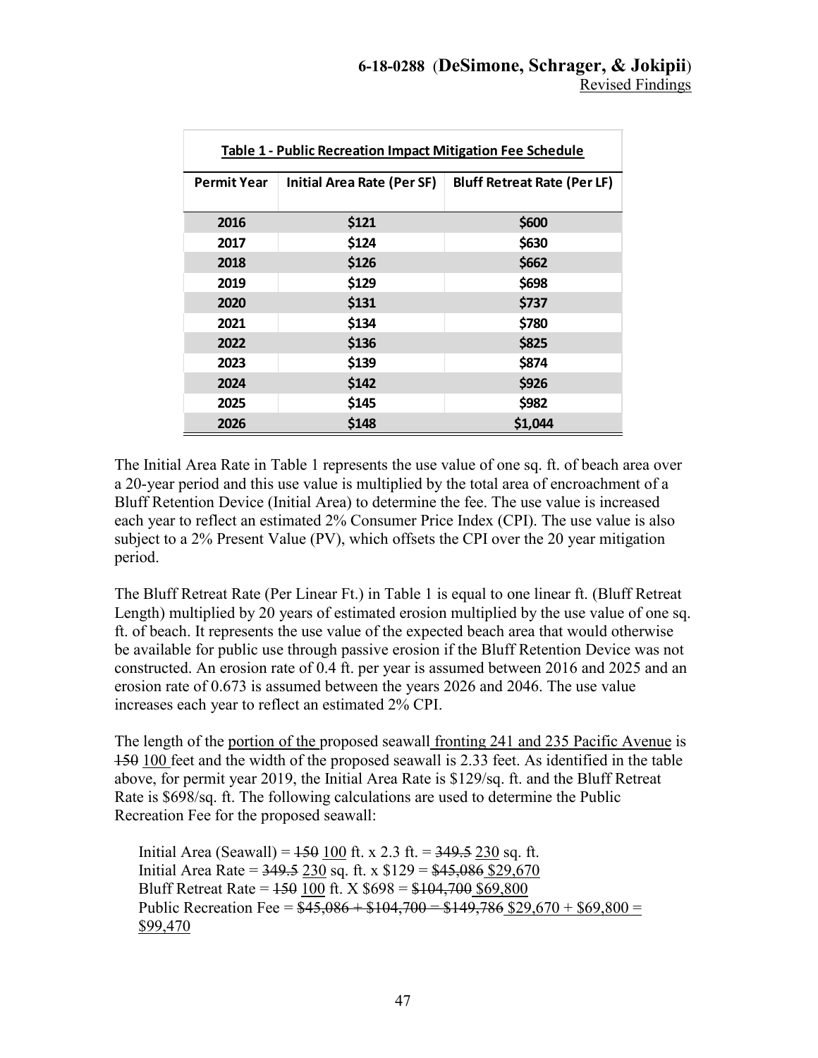**Table 1 - Public Recreation Impact Mitigation Fee Schedule**

| Permit Year | Initial Area Rate (Per SF) | Bluff Retreat Rate (Per LF) |
|---|---|---|
| 2016 | $121 | $600 |
| 2017 | $124 | $630 |
| 2018 | $126 | $662 |
| 2019 | $129 | $698 |
| 2020 | $131 | $737 |
| 2021 | $134 | $780 |
| 2022 | $136 | $825 |
| 2023 | $139 | $874 |
| 2024 | $142 | $926 |
| 2025 | $145 | $982 |
| 2026 | $148 | $1,044 |

The Initial Area Rate in Table 1 represents the use value of one sq. ft. of beach area over a 20-year period and this use value is multiplied by the total area of encroachment of a Bluff Retention Device (Initial Area) to determine the fee. The use value is increased each year to reflect an estimated 2% Consumer Price Index (CPI). The use value is also subject to a 2% Present Value (PV), which offsets the CPI over the 20 year mitigation period.

The Bluff Retreat Rate (Per Linear Ft.) in Table 1 is equal to one linear ft. (Bluff Retreat Length) multiplied by 20 years of estimated erosion multiplied by the use value of one sq. ft. of beach. It represents the use value of the expected beach area that would otherwise be available for public use through passive erosion if the Bluff Retention Device was not constructed. An erosion rate of 0.4 ft. per year is assumed between 2016 and 2025 and an erosion rate of 0.673 is assumed between the years 2026 and 2046. The use value increases each year to reflect an estimated 2% CPI.

The length of the <u>portion of the</u> proposed seawall <u>fronting 241 and 235 Pacific Avenue</u> is ~~150~~ <u>100</u> feet and the width of the proposed seawall is 2.33 feet. As identified in the table above, for permit year 2019, the Initial Area Rate is $129/sq. ft. and the Bluff Retreat Rate is $698/sq. ft. The following calculations are used to determine the Public Recreation Fee for the proposed seawall:

Initial Area (Seawall) = ~~150~~ <u>100</u> ft. x 2.3 ft. = ~~349.5~~ <u>230</u> sq. ft.
Initial Area Rate = ~~349.5~~ <u>230</u> sq. ft. x $129 = ~~$45,086~~ <u>$29,670</u>
Bluff Retreat Rate = ~~150~~ <u>100</u> ft. X $698 = ~~$104,700~~ <u>$69,800</u>
Public Recreation Fee = ~~$45,086 + $104,700 = $149,786~~ <u>$29,670 + $69,800 = $99,470</u>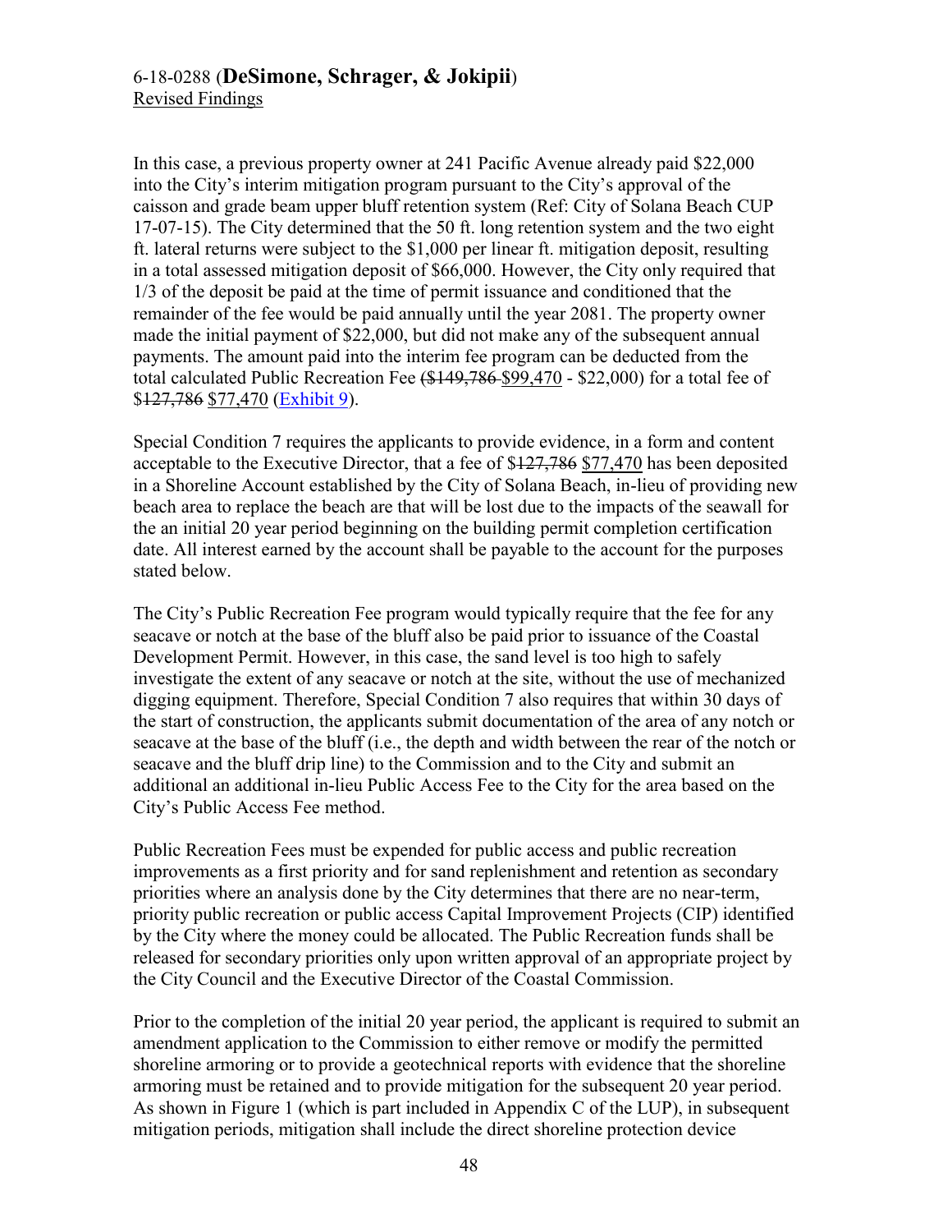In this case, a previous property owner at 241 Pacific Avenue already paid $22,000 into the City's interim mitigation program pursuant to the City's approval of the caisson and grade beam upper bluff retention system (Ref: City of Solana Beach CUP 17-07-15). The City determined that the 50 ft. long retention system and the two eight ft. lateral returns were subject to the $1,000 per linear ft. mitigation deposit, resulting in a total assessed mitigation deposit of $66,000. However, the City only required that 1/3 of the deposit be paid at the time of permit issuance and conditioned that the remainder of the fee would be paid annually until the year 2081. The property owner made the initial payment of $22,000, but did not make any of the subsequent annual payments. The amount paid into the interim fee program can be deducted from the total calculated Public Recreation Fee (~~$149,786~~ $99,470 - $22,000) for a total fee of $~~127,786~~ $77,470 (Exhibit 9).

Special Condition 7 requires the applicants to provide evidence, in a form and content acceptable to the Executive Director, that a fee of $~~127,786~~ $77,470 has been deposited in a Shoreline Account established by the City of Solana Beach, in-lieu of providing new beach area to replace the beach are that will be lost due to the impacts of the seawall for the an initial 20 year period beginning on the building permit completion certification date. All interest earned by the account shall be payable to the account for the purposes stated below.

The City's Public Recreation Fee program would typically require that the fee for any seacave or notch at the base of the bluff also be paid prior to issuance of the Coastal Development Permit. However, in this case, the sand level is too high to safely investigate the extent of any seacave or notch at the site, without the use of mechanized digging equipment. Therefore, Special Condition 7 also requires that within 30 days of the start of construction, the applicants submit documentation of the area of any notch or seacave at the base of the bluff (i.e., the depth and width between the rear of the notch or seacave and the bluff drip line) to the Commission and to the City and submit an additional an additional in-lieu Public Access Fee to the City for the area based on the City's Public Access Fee method.

Public Recreation Fees must be expended for public access and public recreation improvements as a first priority and for sand replenishment and retention as secondary priorities where an analysis done by the City determines that there are no near-term, priority public recreation or public access Capital Improvement Projects (CIP) identified by the City where the money could be allocated. The Public Recreation funds shall be released for secondary priorities only upon written approval of an appropriate project by the City Council and the Executive Director of the Coastal Commission.

Prior to the completion of the initial 20 year period, the applicant is required to submit an amendment application to the Commission to either remove or modify the permitted shoreline armoring or to provide a geotechnical reports with evidence that the shoreline armoring must be retained and to provide mitigation for the subsequent 20 year period. As shown in Figure 1 (which is part included in Appendix C of the LUP), in subsequent mitigation periods, mitigation shall include the direct shoreline protection device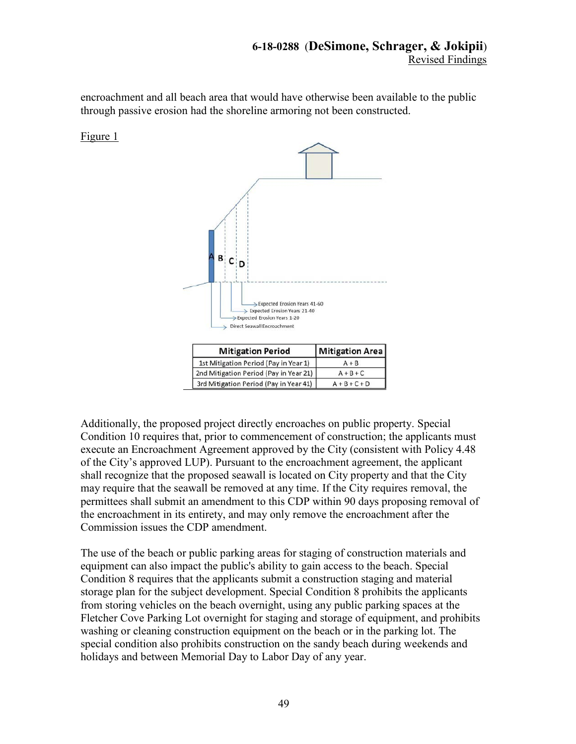encroachment and all beach area that would have otherwise been available to the public through passive erosion had the shoreline armoring not been constructed.

Figure 1

| Mitigation Period | Mitigation Area |
| --- | --- |
| 1st Mitigation Period (Pay in Year 1) | A + B |
| 2nd Mitigation Period (Pay in Year 21) | A + B + C |
| 3rd Mitigation Period (Pay in Year 41) | A + B + C + D |

Additionally, the proposed project directly encroaches on public property. Special Condition 10 requires that, prior to commencement of construction; the applicants must execute an Encroachment Agreement approved by the City (consistent with Policy 4.48 of the City's approved LUP). Pursuant to the encroachment agreement, the applicant shall recognize that the proposed seawall is located on City property and that the City may require that the seawall be removed at any time. If the City requires removal, the permittees shall submit an amendment to this CDP within 90 days proposing removal of the encroachment in its entirety, and may only remove the encroachment after the Commission issues the CDP amendment.

The use of the beach or public parking areas for staging of construction materials and equipment can also impact the public's ability to gain access to the beach. Special Condition 8 requires that the applicants submit a construction staging and material storage plan for the subject development. Special Condition 8 prohibits the applicants from storing vehicles on the beach overnight, using any public parking spaces at the Fletcher Cove Parking Lot overnight for staging and storage of equipment, and prohibits washing or cleaning construction equipment on the beach or in the parking lot. The special condition also prohibits construction on the sandy beach during weekends and holidays and between Memorial Day to Labor Day of any year.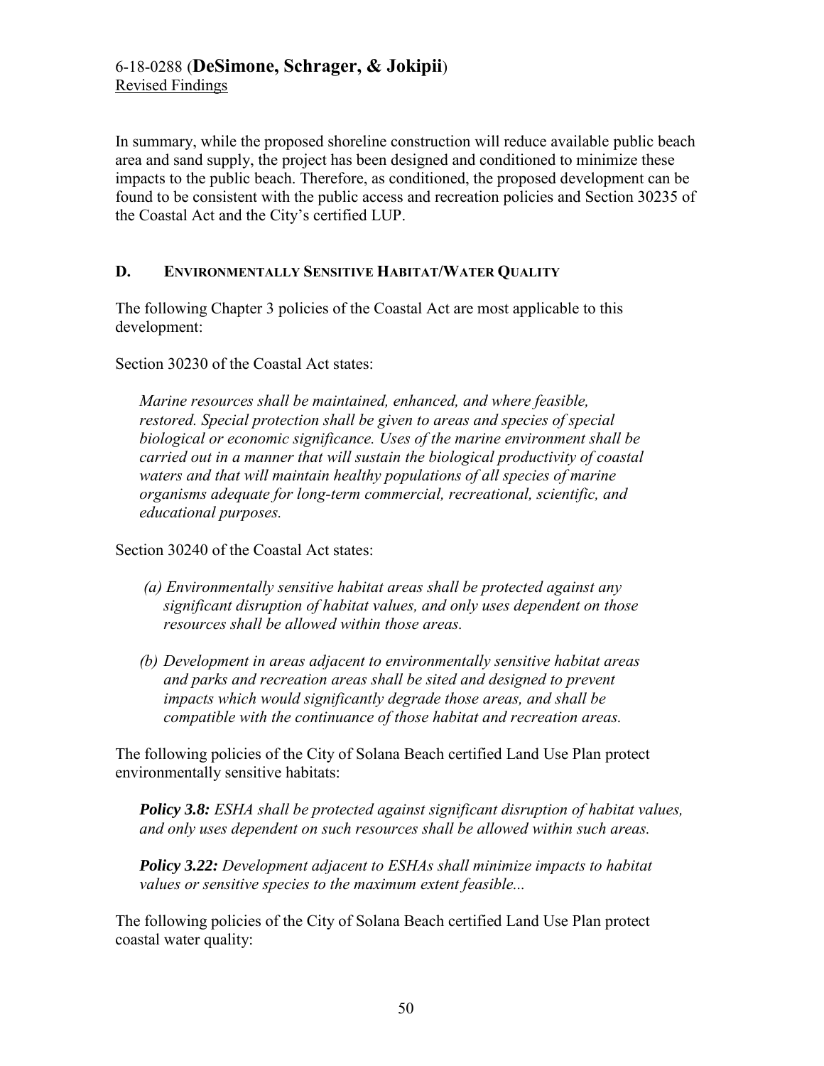In summary, while the proposed shoreline construction will reduce available public beach area and sand supply, the project has been designed and conditioned to minimize these impacts to the public beach. Therefore, as conditioned, the proposed development can be found to be consistent with the public access and recreation policies and Section 30235 of the Coastal Act and the City's certified LUP.

## D. ENVIRONMENTALLY SENSITIVE HABITAT/WATER QUALITY

The following Chapter 3 policies of the Coastal Act are most applicable to this development:

Section 30230 of the Coastal Act states:

> *Marine resources shall be maintained, enhanced, and where feasible, restored. Special protection shall be given to areas and species of special biological or economic significance. Uses of the marine environment shall be carried out in a manner that will sustain the biological productivity of coastal waters and that will maintain healthy populations of all species of marine organisms adequate for long-term commercial, recreational, scientific, and educational purposes.*

Section 30240 of the Coastal Act states:

> *(a) Environmentally sensitive habitat areas shall be protected against any significant disruption of habitat values, and only uses dependent on those resources shall be allowed within those areas.*
>
> *(b) Development in areas adjacent to environmentally sensitive habitat areas and parks and recreation areas shall be sited and designed to prevent impacts which would significantly degrade those areas, and shall be compatible with the continuance of those habitat and recreation areas.*

The following policies of the City of Solana Beach certified Land Use Plan protect environmentally sensitive habitats:

> ***Policy 3.8:*** *ESHA shall be protected against significant disruption of habitat values, and only uses dependent on such resources shall be allowed within such areas.*
>
> ***Policy 3.22:*** *Development adjacent to ESHAs shall minimize impacts to habitat values or sensitive species to the maximum extent feasible...*

The following policies of the City of Solana Beach certified Land Use Plan protect coastal water quality: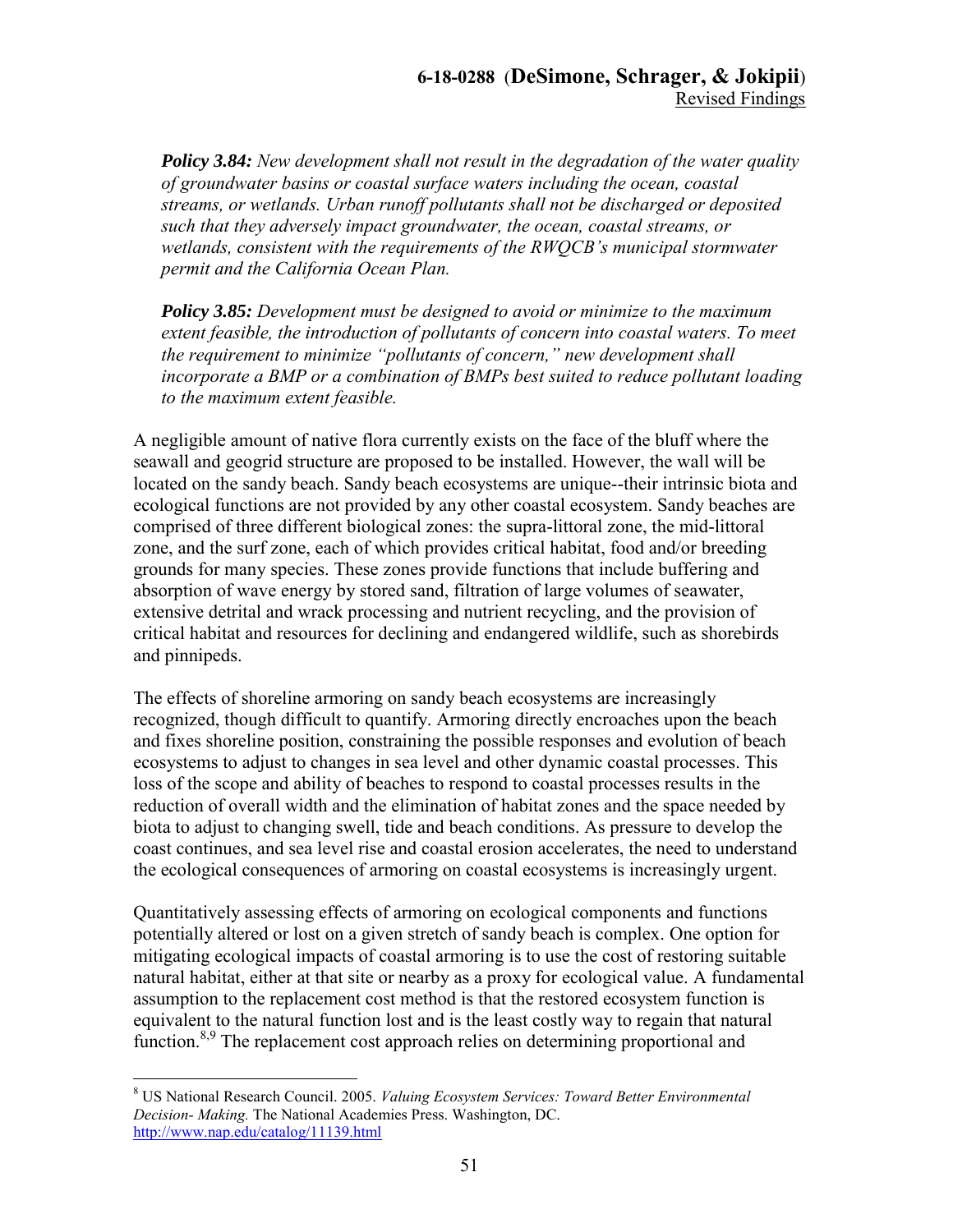***Policy 3.84:*** *New development shall not result in the degradation of the water quality of groundwater basins or coastal surface waters including the ocean, coastal streams, or wetlands. Urban runoff pollutants shall not be discharged or deposited such that they adversely impact groundwater, the ocean, coastal streams, or wetlands, consistent with the requirements of the RWQCB's municipal stormwater permit and the California Ocean Plan.*

***Policy 3.85:*** *Development must be designed to avoid or minimize to the maximum extent feasible, the introduction of pollutants of concern into coastal waters. To meet the requirement to minimize "pollutants of concern," new development shall incorporate a BMP or a combination of BMPs best suited to reduce pollutant loading to the maximum extent feasible.*

A negligible amount of native flora currently exists on the face of the bluff where the seawall and geogrid structure are proposed to be installed. However, the wall will be located on the sandy beach. Sandy beach ecosystems are unique--their intrinsic biota and ecological functions are not provided by any other coastal ecosystem. Sandy beaches are comprised of three different biological zones: the supra-littoral zone, the mid-littoral zone, and the surf zone, each of which provides critical habitat, food and/or breeding grounds for many species. These zones provide functions that include buffering and absorption of wave energy by stored sand, filtration of large volumes of seawater, extensive detrital and wrack processing and nutrient recycling, and the provision of critical habitat and resources for declining and endangered wildlife, such as shorebirds and pinnipeds.

The effects of shoreline armoring on sandy beach ecosystems are increasingly recognized, though difficult to quantify. Armoring directly encroaches upon the beach and fixes shoreline position, constraining the possible responses and evolution of beach ecosystems to adjust to changes in sea level and other dynamic coastal processes. This loss of the scope and ability of beaches to respond to coastal processes results in the reduction of overall width and the elimination of habitat zones and the space needed by biota to adjust to changing swell, tide and beach conditions. As pressure to develop the coast continues, and sea level rise and coastal erosion accelerates, the need to understand the ecological consequences of armoring on coastal ecosystems is increasingly urgent.

Quantitatively assessing effects of armoring on ecological components and functions potentially altered or lost on a given stretch of sandy beach is complex. One option for mitigating ecological impacts of coastal armoring is to use the cost of restoring suitable natural habitat, either at that site or nearby as a proxy for ecological value. A fundamental assumption to the replacement cost method is that the restored ecosystem function is equivalent to the natural function lost and is the least costly way to regain that natural function.[8,9] The replacement cost approach relies on determining proportional and

---

[8] US National Research Council. 2005. *Valuing Ecosystem Services: Toward Better Environmental Decision- Making.* The National Academies Press. Washington, DC. http://www.nap.edu/catalog/11139.html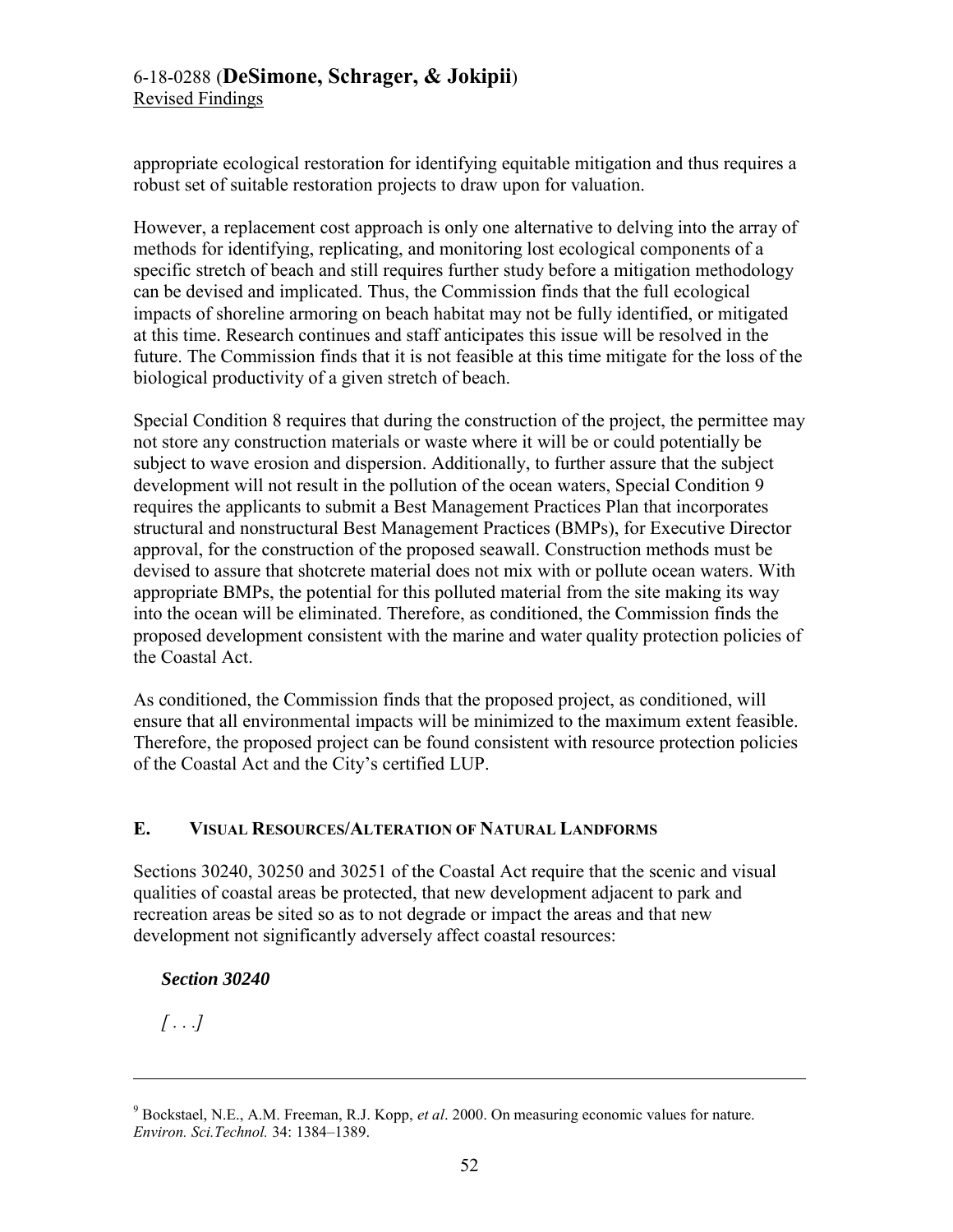appropriate ecological restoration for identifying equitable mitigation and thus requires a robust set of suitable restoration projects to draw upon for valuation.

However, a replacement cost approach is only one alternative to delving into the array of methods for identifying, replicating, and monitoring lost ecological components of a specific stretch of beach and still requires further study before a mitigation methodology can be devised and implicated. Thus, the Commission finds that the full ecological impacts of shoreline armoring on beach habitat may not be fully identified, or mitigated at this time. Research continues and staff anticipates this issue will be resolved in the future. The Commission finds that it is not feasible at this time mitigate for the loss of the biological productivity of a given stretch of beach.

Special Condition 8 requires that during the construction of the project, the permittee may not store any construction materials or waste where it will be or could potentially be subject to wave erosion and dispersion. Additionally, to further assure that the subject development will not result in the pollution of the ocean waters, Special Condition 9 requires the applicants to submit a Best Management Practices Plan that incorporates structural and nonstructural Best Management Practices (BMPs), for Executive Director approval, for the construction of the proposed seawall. Construction methods must be devised to assure that shotcrete material does not mix with or pollute ocean waters. With appropriate BMPs, the potential for this polluted material from the site making its way into the ocean will be eliminated. Therefore, as conditioned, the Commission finds the proposed development consistent with the marine and water quality protection policies of the Coastal Act.

As conditioned, the Commission finds that the proposed project, as conditioned, will ensure that all environmental impacts will be minimized to the maximum extent feasible. Therefore, the proposed project can be found consistent with resource protection policies of the Coastal Act and the City's certified LUP.

## E. VISUAL RESOURCES/ALTERATION OF NATURAL LANDFORMS

Sections 30240, 30250 and 30251 of the Coastal Act require that the scenic and visual qualities of coastal areas be protected, that new development adjacent to park and recreation areas be sited so as to not degrade or impact the areas and that new development not significantly adversely affect coastal resources:

***Section 30240***

*[ . . .]*

---

[9] Bockstael, N.E., A.M. Freeman, R.J. Kopp, *et al*. 2000. On measuring economic values for nature. *Environ. Sci.Technol.* 34: 1384–1389.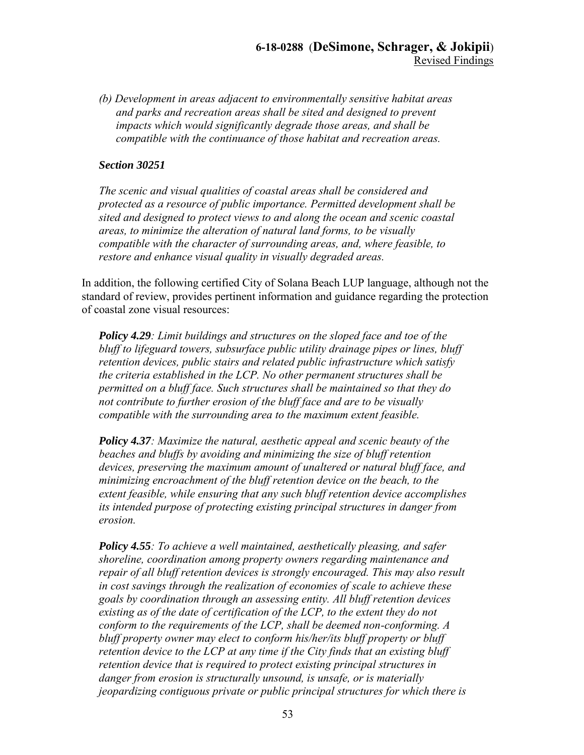*(b) Development in areas adjacent to environmentally sensitive habitat areas and parks and recreation areas shall be sited and designed to prevent impacts which would significantly degrade those areas, and shall be compatible with the continuance of those habitat and recreation areas.*

***Section 30251***

*The scenic and visual qualities of coastal areas shall be considered and protected as a resource of public importance. Permitted development shall be sited and designed to protect views to and along the ocean and scenic coastal areas, to minimize the alteration of natural land forms, to be visually compatible with the character of surrounding areas, and, where feasible, to restore and enhance visual quality in visually degraded areas.*

In addition, the following certified City of Solana Beach LUP language, although not the standard of review, provides pertinent information and guidance regarding the protection of coastal zone visual resources:

***Policy 4.29****: Limit buildings and structures on the sloped face and toe of the bluff to lifeguard towers, subsurface public utility drainage pipes or lines, bluff retention devices, public stairs and related public infrastructure which satisfy the criteria established in the LCP. No other permanent structures shall be permitted on a bluff face. Such structures shall be maintained so that they do not contribute to further erosion of the bluff face and are to be visually compatible with the surrounding area to the maximum extent feasible.*

***Policy 4.37****: Maximize the natural, aesthetic appeal and scenic beauty of the beaches and bluffs by avoiding and minimizing the size of bluff retention devices, preserving the maximum amount of unaltered or natural bluff face, and minimizing encroachment of the bluff retention device on the beach, to the extent feasible, while ensuring that any such bluff retention device accomplishes its intended purpose of protecting existing principal structures in danger from erosion.*

***Policy 4.55****: To achieve a well maintained, aesthetically pleasing, and safer shoreline, coordination among property owners regarding maintenance and repair of all bluff retention devices is strongly encouraged. This may also result in cost savings through the realization of economies of scale to achieve these goals by coordination through an assessing entity. All bluff retention devices existing as of the date of certification of the LCP, to the extent they do not conform to the requirements of the LCP, shall be deemed non-conforming. A bluff property owner may elect to conform his/her/its bluff property or bluff retention device to the LCP at any time if the City finds that an existing bluff retention device that is required to protect existing principal structures in danger from erosion is structurally unsound, is unsafe, or is materially jeopardizing contiguous private or public principal structures for which there is*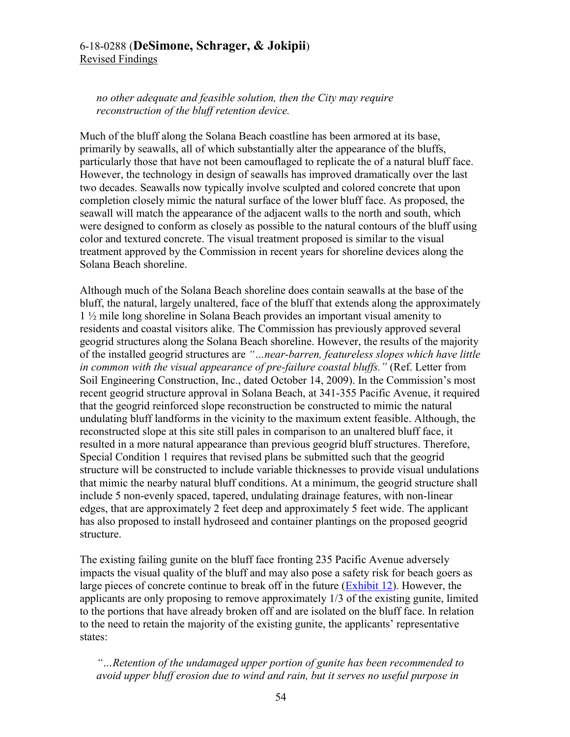*no other adequate and feasible solution, then the City may require reconstruction of the bluff retention device.*

Much of the bluff along the Solana Beach coastline has been armored at its base, primarily by seawalls, all of which substantially alter the appearance of the bluffs, particularly those that have not been camouflaged to replicate the of a natural bluff face. However, the technology in design of seawalls has improved dramatically over the last two decades. Seawalls now typically involve sculpted and colored concrete that upon completion closely mimic the natural surface of the lower bluff face. As proposed, the seawall will match the appearance of the adjacent walls to the north and south, which were designed to conform as closely as possible to the natural contours of the bluff using color and textured concrete. The visual treatment proposed is similar to the visual treatment approved by the Commission in recent years for shoreline devices along the Solana Beach shoreline.

Although much of the Solana Beach shoreline does contain seawalls at the base of the bluff, the natural, largely unaltered, face of the bluff that extends along the approximately 1 ½ mile long shoreline in Solana Beach provides an important visual amenity to residents and coastal visitors alike. The Commission has previously approved several geogrid structures along the Solana Beach shoreline. However, the results of the majority of the installed geogrid structures are *"…near-barren, featureless slopes which have little in common with the visual appearance of pre-failure coastal bluffs."* (Ref. Letter from Soil Engineering Construction, Inc., dated October 14, 2009). In the Commission's most recent geogrid structure approval in Solana Beach, at 341-355 Pacific Avenue, it required that the geogrid reinforced slope reconstruction be constructed to mimic the natural undulating bluff landforms in the vicinity to the maximum extent feasible. Although, the reconstructed slope at this site still pales in comparison to an unaltered bluff face, it resulted in a more natural appearance than previous geogrid bluff structures. Therefore, Special Condition 1 requires that revised plans be submitted such that the geogrid structure will be constructed to include variable thicknesses to provide visual undulations that mimic the nearby natural bluff conditions. At a minimum, the geogrid structure shall include 5 non-evenly spaced, tapered, undulating drainage features, with non-linear edges, that are approximately 2 feet deep and approximately 5 feet wide. The applicant has also proposed to install hydroseed and container plantings on the proposed geogrid structure.

The existing failing gunite on the bluff face fronting 235 Pacific Avenue adversely impacts the visual quality of the bluff and may also pose a safety risk for beach goers as large pieces of concrete continue to break off in the future (Exhibit 12). However, the applicants are only proposing to remove approximately 1/3 of the existing gunite, limited to the portions that have already broken off and are isolated on the bluff face. In relation to the need to retain the majority of the existing gunite, the applicants' representative states:

*"…Retention of the undamaged upper portion of gunite has been recommended to avoid upper bluff erosion due to wind and rain, but it serves no useful purpose in*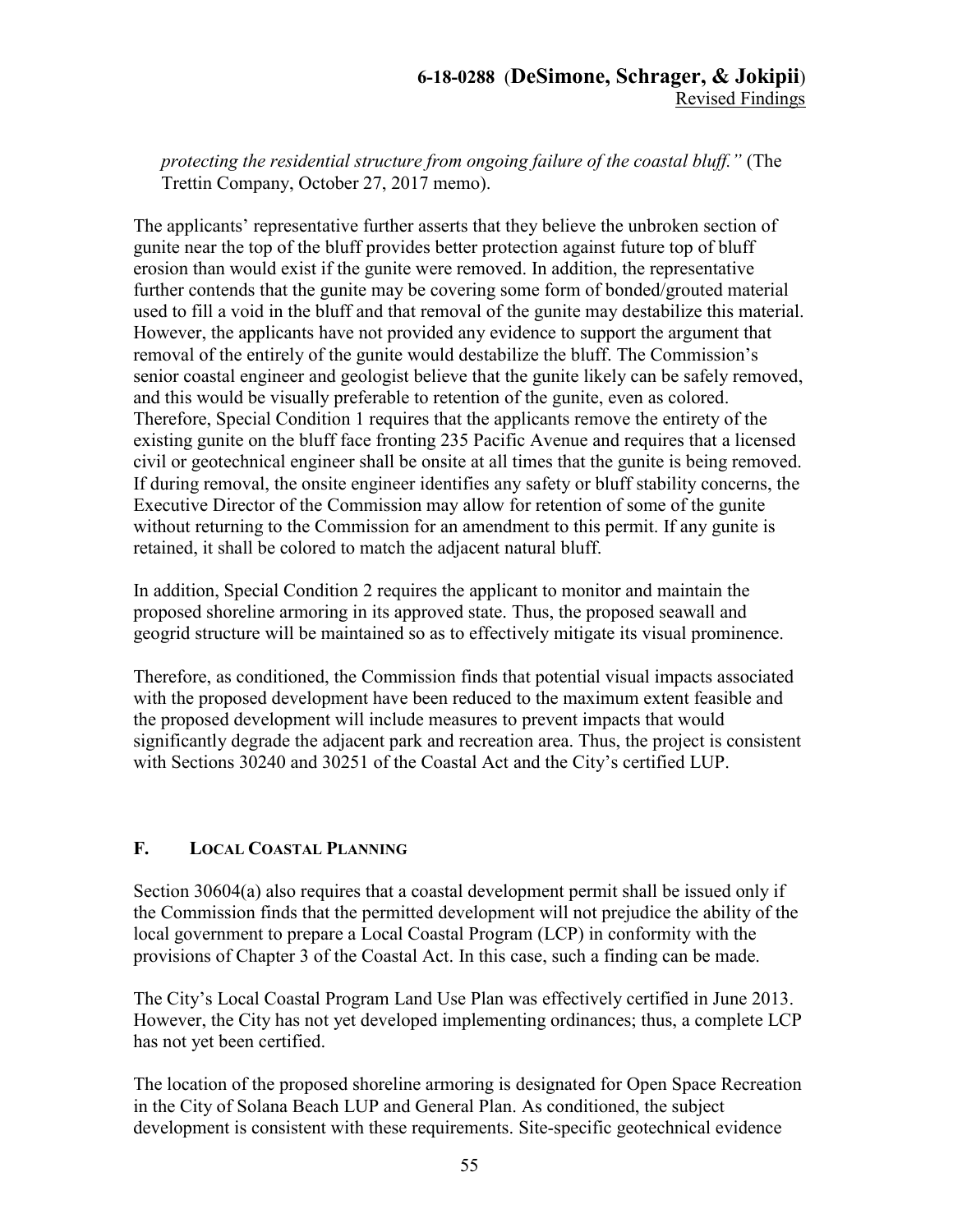*protecting the residential structure from ongoing failure of the coastal bluff."* (The Trettin Company, October 27, 2017 memo).

The applicants' representative further asserts that they believe the unbroken section of gunite near the top of the bluff provides better protection against future top of bluff erosion than would exist if the gunite were removed. In addition, the representative further contends that the gunite may be covering some form of bonded/grouted material used to fill a void in the bluff and that removal of the gunite may destabilize this material. However, the applicants have not provided any evidence to support the argument that removal of the entirely of the gunite would destabilize the bluff. The Commission's senior coastal engineer and geologist believe that the gunite likely can be safely removed, and this would be visually preferable to retention of the gunite, even as colored. Therefore, Special Condition 1 requires that the applicants remove the entirety of the existing gunite on the bluff face fronting 235 Pacific Avenue and requires that a licensed civil or geotechnical engineer shall be onsite at all times that the gunite is being removed. If during removal, the onsite engineer identifies any safety or bluff stability concerns, the Executive Director of the Commission may allow for retention of some of the gunite without returning to the Commission for an amendment to this permit. If any gunite is retained, it shall be colored to match the adjacent natural bluff.

In addition, Special Condition 2 requires the applicant to monitor and maintain the proposed shoreline armoring in its approved state. Thus, the proposed seawall and geogrid structure will be maintained so as to effectively mitigate its visual prominence.

Therefore, as conditioned, the Commission finds that potential visual impacts associated with the proposed development have been reduced to the maximum extent feasible and the proposed development will include measures to prevent impacts that would significantly degrade the adjacent park and recreation area. Thus, the project is consistent with Sections 30240 and 30251 of the Coastal Act and the City's certified LUP.

## F. LOCAL COASTAL PLANNING

Section 30604(a) also requires that a coastal development permit shall be issued only if the Commission finds that the permitted development will not prejudice the ability of the local government to prepare a Local Coastal Program (LCP) in conformity with the provisions of Chapter 3 of the Coastal Act. In this case, such a finding can be made.

The City's Local Coastal Program Land Use Plan was effectively certified in June 2013. However, the City has not yet developed implementing ordinances; thus, a complete LCP has not yet been certified.

The location of the proposed shoreline armoring is designated for Open Space Recreation in the City of Solana Beach LUP and General Plan. As conditioned, the subject development is consistent with these requirements. Site-specific geotechnical evidence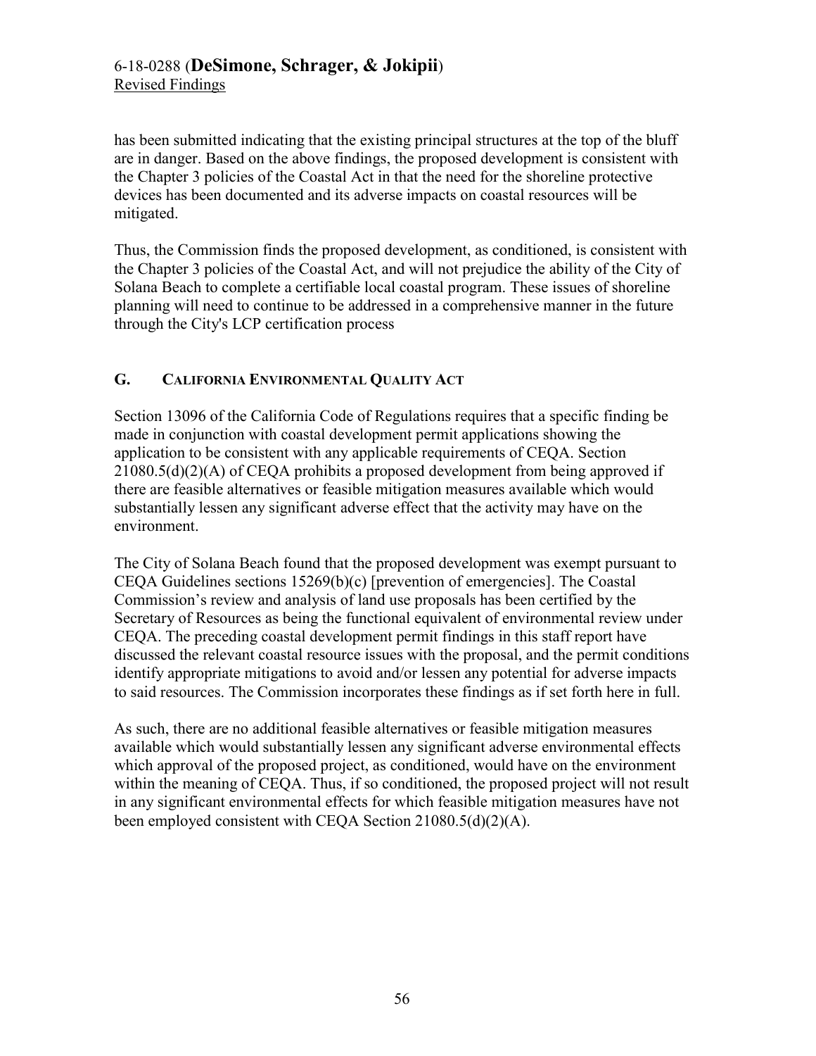has been submitted indicating that the existing principal structures at the top of the bluff are in danger. Based on the above findings, the proposed development is consistent with the Chapter 3 policies of the Coastal Act in that the need for the shoreline protective devices has been documented and its adverse impacts on coastal resources will be mitigated.

Thus, the Commission finds the proposed development, as conditioned, is consistent with the Chapter 3 policies of the Coastal Act, and will not prejudice the ability of the City of Solana Beach to complete a certifiable local coastal program. These issues of shoreline planning will need to continue to be addressed in a comprehensive manner in the future through the City's LCP certification process

## G. CALIFORNIA ENVIRONMENTAL QUALITY ACT

Section 13096 of the California Code of Regulations requires that a specific finding be made in conjunction with coastal development permit applications showing the application to be consistent with any applicable requirements of CEQA. Section 21080.5(d)(2)(A) of CEQA prohibits a proposed development from being approved if there are feasible alternatives or feasible mitigation measures available which would substantially lessen any significant adverse effect that the activity may have on the environment.

The City of Solana Beach found that the proposed development was exempt pursuant to CEQA Guidelines sections 15269(b)(c) [prevention of emergencies]. The Coastal Commission's review and analysis of land use proposals has been certified by the Secretary of Resources as being the functional equivalent of environmental review under CEQA. The preceding coastal development permit findings in this staff report have discussed the relevant coastal resource issues with the proposal, and the permit conditions identify appropriate mitigations to avoid and/or lessen any potential for adverse impacts to said resources. The Commission incorporates these findings as if set forth here in full.

As such, there are no additional feasible alternatives or feasible mitigation measures available which would substantially lessen any significant adverse environmental effects which approval of the proposed project, as conditioned, would have on the environment within the meaning of CEQA. Thus, if so conditioned, the proposed project will not result in any significant environmental effects for which feasible mitigation measures have not been employed consistent with CEQA Section 21080.5(d)(2)(A).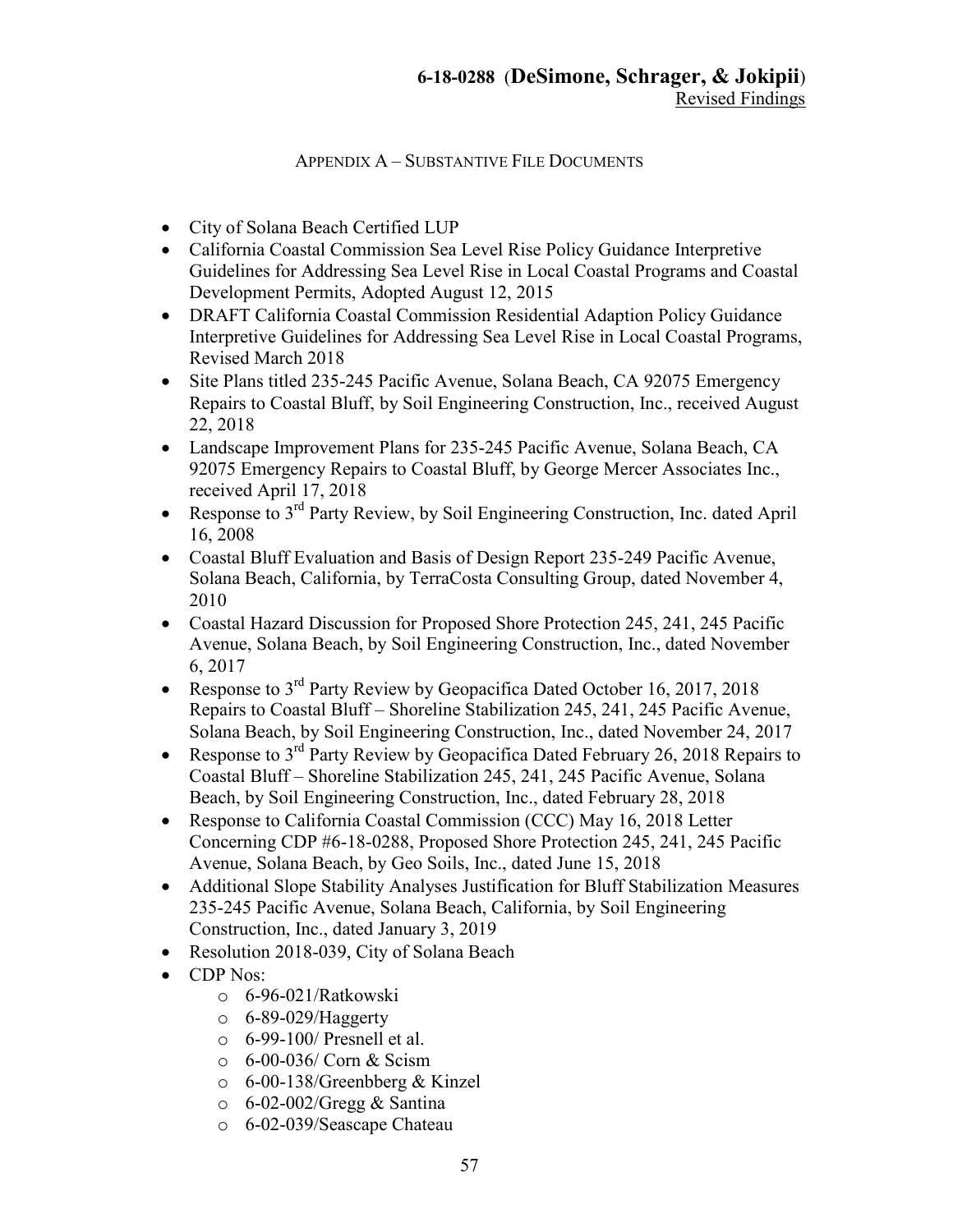## APPENDIX A – SUBSTANTIVE FILE DOCUMENTS

- City of Solana Beach Certified LUP
- California Coastal Commission Sea Level Rise Policy Guidance Interpretive Guidelines for Addressing Sea Level Rise in Local Coastal Programs and Coastal Development Permits, Adopted August 12, 2015
- DRAFT California Coastal Commission Residential Adaption Policy Guidance Interpretive Guidelines for Addressing Sea Level Rise in Local Coastal Programs, Revised March 2018
- Site Plans titled 235-245 Pacific Avenue, Solana Beach, CA 92075 Emergency Repairs to Coastal Bluff, by Soil Engineering Construction, Inc., received August 22, 2018
- Landscape Improvement Plans for 235-245 Pacific Avenue, Solana Beach, CA 92075 Emergency Repairs to Coastal Bluff, by George Mercer Associates Inc., received April 17, 2018
- Response to 3rd Party Review, by Soil Engineering Construction, Inc. dated April 16, 2008
- Coastal Bluff Evaluation and Basis of Design Report 235-249 Pacific Avenue, Solana Beach, California, by TerraCosta Consulting Group, dated November 4, 2010
- Coastal Hazard Discussion for Proposed Shore Protection 245, 241, 245 Pacific Avenue, Solana Beach, by Soil Engineering Construction, Inc., dated November 6, 2017
- Response to 3rd Party Review by Geopacifica Dated October 16, 2017, 2018 Repairs to Coastal Bluff – Shoreline Stabilization 245, 241, 245 Pacific Avenue, Solana Beach, by Soil Engineering Construction, Inc., dated November 24, 2017
- Response to 3rd Party Review by Geopacifica Dated February 26, 2018 Repairs to Coastal Bluff – Shoreline Stabilization 245, 241, 245 Pacific Avenue, Solana Beach, by Soil Engineering Construction, Inc., dated February 28, 2018
- Response to California Coastal Commission (CCC) May 16, 2018 Letter Concerning CDP #6-18-0288, Proposed Shore Protection 245, 241, 245 Pacific Avenue, Solana Beach, by Geo Soils, Inc., dated June 15, 2018
- Additional Slope Stability Analyses Justification for Bluff Stabilization Measures 235-245 Pacific Avenue, Solana Beach, California, by Soil Engineering Construction, Inc., dated January 3, 2019
- Resolution 2018-039, City of Solana Beach
- CDP Nos:
  - 6-96-021/Ratkowski
  - 6-89-029/Haggerty
  - 6-99-100/ Presnell et al.
  - 6-00-036/ Corn & Scism
  - 6-00-138/Greenbberg & Kinzel
  - 6-02-002/Gregg & Santina
  - 6-02-039/Seascape Chateau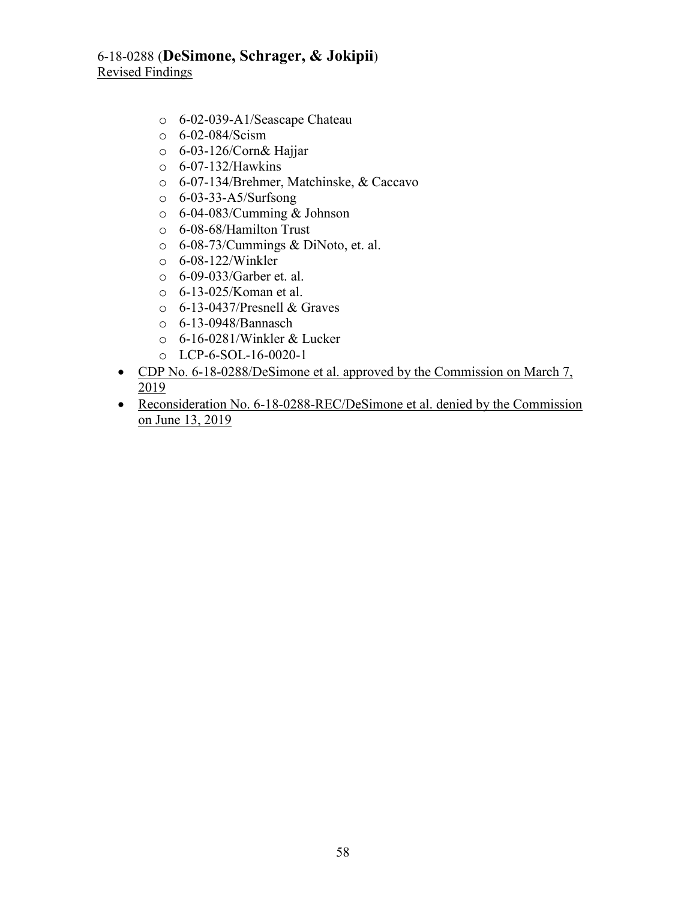- 6-02-039-A1/Seascape Chateau
  - 6-02-084/Scism
  - 6-03-126/Corn& Hajjar
  - 6-07-132/Hawkins
  - 6-07-134/Brehmer, Matchinske, & Caccavo
  - 6-03-33-A5/Surfsong
  - 6-04-083/Cumming & Johnson
  - 6-08-68/Hamilton Trust
  - 6-08-73/Cummings & DiNoto, et. al.
  - 6-08-122/Winkler
  - 6-09-033/Garber et. al.
  - 6-13-025/Koman et al.
  - 6-13-0437/Presnell & Graves
  - 6-13-0948/Bannasch
  - 6-16-0281/Winkler & Lucker
  - LCP-6-SOL-16-0020-1
- <u>CDP No. 6-18-0288/DeSimone et al. approved by the Commission on March 7, 2019</u>
- <u>Reconsideration No. 6-18-0288-REC/DeSimone et al. denied by the Commission on June 13, 2019</u>